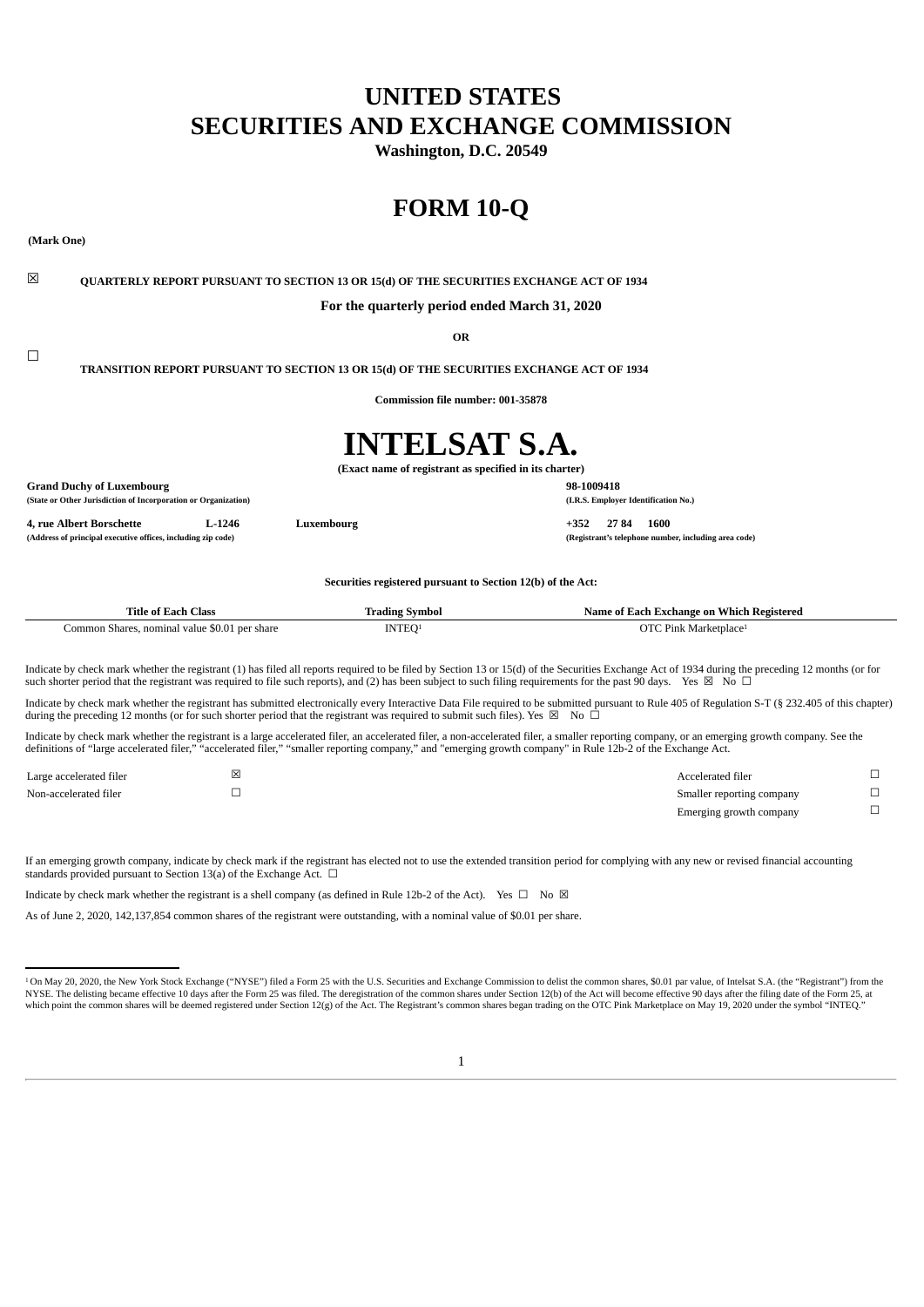# UNITED STATES
# SECURITIES AND EXCHANGE COMMISSION

**Washington, D.C. 20549**

# FORM 10-Q

**(Mark One)**

☒ **QUARTERLY REPORT PURSUANT TO SECTION 13 OR 15(d) OF THE SECURITIES EXCHANGE ACT OF 1934**

**For the quarterly period ended March 31, 2020**

**OR**

☐ **TRANSITION REPORT PURSUANT TO SECTION 13 OR 15(d) OF THE SECURITIES EXCHANGE ACT OF 1934**

**Commission file number: 001-35878**

# INTELSAT S.A.

**(Exact name of registrant as specified in its charter)**

| | |
|---|---|
| **Grand Duchy of Luxembourg** | **98-1009418** |
| **(State or Other Jurisdiction of Incorporation or Organization)** | **(I.R.S. Employer Identification No.)** |
| **4, rue Albert Borschette L-1246 Luxembourg** | **+352 27 84 1600** |
| **(Address of principal executive offices, including zip code)** | **(Registrant's telephone number, including area code)** |

**Securities registered pursuant to Section 12(b) of the Act:**

| Title of Each Class | Trading Symbol | Name of Each Exchange on Which Registered |
|---|---|---|
| Common Shares, nominal value $0.01 per share | INTEQ[1] | OTC Pink Marketplace[1] |

Indicate by check mark whether the registrant (1) has filed all reports required to be filed by Section 13 or 15(d) of the Securities Exchange Act of 1934 during the preceding 12 months (or for such shorter period that the registrant was required to file such reports), and (2) has been subject to such filing requirements for the past 90 days. Yes ☒ No ☐

Indicate by check mark whether the registrant has submitted electronically every Interactive Data File required to be submitted pursuant to Rule 405 of Regulation S-T (§ 232.405 of this chapter) during the preceding 12 months (or for such shorter period that the registrant was required to submit such files). Yes ☒ No ☐

Indicate by check mark whether the registrant is a large accelerated filer, an accelerated filer, a non-accelerated filer, a smaller reporting company, or an emerging growth company. See the definitions of "large accelerated filer," "accelerated filer," "smaller reporting company," and "emerging growth company" in Rule 12b-2 of the Exchange Act.

| | | | |
|---|---|---|---|
| Large accelerated filer | ☒ | Accelerated filer | ☐ |
| Non-accelerated filer | ☐ | Smaller reporting company | ☐ |
| | | Emerging growth company | ☐ |

If an emerging growth company, indicate by check mark if the registrant has elected not to use the extended transition period for complying with any new or revised financial accounting standards provided pursuant to Section 13(a) of the Exchange Act. ☐

Indicate by check mark whether the registrant is a shell company (as defined in Rule 12b-2 of the Act). Yes ☐ No ☒

As of June 2, 2020, 142,137,854 common shares of the registrant were outstanding, with a nominal value of $0.01 per share.

---

[1] On May 20, 2020, the New York Stock Exchange ("NYSE") filed a Form 25 with the U.S. Securities and Exchange Commission to delist the common shares, $0.01 par value, of Intelsat S.A. (the "Registrant") from the NYSE. The delisting became effective 10 days after the Form 25 was filed. The deregistration of the common shares under Section 12(b) of the Act will become effective 90 days after the filing date of the Form 25, at which point the common shares will be deemed registered under Section 12(g) of the Act. The Registrant's common shares began trading on the OTC Pink Marketplace on May 19, 2020 under the symbol "INTEQ."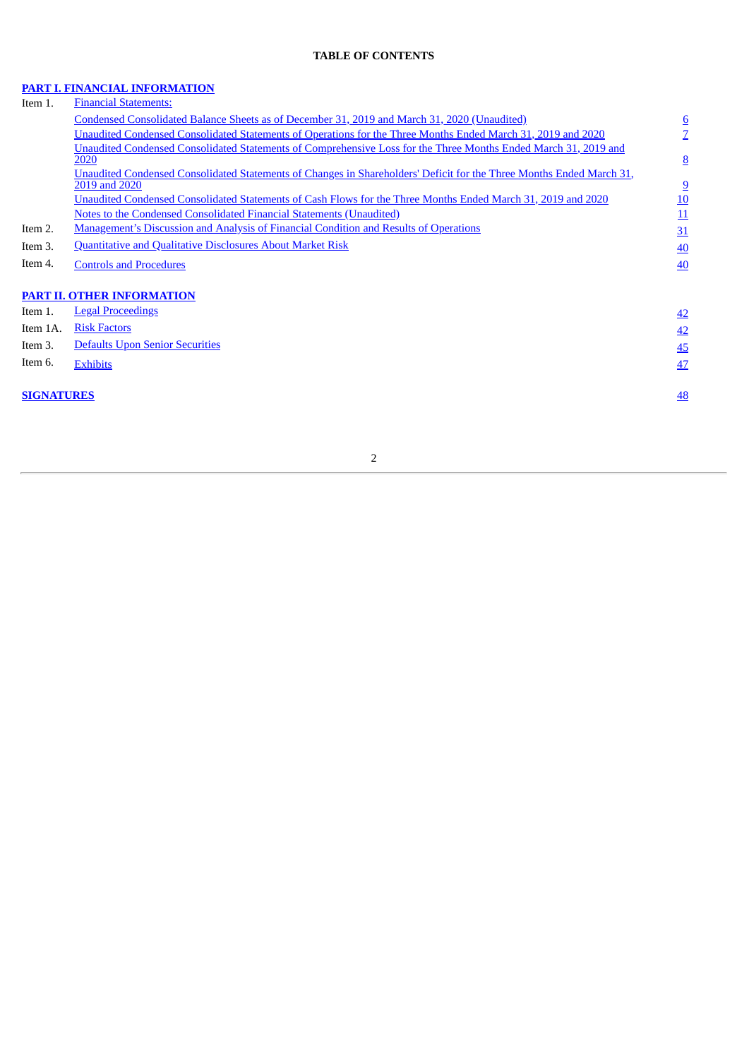**TABLE OF CONTENTS**

| | | |
|---|---|---|
| **PART I. FINANCIAL INFORMATION** | | |
| Item 1. | Financial Statements: | |
| | Condensed Consolidated Balance Sheets as of December 31, 2019 and March 31, 2020 (Unaudited) | 6 |
| | Unaudited Condensed Consolidated Statements of Operations for the Three Months Ended March 31, 2019 and 2020 | 7 |
| | Unaudited Condensed Consolidated Statements of Comprehensive Loss for the Three Months Ended March 31, 2019 and 2020 | 8 |
| | Unaudited Condensed Consolidated Statements of Changes in Shareholders' Deficit for the Three Months Ended March 31, 2019 and 2020 | 9 |
| | Unaudited Condensed Consolidated Statements of Cash Flows for the Three Months Ended March 31, 2019 and 2020 | 10 |
| | Notes to the Condensed Consolidated Financial Statements (Unaudited) | 11 |
| Item 2. | Management's Discussion and Analysis of Financial Condition and Results of Operations | 31 |
| Item 3. | Quantitative and Qualitative Disclosures About Market Risk | 40 |
| Item 4. | Controls and Procedures | 40 |
| **PART II. OTHER INFORMATION** | | |
| Item 1. | Legal Proceedings | 42 |
| Item 1A. | Risk Factors | 42 |
| Item 3. | Defaults Upon Senior Securities | 45 |
| Item 6. | Exhibits | 47 |
| **SIGNATURES** | | 48 |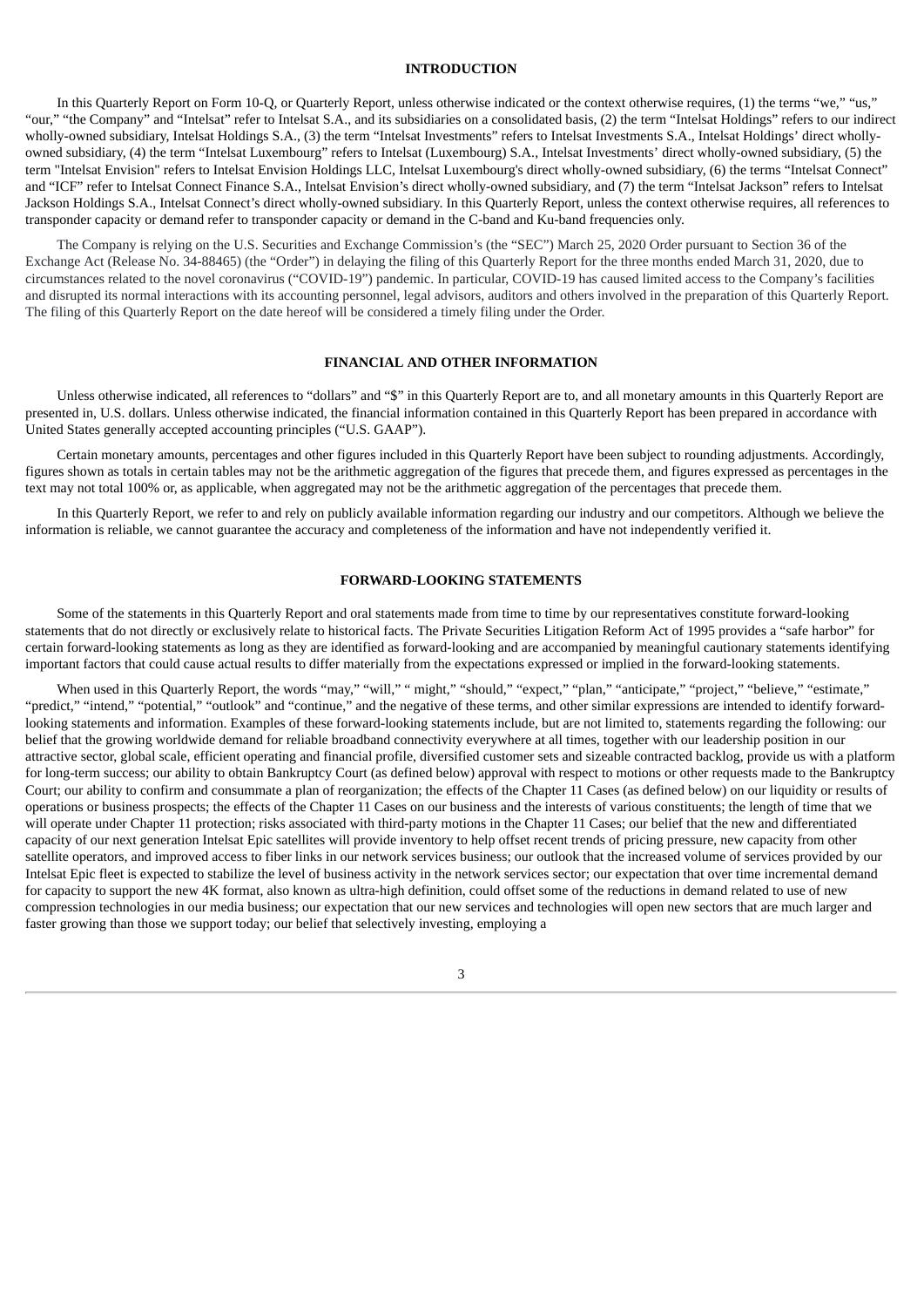## INTRODUCTION

In this Quarterly Report on Form 10-Q, or Quarterly Report, unless otherwise indicated or the context otherwise requires, (1) the terms "we," "us," "our," "the Company" and "Intelsat" refer to Intelsat S.A., and its subsidiaries on a consolidated basis, (2) the term "Intelsat Holdings" refers to our indirect wholly-owned subsidiary, Intelsat Holdings S.A., (3) the term "Intelsat Investments" refers to Intelsat Investments S.A., Intelsat Holdings' direct wholly-owned subsidiary, (4) the term "Intelsat Luxembourg" refers to Intelsat (Luxembourg) S.A., Intelsat Investments' direct wholly-owned subsidiary, (5) the term "Intelsat Envision" refers to Intelsat Envision Holdings LLC, Intelsat Luxembourg's direct wholly-owned subsidiary, (6) the terms "Intelsat Connect" and "ICF" refer to Intelsat Connect Finance S.A., Intelsat Envision's direct wholly-owned subsidiary, and (7) the term "Intelsat Jackson" refers to Intelsat Jackson Holdings S.A., Intelsat Connect's direct wholly-owned subsidiary. In this Quarterly Report, unless the context otherwise requires, all references to transponder capacity or demand refer to transponder capacity or demand in the C-band and Ku-band frequencies only.

The Company is relying on the U.S. Securities and Exchange Commission's (the "SEC") March 25, 2020 Order pursuant to Section 36 of the Exchange Act (Release No. 34-88465) (the "Order") in delaying the filing of this Quarterly Report for the three months ended March 31, 2020, due to circumstances related to the novel coronavirus ("COVID-19") pandemic. In particular, COVID-19 has caused limited access to the Company's facilities and disrupted its normal interactions with its accounting personnel, legal advisors, auditors and others involved in the preparation of this Quarterly Report. The filing of this Quarterly Report on the date hereof will be considered a timely filing under the Order.

## FINANCIAL AND OTHER INFORMATION

Unless otherwise indicated, all references to "dollars" and "$" in this Quarterly Report are to, and all monetary amounts in this Quarterly Report are presented in, U.S. dollars. Unless otherwise indicated, the financial information contained in this Quarterly Report has been prepared in accordance with United States generally accepted accounting principles ("U.S. GAAP").

Certain monetary amounts, percentages and other figures included in this Quarterly Report have been subject to rounding adjustments. Accordingly, figures shown as totals in certain tables may not be the arithmetic aggregation of the figures that precede them, and figures expressed as percentages in the text may not total 100% or, as applicable, when aggregated may not be the arithmetic aggregation of the percentages that precede them.

In this Quarterly Report, we refer to and rely on publicly available information regarding our industry and our competitors. Although we believe the information is reliable, we cannot guarantee the accuracy and completeness of the information and have not independently verified it.

## FORWARD-LOOKING STATEMENTS

Some of the statements in this Quarterly Report and oral statements made from time to time by our representatives constitute forward-looking statements that do not directly or exclusively relate to historical facts. The Private Securities Litigation Reform Act of 1995 provides a "safe harbor" for certain forward-looking statements as long as they are identified as forward-looking and are accompanied by meaningful cautionary statements identifying important factors that could cause actual results to differ materially from the expectations expressed or implied in the forward-looking statements.

When used in this Quarterly Report, the words "may," "will," " might," "should," "expect," "plan," "anticipate," "project," "believe," "estimate," "predict," "intend," "potential," "outlook" and "continue," and the negative of these terms, and other similar expressions are intended to identify forward-looking statements and information. Examples of these forward-looking statements include, but are not limited to, statements regarding the following: our belief that the growing worldwide demand for reliable broadband connectivity everywhere at all times, together with our leadership position in our attractive sector, global scale, efficient operating and financial profile, diversified customer sets and sizeable contracted backlog, provide us with a platform for long-term success; our ability to obtain Bankruptcy Court (as defined below) approval with respect to motions or other requests made to the Bankruptcy Court; our ability to confirm and consummate a plan of reorganization; the effects of the Chapter 11 Cases (as defined below) on our liquidity or results of operations or business prospects; the effects of the Chapter 11 Cases on our business and the interests of various constituents; the length of time that we will operate under Chapter 11 protection; risks associated with third-party motions in the Chapter 11 Cases; our belief that the new and differentiated capacity of our next generation Intelsat Epic satellites will provide inventory to help offset recent trends of pricing pressure, new capacity from other satellite operators, and improved access to fiber links in our network services business; our outlook that the increased volume of services provided by our Intelsat Epic fleet is expected to stabilize the level of business activity in the network services sector; our expectation that over time incremental demand for capacity to support the new 4K format, also known as ultra-high definition, could offset some of the reductions in demand related to use of new compression technologies in our media business; our expectation that our new services and technologies will open new sectors that are much larger and faster growing than those we support today; our belief that selectively investing, employing a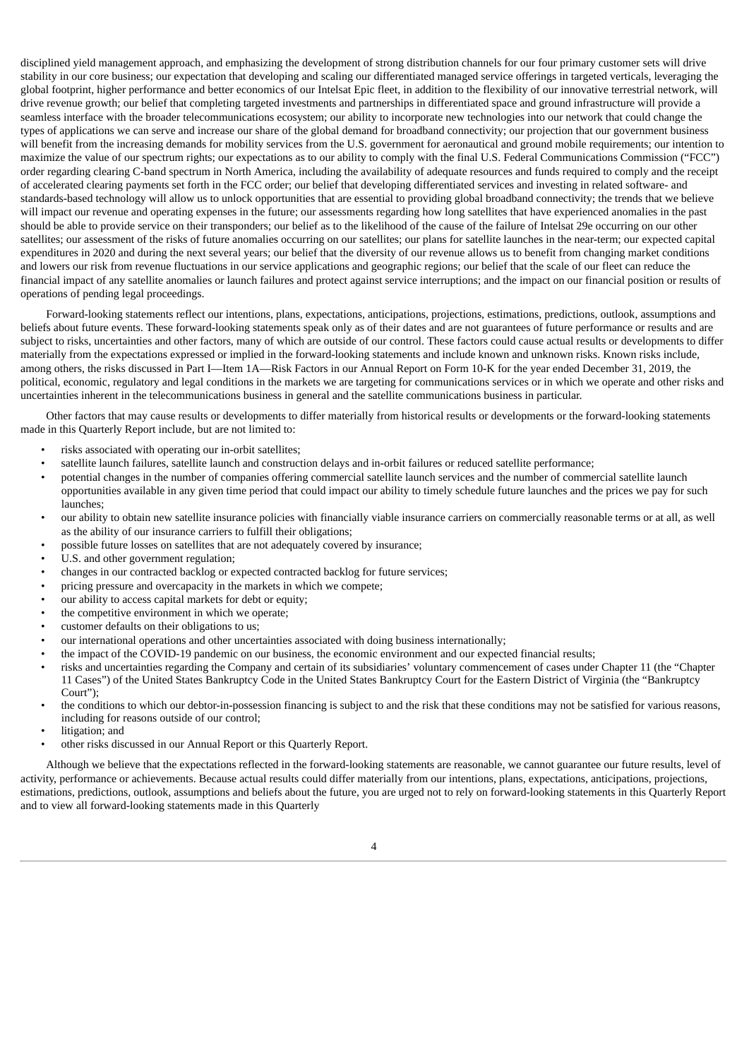disciplined yield management approach, and emphasizing the development of strong distribution channels for our four primary customer sets will drive stability in our core business; our expectation that developing and scaling our differentiated managed service offerings in targeted verticals, leveraging the global footprint, higher performance and better economics of our Intelsat Epic fleet, in addition to the flexibility of our innovative terrestrial network, will drive revenue growth; our belief that completing targeted investments and partnerships in differentiated space and ground infrastructure will provide a seamless interface with the broader telecommunications ecosystem; our ability to incorporate new technologies into our network that could change the types of applications we can serve and increase our share of the global demand for broadband connectivity; our projection that our government business will benefit from the increasing demands for mobility services from the U.S. government for aeronautical and ground mobile requirements; our intention to maximize the value of our spectrum rights; our expectations as to our ability to comply with the final U.S. Federal Communications Commission ("FCC") order regarding clearing C-band spectrum in North America, including the availability of adequate resources and funds required to comply and the receipt of accelerated clearing payments set forth in the FCC order; our belief that developing differentiated services and investing in related software- and standards-based technology will allow us to unlock opportunities that are essential to providing global broadband connectivity; the trends that we believe will impact our revenue and operating expenses in the future; our assessments regarding how long satellites that have experienced anomalies in the past should be able to provide service on their transponders; our belief as to the likelihood of the cause of the failure of Intelsat 29e occurring on our other satellites; our assessment of the risks of future anomalies occurring on our satellites; our plans for satellite launches in the near-term; our expected capital expenditures in 2020 and during the next several years; our belief that the diversity of our revenue allows us to benefit from changing market conditions and lowers our risk from revenue fluctuations in our service applications and geographic regions; our belief that the scale of our fleet can reduce the financial impact of any satellite anomalies or launch failures and protect against service interruptions; and the impact on our financial position or results of operations of pending legal proceedings.

Forward-looking statements reflect our intentions, plans, expectations, anticipations, projections, estimations, predictions, outlook, assumptions and beliefs about future events. These forward-looking statements speak only as of their dates and are not guarantees of future performance or results and are subject to risks, uncertainties and other factors, many of which are outside of our control. These factors could cause actual results or developments to differ materially from the expectations expressed or implied in the forward-looking statements and include known and unknown risks. Known risks include, among others, the risks discussed in Part I—Item 1A—Risk Factors in our Annual Report on Form 10-K for the year ended December 31, 2019, the political, economic, regulatory and legal conditions in the markets we are targeting for communications services or in which we operate and other risks and uncertainties inherent in the telecommunications business in general and the satellite communications business in particular.

Other factors that may cause results or developments to differ materially from historical results or developments or the forward-looking statements made in this Quarterly Report include, but are not limited to:

- risks associated with operating our in-orbit satellites;
- satellite launch failures, satellite launch and construction delays and in-orbit failures or reduced satellite performance;
- potential changes in the number of companies offering commercial satellite launch services and the number of commercial satellite launch opportunities available in any given time period that could impact our ability to timely schedule future launches and the prices we pay for such launches;
- our ability to obtain new satellite insurance policies with financially viable insurance carriers on commercially reasonable terms or at all, as well as the ability of our insurance carriers to fulfill their obligations;
- possible future losses on satellites that are not adequately covered by insurance;
- U.S. and other government regulation;
- changes in our contracted backlog or expected contracted backlog for future services;
- pricing pressure and overcapacity in the markets in which we compete;
- our ability to access capital markets for debt or equity;
- the competitive environment in which we operate;
- customer defaults on their obligations to us;
- our international operations and other uncertainties associated with doing business internationally;
- the impact of the COVID-19 pandemic on our business, the economic environment and our expected financial results;
- risks and uncertainties regarding the Company and certain of its subsidiaries' voluntary commencement of cases under Chapter 11 (the "Chapter 11 Cases") of the United States Bankruptcy Code in the United States Bankruptcy Court for the Eastern District of Virginia (the "Bankruptcy Court");
- the conditions to which our debtor-in-possession financing is subject to and the risk that these conditions may not be satisfied for various reasons, including for reasons outside of our control;
- litigation; and
- other risks discussed in our Annual Report or this Quarterly Report.

Although we believe that the expectations reflected in the forward-looking statements are reasonable, we cannot guarantee our future results, level of activity, performance or achievements. Because actual results could differ materially from our intentions, plans, expectations, anticipations, projections, estimations, predictions, outlook, assumptions and beliefs about the future, you are urged not to rely on forward-looking statements in this Quarterly Report and to view all forward-looking statements made in this Quarterly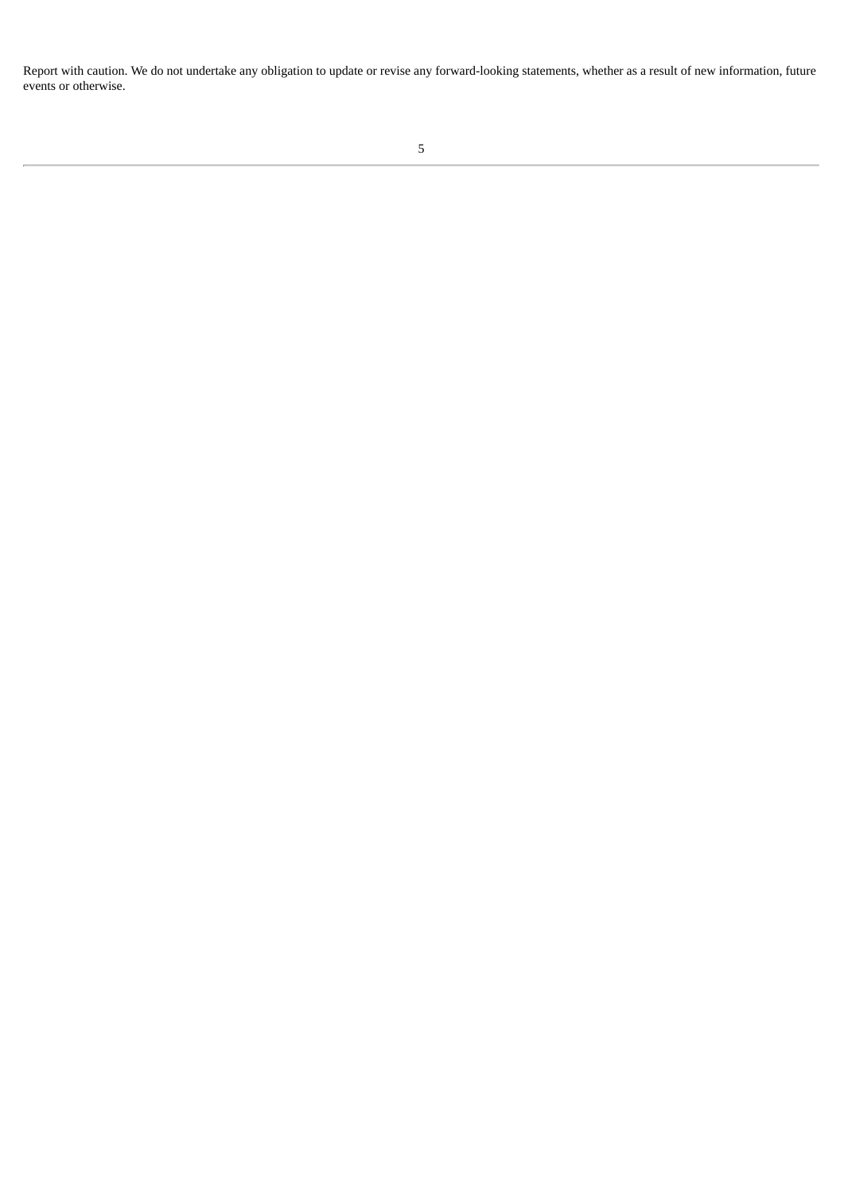Report with caution. We do not undertake any obligation to update or revise any forward-looking statements, whether as a result of new information, future events or otherwise.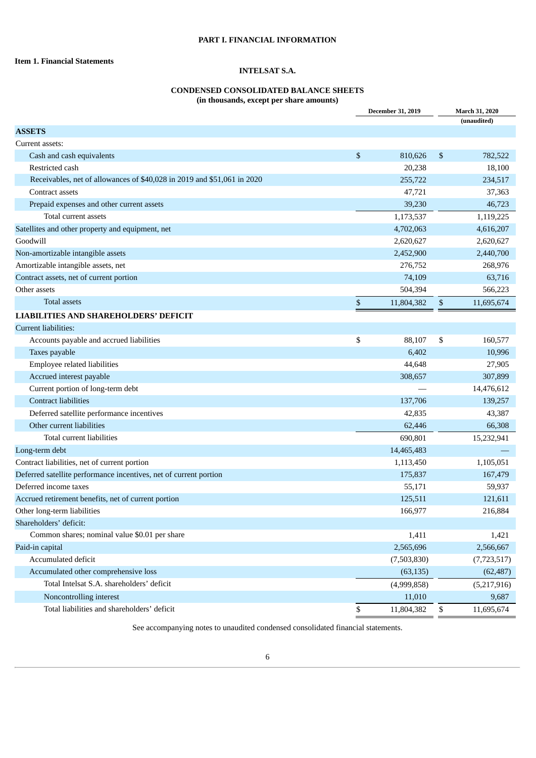**PART I. FINANCIAL INFORMATION**

**Item 1. Financial Statements**

**INTELSAT S.A.**

**CONDENSED CONSOLIDATED BALANCE SHEETS**
**(in thousands, except per share amounts)**

| | December 31, 2019 | March 31, 2020 (unaudited) |
|---|---|---|
| **ASSETS** | | |
| Current assets: | | |
| Cash and cash equivalents | $ 810,626 | $ 782,522 |
| Restricted cash | 20,238 | 18,100 |
| Receivables, net of allowances of $40,028 in 2019 and $51,061 in 2020 | 255,722 | 234,517 |
| Contract assets | 47,721 | 37,363 |
| Prepaid expenses and other current assets | 39,230 | 46,723 |
| Total current assets | 1,173,537 | 1,119,225 |
| Satellites and other property and equipment, net | 4,702,063 | 4,616,207 |
| Goodwill | 2,620,627 | 2,620,627 |
| Non-amortizable intangible assets | 2,452,900 | 2,440,700 |
| Amortizable intangible assets, net | 276,752 | 268,976 |
| Contract assets, net of current portion | 74,109 | 63,716 |
| Other assets | 504,394 | 566,223 |
| Total assets | $ 11,804,382 | $ 11,695,674 |
| **LIABILITIES AND SHAREHOLDERS' DEFICIT** | | |
| Current liabilities: | | |
| Accounts payable and accrued liabilities | $ 88,107 | $ 160,577 |
| Taxes payable | 6,402 | 10,996 |
| Employee related liabilities | 44,648 | 27,905 |
| Accrued interest payable | 308,657 | 307,899 |
| Current portion of long-term debt | — | 14,476,612 |
| Contract liabilities | 137,706 | 139,257 |
| Deferred satellite performance incentives | 42,835 | 43,387 |
| Other current liabilities | 62,446 | 66,308 |
| Total current liabilities | 690,801 | 15,232,941 |
| Long-term debt | 14,465,483 | — |
| Contract liabilities, net of current portion | 1,113,450 | 1,105,051 |
| Deferred satellite performance incentives, net of current portion | 175,837 | 167,479 |
| Deferred income taxes | 55,171 | 59,937 |
| Accrued retirement benefits, net of current portion | 125,511 | 121,611 |
| Other long-term liabilities | 166,977 | 216,884 |
| Shareholders' deficit: | | |
| Common shares; nominal value $0.01 per share | 1,411 | 1,421 |
| Paid-in capital | 2,565,696 | 2,566,667 |
| Accumulated deficit | (7,503,830) | (7,723,517) |
| Accumulated other comprehensive loss | (63,135) | (62,487) |
| Total Intelsat S.A. shareholders' deficit | (4,999,858) | (5,217,916) |
| Noncontrolling interest | 11,010 | 9,687 |
| Total liabilities and shareholders' deficit | $ 11,804,382 | $ 11,695,674 |

See accompanying notes to unaudited condensed consolidated financial statements.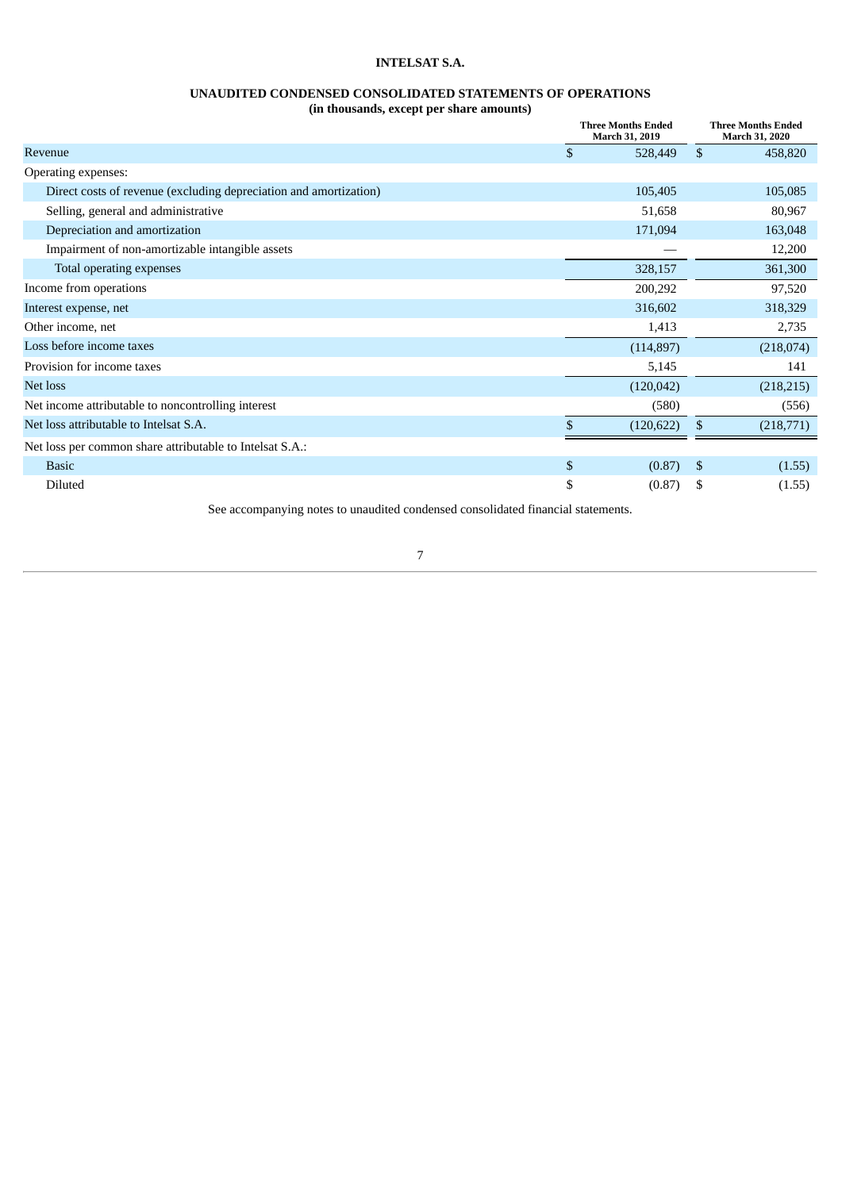# INTELSAT S.A.

## UNAUDITED CONDENSED CONSOLIDATED STATEMENTS OF OPERATIONS

**(in thousands, except per share amounts)**

| | Three Months Ended March 31, 2019 | Three Months Ended March 31, 2020 |
|---|---|---|
| Revenue | $ 528,449 | $ 458,820 |
| Operating expenses: | | |
| Direct costs of revenue (excluding depreciation and amortization) | 105,405 | 105,085 |
| Selling, general and administrative | 51,658 | 80,967 |
| Depreciation and amortization | 171,094 | 163,048 |
| Impairment of non-amortizable intangible assets | — | 12,200 |
| Total operating expenses | 328,157 | 361,300 |
| Income from operations | 200,292 | 97,520 |
| Interest expense, net | 316,602 | 318,329 |
| Other income, net | 1,413 | 2,735 |
| Loss before income taxes | (114,897) | (218,074) |
| Provision for income taxes | 5,145 | 141 |
| Net loss | (120,042) | (218,215) |
| Net income attributable to noncontrolling interest | (580) | (556) |
| Net loss attributable to Intelsat S.A. | $ (120,622) | $ (218,771) |
| Net loss per common share attributable to Intelsat S.A.: | | |
| Basic | $ (0.87) | $ (1.55) |
| Diluted | $ (0.87) | $ (1.55) |

See accompanying notes to unaudited condensed consolidated financial statements.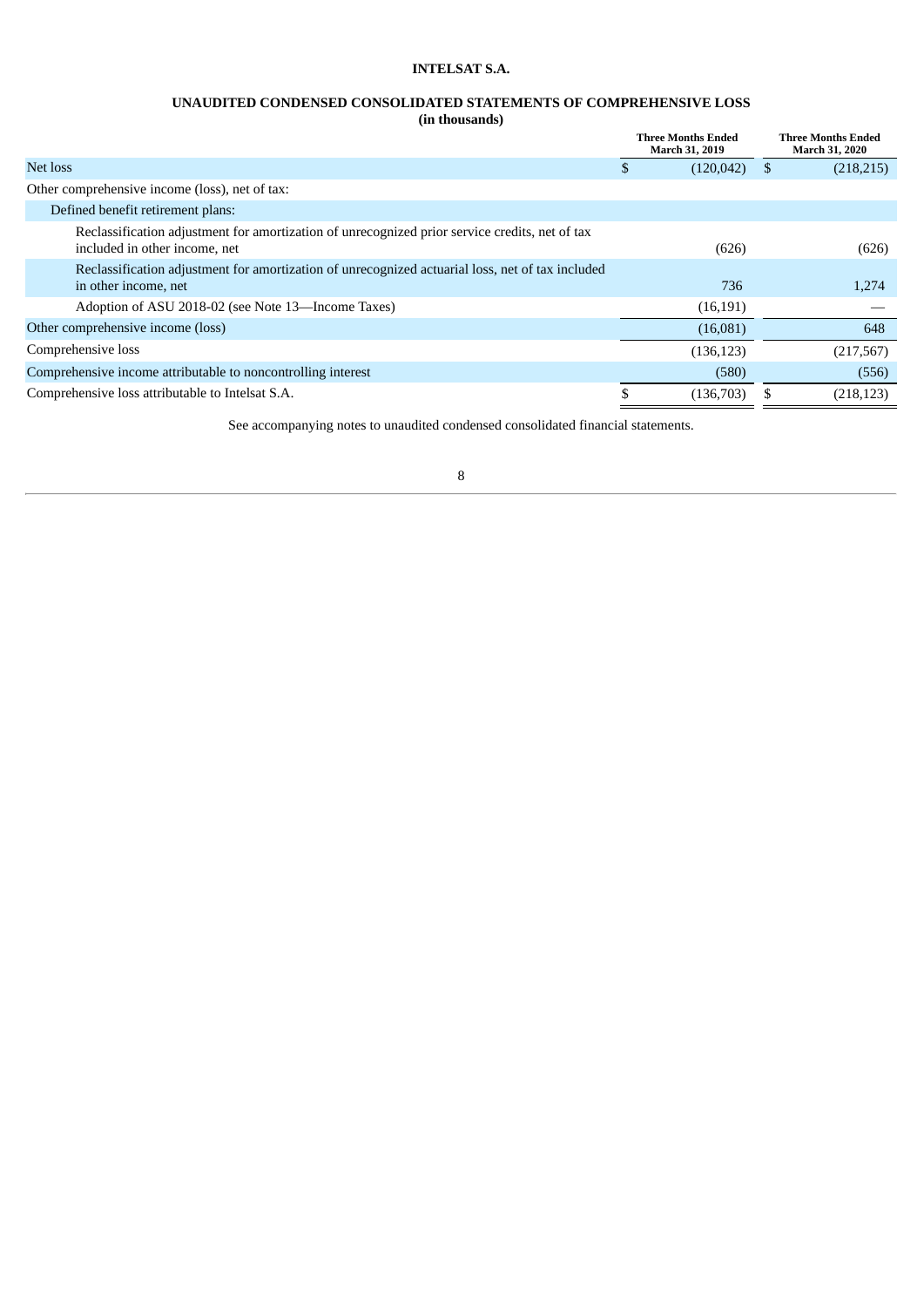# INTELSAT S.A.

## UNAUDITED CONDENSED CONSOLIDATED STATEMENTS OF COMPREHENSIVE LOSS

**(in thousands)**

| | Three Months Ended March 31, 2019 | Three Months Ended March 31, 2020 |
|---|---|---|
| Net loss | $ (120,042) | $ (218,215) |
| Other comprehensive income (loss), net of tax: | | |
| Defined benefit retirement plans: | | |
| Reclassification adjustment for amortization of unrecognized prior service credits, net of tax included in other income, net | (626) | (626) |
| Reclassification adjustment for amortization of unrecognized actuarial loss, net of tax included in other income, net | 736 | 1,274 |
| Adoption of ASU 2018-02 (see Note 13—Income Taxes) | (16,191) | — |
| Other comprehensive income (loss) | (16,081) | 648 |
| Comprehensive loss | (136,123) | (217,567) |
| Comprehensive income attributable to noncontrolling interest | (580) | (556) |
| Comprehensive loss attributable to Intelsat S.A. | $ (136,703) | $ (218,123) |

See accompanying notes to unaudited condensed consolidated financial statements.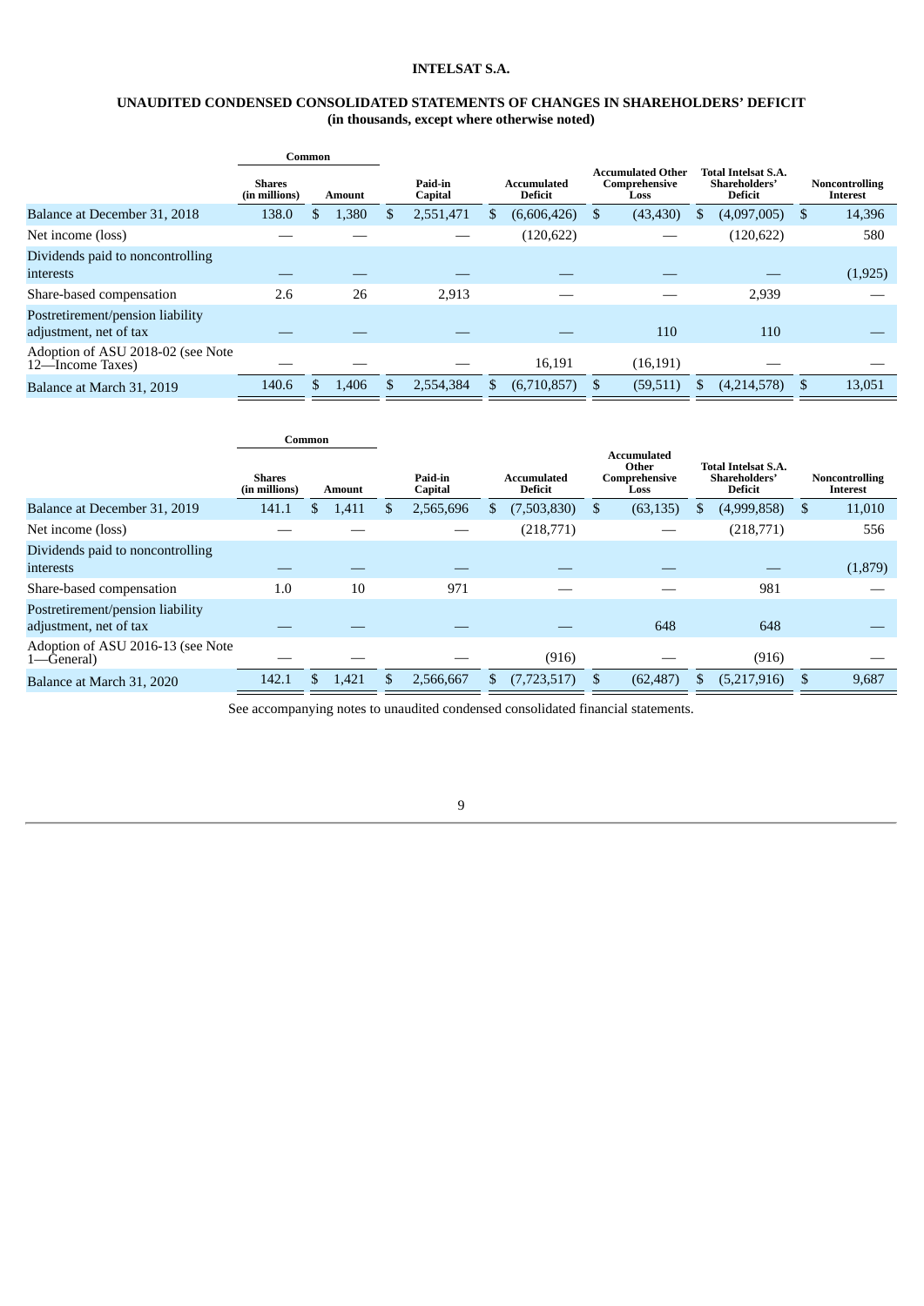# INTELSAT S.A.

## UNAUDITED CONDENSED CONSOLIDATED STATEMENTS OF CHANGES IN SHAREHOLDERS' DEFICIT
### (in thousands, except where otherwise noted)

| | Common | | | | | | |
|---|---|---|---|---|---|---|---|
| | Shares (in millions) | Amount | Paid-in Capital | Accumulated Deficit | Accumulated Other Comprehensive Loss | Total Intelsat S.A. Shareholders' Deficit | Noncontrolling Interest |
| Balance at December 31, 2018 | 138.0 | $ 1,380 | $ 2,551,471 | $ (6,606,426) | $ (43,430) | $ (4,097,005) | $ 14,396 |
| Net income (loss) | — | — | — | (120,622) | — | (120,622) | 580 |
| Dividends paid to noncontrolling interests | — | — | — | — | — | — | (1,925) |
| Share-based compensation | 2.6 | 26 | 2,913 | — | — | 2,939 | — |
| Postretirement/pension liability adjustment, net of tax | — | — | — | — | 110 | 110 | — |
| Adoption of ASU 2018-02 (see Note 12—Income Taxes) | — | — | — | 16,191 | (16,191) | — | — |
| Balance at March 31, 2019 | 140.6 | $ 1,406 | $ 2,554,384 | $ (6,710,857) | $ (59,511) | $ (4,214,578) | $ 13,051 |

| | Common | | | | | | |
|---|---|---|---|---|---|---|---|
| | Shares (in millions) | Amount | Paid-in Capital | Accumulated Deficit | Accumulated Other Comprehensive Loss | Total Intelsat S.A. Shareholders' Deficit | Noncontrolling Interest |
| Balance at December 31, 2019 | 141.1 | $ 1,411 | $ 2,565,696 | $ (7,503,830) | $ (63,135) | $ (4,999,858) | $ 11,010 |
| Net income (loss) | — | — | — | (218,771) | — | (218,771) | 556 |
| Dividends paid to noncontrolling interests | — | — | — | — | — | — | (1,879) |
| Share-based compensation | 1.0 | 10 | 971 | — | — | 981 | — |
| Postretirement/pension liability adjustment, net of tax | — | — | — | — | 648 | 648 | — |
| Adoption of ASU 2016-13 (see Note 1—General) | — | — | — | (916) | — | (916) | — |
| Balance at March 31, 2020 | 142.1 | $ 1,421 | $ 2,566,667 | $ (7,723,517) | $ (62,487) | $ (5,217,916) | $ 9,687 |

See accompanying notes to unaudited condensed consolidated financial statements.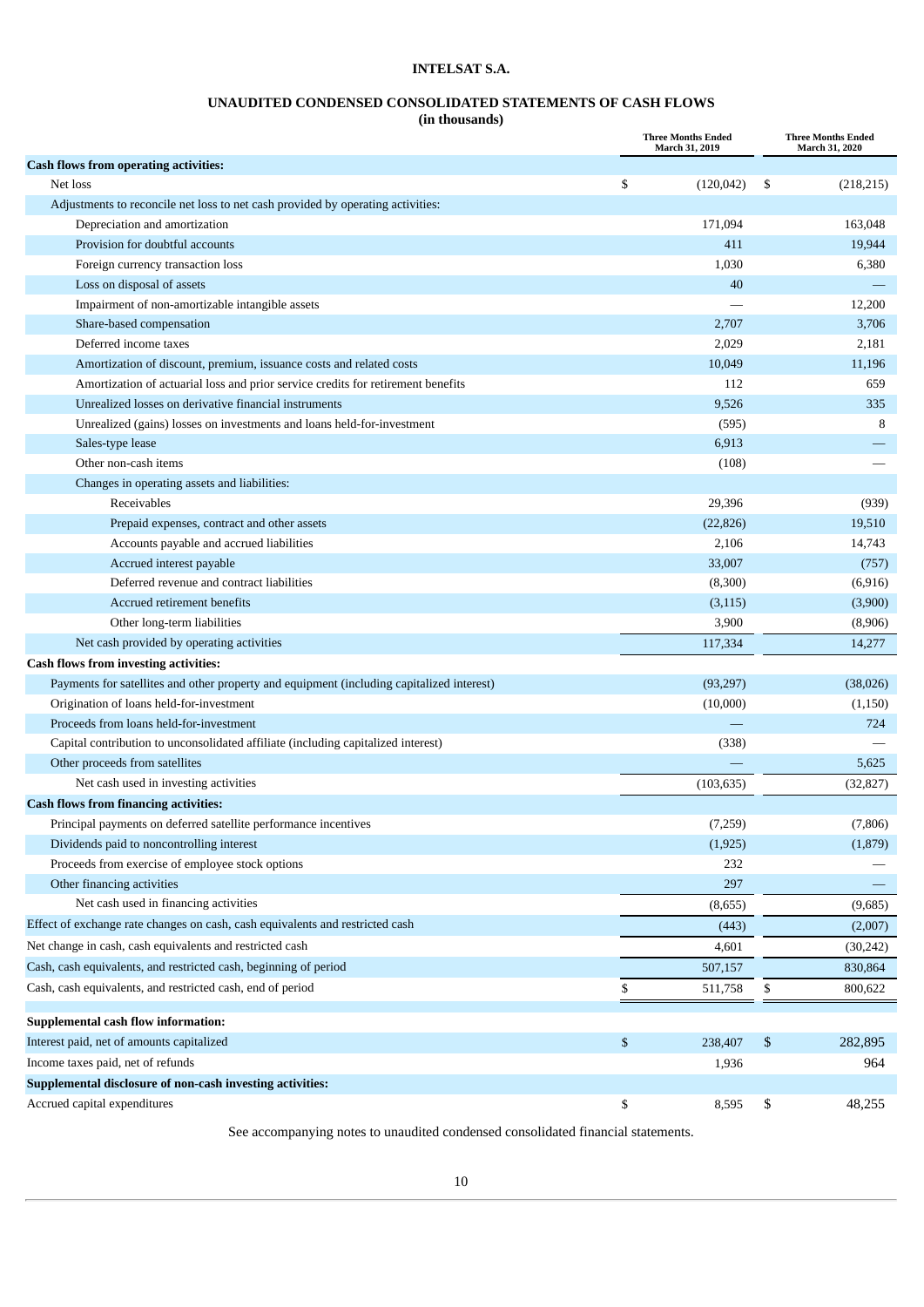# INTELSAT S.A.

## UNAUDITED CONDENSED CONSOLIDATED STATEMENTS OF CASH FLOWS
**(in thousands)**

| | Three Months Ended March 31, 2019 | Three Months Ended March 31, 2020 |
|---|---|---|
| **Cash flows from operating activities:** | | |
| Net loss | $ (120,042) | $ (218,215) |
| Adjustments to reconcile net loss to net cash provided by operating activities: | | |
| Depreciation and amortization | 171,094 | 163,048 |
| Provision for doubtful accounts | 411 | 19,944 |
| Foreign currency transaction loss | 1,030 | 6,380 |
| Loss on disposal of assets | 40 | — |
| Impairment of non-amortizable intangible assets | — | 12,200 |
| Share-based compensation | 2,707 | 3,706 |
| Deferred income taxes | 2,029 | 2,181 |
| Amortization of discount, premium, issuance costs and related costs | 10,049 | 11,196 |
| Amortization of actuarial loss and prior service credits for retirement benefits | 112 | 659 |
| Unrealized losses on derivative financial instruments | 9,526 | 335 |
| Unrealized (gains) losses on investments and loans held-for-investment | (595) | 8 |
| Sales-type lease | 6,913 | — |
| Other non-cash items | (108) | — |
| Changes in operating assets and liabilities: | | |
| Receivables | 29,396 | (939) |
| Prepaid expenses, contract and other assets | (22,826) | 19,510 |
| Accounts payable and accrued liabilities | 2,106 | 14,743 |
| Accrued interest payable | 33,007 | (757) |
| Deferred revenue and contract liabilities | (8,300) | (6,916) |
| Accrued retirement benefits | (3,115) | (3,900) |
| Other long-term liabilities | 3,900 | (8,906) |
| Net cash provided by operating activities | 117,334 | 14,277 |
| **Cash flows from investing activities:** | | |
| Payments for satellites and other property and equipment (including capitalized interest) | (93,297) | (38,026) |
| Origination of loans held-for-investment | (10,000) | (1,150) |
| Proceeds from loans held-for-investment | — | 724 |
| Capital contribution to unconsolidated affiliate (including capitalized interest) | (338) | — |
| Other proceeds from satellites | — | 5,625 |
| Net cash used in investing activities | (103,635) | (32,827) |
| **Cash flows from financing activities:** | | |
| Principal payments on deferred satellite performance incentives | (7,259) | (7,806) |
| Dividends paid to noncontrolling interest | (1,925) | (1,879) |
| Proceeds from exercise of employee stock options | 232 | — |
| Other financing activities | 297 | — |
| Net cash used in financing activities | (8,655) | (9,685) |
| Effect of exchange rate changes on cash, cash equivalents and restricted cash | (443) | (2,007) |
| Net change in cash, cash equivalents and restricted cash | 4,601 | (30,242) |
| Cash, cash equivalents, and restricted cash, beginning of period | 507,157 | 830,864 |
| Cash, cash equivalents, and restricted cash, end of period | $ 511,758 | $ 800,622 |
| | | |
| **Supplemental cash flow information:** | | |
| Interest paid, net of amounts capitalized | $ 238,407 | $ 282,895 |
| Income taxes paid, net of refunds | 1,936 | 964 |
| **Supplemental disclosure of non-cash investing activities:** | | |
| Accrued capital expenditures | $ 8,595 | $ 48,255 |

See accompanying notes to unaudited condensed consolidated financial statements.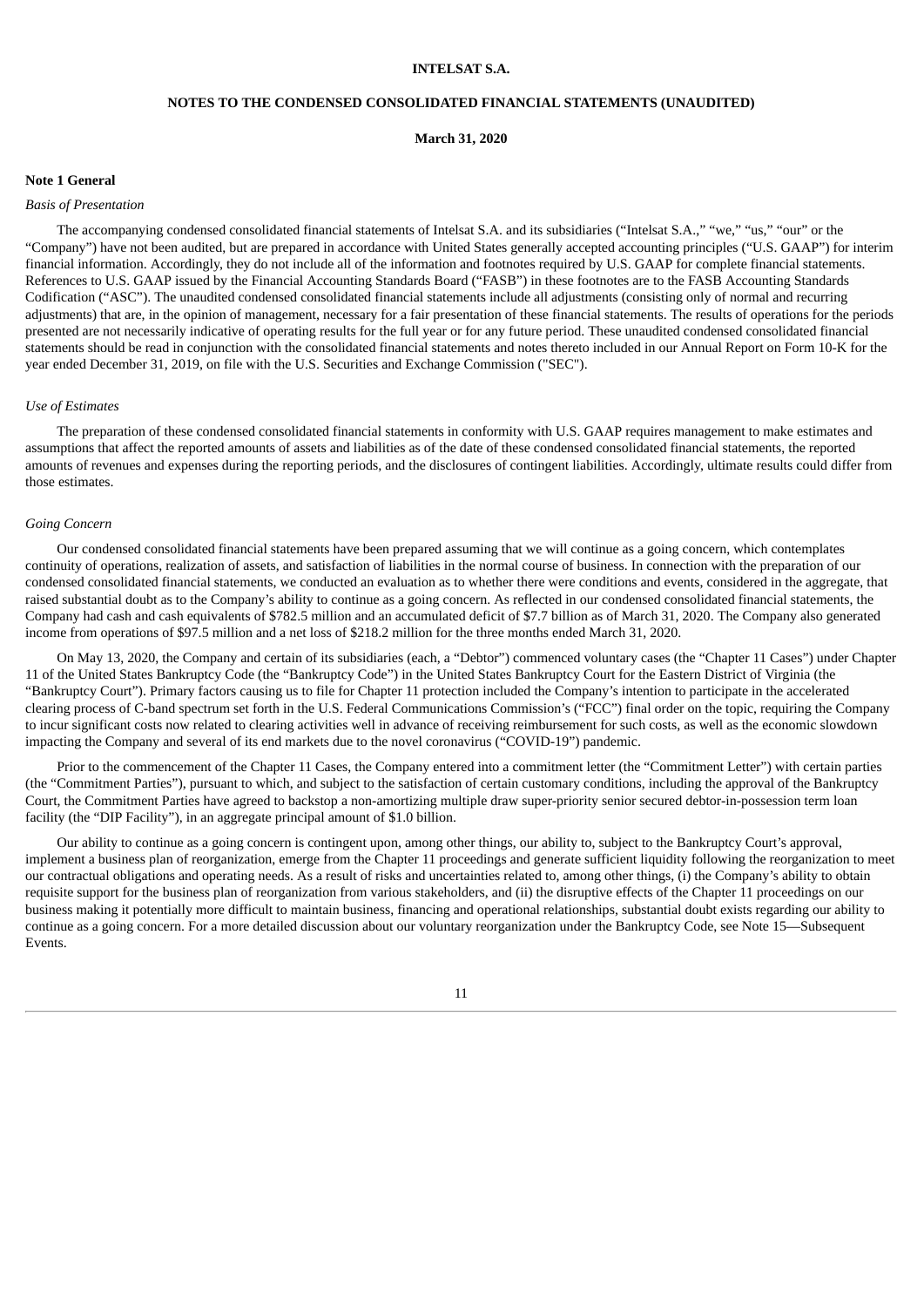**INTELSAT S.A.**

**NOTES TO THE CONDENSED CONSOLIDATED FINANCIAL STATEMENTS (UNAUDITED)**

**March 31, 2020**

## Note 1 General

*Basis of Presentation*

The accompanying condensed consolidated financial statements of Intelsat S.A. and its subsidiaries ("Intelsat S.A.," "we," "us," "our" or the "Company") have not been audited, but are prepared in accordance with United States generally accepted accounting principles ("U.S. GAAP") for interim financial information. Accordingly, they do not include all of the information and footnotes required by U.S. GAAP for complete financial statements. References to U.S. GAAP issued by the Financial Accounting Standards Board ("FASB") in these footnotes are to the FASB Accounting Standards Codification ("ASC"). The unaudited condensed consolidated financial statements include all adjustments (consisting only of normal and recurring adjustments) that are, in the opinion of management, necessary for a fair presentation of these financial statements. The results of operations for the periods presented are not necessarily indicative of operating results for the full year or for any future period. These unaudited condensed consolidated financial statements should be read in conjunction with the consolidated financial statements and notes thereto included in our Annual Report on Form 10-K for the year ended December 31, 2019, on file with the U.S. Securities and Exchange Commission ("SEC").

*Use of Estimates*

The preparation of these condensed consolidated financial statements in conformity with U.S. GAAP requires management to make estimates and assumptions that affect the reported amounts of assets and liabilities as of the date of these condensed consolidated financial statements, the reported amounts of revenues and expenses during the reporting periods, and the disclosures of contingent liabilities. Accordingly, ultimate results could differ from those estimates.

*Going Concern*

Our condensed consolidated financial statements have been prepared assuming that we will continue as a going concern, which contemplates continuity of operations, realization of assets, and satisfaction of liabilities in the normal course of business. In connection with the preparation of our condensed consolidated financial statements, we conducted an evaluation as to whether there were conditions and events, considered in the aggregate, that raised substantial doubt as to the Company's ability to continue as a going concern. As reflected in our condensed consolidated financial statements, the Company had cash and cash equivalents of $782.5 million and an accumulated deficit of $7.7 billion as of March 31, 2020. The Company also generated income from operations of $97.5 million and a net loss of $218.2 million for the three months ended March 31, 2020.

On May 13, 2020, the Company and certain of its subsidiaries (each, a "Debtor") commenced voluntary cases (the "Chapter 11 Cases") under Chapter 11 of the United States Bankruptcy Code (the "Bankruptcy Code") in the United States Bankruptcy Court for the Eastern District of Virginia (the "Bankruptcy Court"). Primary factors causing us to file for Chapter 11 protection included the Company's intention to participate in the accelerated clearing process of C-band spectrum set forth in the U.S. Federal Communications Commission's ("FCC") final order on the topic, requiring the Company to incur significant costs now related to clearing activities well in advance of receiving reimbursement for such costs, as well as the economic slowdown impacting the Company and several of its end markets due to the novel coronavirus ("COVID-19") pandemic.

Prior to the commencement of the Chapter 11 Cases, the Company entered into a commitment letter (the "Commitment Letter") with certain parties (the "Commitment Parties"), pursuant to which, and subject to the satisfaction of certain customary conditions, including the approval of the Bankruptcy Court, the Commitment Parties have agreed to backstop a non-amortizing multiple draw super-priority senior secured debtor-in-possession term loan facility (the "DIP Facility"), in an aggregate principal amount of $1.0 billion.

Our ability to continue as a going concern is contingent upon, among other things, our ability to, subject to the Bankruptcy Court's approval, implement a business plan of reorganization, emerge from the Chapter 11 proceedings and generate sufficient liquidity following the reorganization to meet our contractual obligations and operating needs. As a result of risks and uncertainties related to, among other things, (i) the Company's ability to obtain requisite support for the business plan of reorganization from various stakeholders, and (ii) the disruptive effects of the Chapter 11 proceedings on our business making it potentially more difficult to maintain business, financing and operational relationships, substantial doubt exists regarding our ability to continue as a going concern. For a more detailed discussion about our voluntary reorganization under the Bankruptcy Code, see Note 15—Subsequent Events.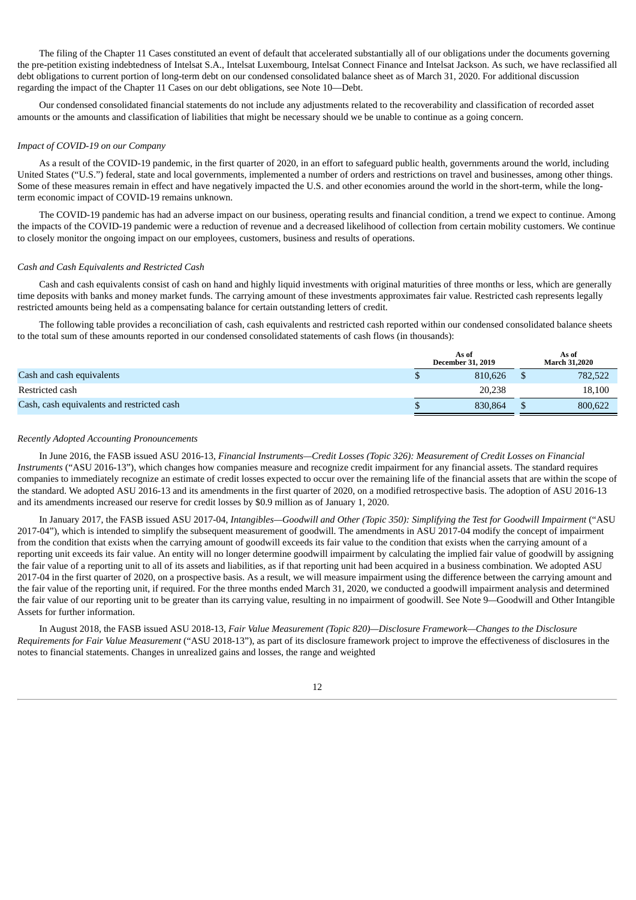The filing of the Chapter 11 Cases constituted an event of default that accelerated substantially all of our obligations under the documents governing the pre-petition existing indebtedness of Intelsat S.A., Intelsat Luxembourg, Intelsat Connect Finance and Intelsat Jackson. As such, we have reclassified all debt obligations to current portion of long-term debt on our condensed consolidated balance sheet as of March 31, 2020. For additional discussion regarding the impact of the Chapter 11 Cases on our debt obligations, see Note 10—Debt.

Our condensed consolidated financial statements do not include any adjustments related to the recoverability and classification of recorded asset amounts or the amounts and classification of liabilities that might be necessary should we be unable to continue as a going concern.

*Impact of COVID-19 on our Company*

As a result of the COVID-19 pandemic, in the first quarter of 2020, in an effort to safeguard public health, governments around the world, including United States ("U.S.") federal, state and local governments, implemented a number of orders and restrictions on travel and businesses, among other things. Some of these measures remain in effect and have negatively impacted the U.S. and other economies around the world in the short-term, while the long-term economic impact of COVID-19 remains unknown.

The COVID-19 pandemic has had an adverse impact on our business, operating results and financial condition, a trend we expect to continue. Among the impacts of the COVID-19 pandemic were a reduction of revenue and a decreased likelihood of collection from certain mobility customers. We continue to closely monitor the ongoing impact on our employees, customers, business and results of operations.

*Cash and Cash Equivalents and Restricted Cash*

Cash and cash equivalents consist of cash on hand and highly liquid investments with original maturities of three months or less, which are generally time deposits with banks and money market funds. The carrying amount of these investments approximates fair value. Restricted cash represents legally restricted amounts being held as a compensating balance for certain outstanding letters of credit.

The following table provides a reconciliation of cash, cash equivalents and restricted cash reported within our condensed consolidated balance sheets to the total sum of these amounts reported in our condensed consolidated statements of cash flows (in thousands):

| | As of December 31, 2019 | As of March 31,2020 |
|---|---|---|
| Cash and cash equivalents | $ 810,626 | $ 782,522 |
| Restricted cash | 20,238 | 18,100 |
| Cash, cash equivalents and restricted cash | $ 830,864 | $ 800,622 |

*Recently Adopted Accounting Pronouncements*

In June 2016, the FASB issued ASU 2016-13, *Financial Instruments—Credit Losses (Topic 326): Measurement of Credit Losses on Financial Instruments* ("ASU 2016-13"), which changes how companies measure and recognize credit impairment for any financial assets. The standard requires companies to immediately recognize an estimate of credit losses expected to occur over the remaining life of the financial assets that are within the scope of the standard. We adopted ASU 2016-13 and its amendments in the first quarter of 2020, on a modified retrospective basis. The adoption of ASU 2016-13 and its amendments increased our reserve for credit losses by $0.9 million as of January 1, 2020.

In January 2017, the FASB issued ASU 2017-04, *Intangibles—Goodwill and Other (Topic 350): Simplifying the Test for Goodwill Impairment* ("ASU 2017-04"), which is intended to simplify the subsequent measurement of goodwill. The amendments in ASU 2017-04 modify the concept of impairment from the condition that exists when the carrying amount of goodwill exceeds its fair value to the condition that exists when the carrying amount of a reporting unit exceeds its fair value. An entity will no longer determine goodwill impairment by calculating the implied fair value of goodwill by assigning the fair value of a reporting unit to all of its assets and liabilities, as if that reporting unit had been acquired in a business combination. We adopted ASU 2017-04 in the first quarter of 2020, on a prospective basis. As a result, we will measure impairment using the difference between the carrying amount and the fair value of the reporting unit, if required. For the three months ended March 31, 2020, we conducted a goodwill impairment analysis and determined the fair value of our reporting unit to be greater than its carrying value, resulting in no impairment of goodwill. See Note 9—Goodwill and Other Intangible Assets for further information.

In August 2018, the FASB issued ASU 2018-13, *Fair Value Measurement (Topic 820)—Disclosure Framework—Changes to the Disclosure Requirements for Fair Value Measurement* ("ASU 2018-13"), as part of its disclosure framework project to improve the effectiveness of disclosures in the notes to financial statements. Changes in unrealized gains and losses, the range and weighted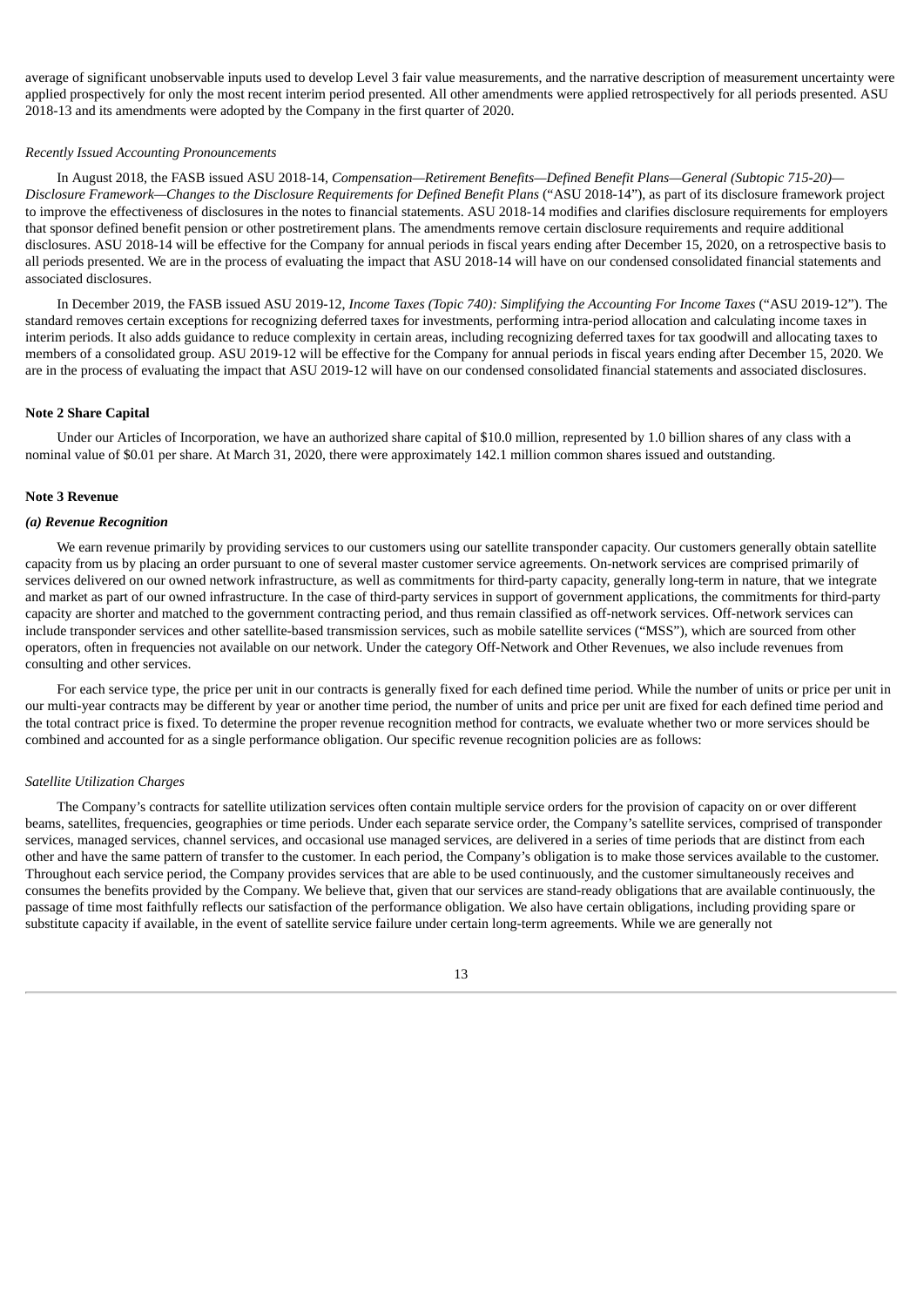average of significant unobservable inputs used to develop Level 3 fair value measurements, and the narrative description of measurement uncertainty were applied prospectively for only the most recent interim period presented. All other amendments were applied retrospectively for all periods presented. ASU 2018-13 and its amendments were adopted by the Company in the first quarter of 2020.

*Recently Issued Accounting Pronouncements*

In August 2018, the FASB issued ASU 2018-14, *Compensation—Retirement Benefits—Defined Benefit Plans—General (Subtopic 715-20)—Disclosure Framework—Changes to the Disclosure Requirements for Defined Benefit Plans* ("ASU 2018-14"), as part of its disclosure framework project to improve the effectiveness of disclosures in the notes to financial statements. ASU 2018-14 modifies and clarifies disclosure requirements for employers that sponsor defined benefit pension or other postretirement plans. The amendments remove certain disclosure requirements and require additional disclosures. ASU 2018-14 will be effective for the Company for annual periods in fiscal years ending after December 15, 2020, on a retrospective basis to all periods presented. We are in the process of evaluating the impact that ASU 2018-14 will have on our condensed consolidated financial statements and associated disclosures.

In December 2019, the FASB issued ASU 2019-12, *Income Taxes (Topic 740): Simplifying the Accounting For Income Taxes* ("ASU 2019-12"). The standard removes certain exceptions for recognizing deferred taxes for investments, performing intra-period allocation and calculating income taxes in interim periods. It also adds guidance to reduce complexity in certain areas, including recognizing deferred taxes for tax goodwill and allocating taxes to members of a consolidated group. ASU 2019-12 will be effective for the Company for annual periods in fiscal years ending after December 15, 2020. We are in the process of evaluating the impact that ASU 2019-12 will have on our condensed consolidated financial statements and associated disclosures.

**Note 2 Share Capital**

Under our Articles of Incorporation, we have an authorized share capital of $10.0 million, represented by 1.0 billion shares of any class with a nominal value of $0.01 per share. At March 31, 2020, there were approximately 142.1 million common shares issued and outstanding.

**Note 3 Revenue**

***(a) Revenue Recognition***

We earn revenue primarily by providing services to our customers using our satellite transponder capacity. Our customers generally obtain satellite capacity from us by placing an order pursuant to one of several master customer service agreements. On-network services are comprised primarily of services delivered on our owned network infrastructure, as well as commitments for third-party capacity, generally long-term in nature, that we integrate and market as part of our owned infrastructure. In the case of third-party services in support of government applications, the commitments for third-party capacity are shorter and matched to the government contracting period, and thus remain classified as off-network services. Off-network services can include transponder services and other satellite-based transmission services, such as mobile satellite services ("MSS"), which are sourced from other operators, often in frequencies not available on our network. Under the category Off-Network and Other Revenues, we also include revenues from consulting and other services.

For each service type, the price per unit in our contracts is generally fixed for each defined time period. While the number of units or price per unit in our multi-year contracts may be different by year or another time period, the number of units and price per unit are fixed for each defined time period and the total contract price is fixed. To determine the proper revenue recognition method for contracts, we evaluate whether two or more services should be combined and accounted for as a single performance obligation. Our specific revenue recognition policies are as follows:

*Satellite Utilization Charges*

The Company's contracts for satellite utilization services often contain multiple service orders for the provision of capacity on or over different beams, satellites, frequencies, geographies or time periods. Under each separate service order, the Company's satellite services, comprised of transponder services, managed services, channel services, and occasional use managed services, are delivered in a series of time periods that are distinct from each other and have the same pattern of transfer to the customer. In each period, the Company's obligation is to make those services available to the customer. Throughout each service period, the Company provides services that are able to be used continuously, and the customer simultaneously receives and consumes the benefits provided by the Company. We believe that, given that our services are stand-ready obligations that are available continuously, the passage of time most faithfully reflects our satisfaction of the performance obligation. We also have certain obligations, including providing spare or substitute capacity if available, in the event of satellite service failure under certain long-term agreements. While we are generally not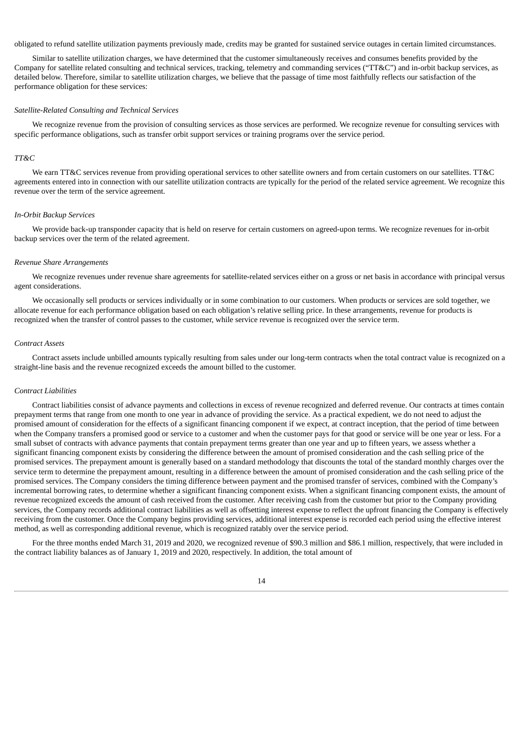obligated to refund satellite utilization payments previously made, credits may be granted for sustained service outages in certain limited circumstances.

Similar to satellite utilization charges, we have determined that the customer simultaneously receives and consumes benefits provided by the Company for satellite related consulting and technical services, tracking, telemetry and commanding services ("TT&C") and in-orbit backup services, as detailed below. Therefore, similar to satellite utilization charges, we believe that the passage of time most faithfully reflects our satisfaction of the performance obligation for these services:

*Satellite-Related Consulting and Technical Services*

We recognize revenue from the provision of consulting services as those services are performed. We recognize revenue for consulting services with specific performance obligations, such as transfer orbit support services or training programs over the service period.

*TT&C*

We earn TT&C services revenue from providing operational services to other satellite owners and from certain customers on our satellites. TT&C agreements entered into in connection with our satellite utilization contracts are typically for the period of the related service agreement. We recognize this revenue over the term of the service agreement.

*In-Orbit Backup Services*

We provide back-up transponder capacity that is held on reserve for certain customers on agreed-upon terms. We recognize revenues for in-orbit backup services over the term of the related agreement.

*Revenue Share Arrangements*

We recognize revenues under revenue share agreements for satellite-related services either on a gross or net basis in accordance with principal versus agent considerations.

We occasionally sell products or services individually or in some combination to our customers. When products or services are sold together, we allocate revenue for each performance obligation based on each obligation's relative selling price. In these arrangements, revenue for products is recognized when the transfer of control passes to the customer, while service revenue is recognized over the service term.

*Contract Assets*

Contract assets include unbilled amounts typically resulting from sales under our long-term contracts when the total contract value is recognized on a straight-line basis and the revenue recognized exceeds the amount billed to the customer.

*Contract Liabilities*

Contract liabilities consist of advance payments and collections in excess of revenue recognized and deferred revenue. Our contracts at times contain prepayment terms that range from one month to one year in advance of providing the service. As a practical expedient, we do not need to adjust the promised amount of consideration for the effects of a significant financing component if we expect, at contract inception, that the period of time between when the Company transfers a promised good or service to a customer and when the customer pays for that good or service will be one year or less. For a small subset of contracts with advance payments that contain prepayment terms greater than one year and up to fifteen years, we assess whether a significant financing component exists by considering the difference between the amount of promised consideration and the cash selling price of the promised services. The prepayment amount is generally based on a standard methodology that discounts the total of the standard monthly charges over the service term to determine the prepayment amount, resulting in a difference between the amount of promised consideration and the cash selling price of the promised services. The Company considers the timing difference between payment and the promised transfer of services, combined with the Company's incremental borrowing rates, to determine whether a significant financing component exists. When a significant financing component exists, the amount of revenue recognized exceeds the amount of cash received from the customer. After receiving cash from the customer but prior to the Company providing services, the Company records additional contract liabilities as well as offsetting interest expense to reflect the upfront financing the Company is effectively receiving from the customer. Once the Company begins providing services, additional interest expense is recorded each period using the effective interest method, as well as corresponding additional revenue, which is recognized ratably over the service period.

For the three months ended March 31, 2019 and 2020, we recognized revenue of $90.3 million and $86.1 million, respectively, that were included in the contract liability balances as of January 1, 2019 and 2020, respectively. In addition, the total amount of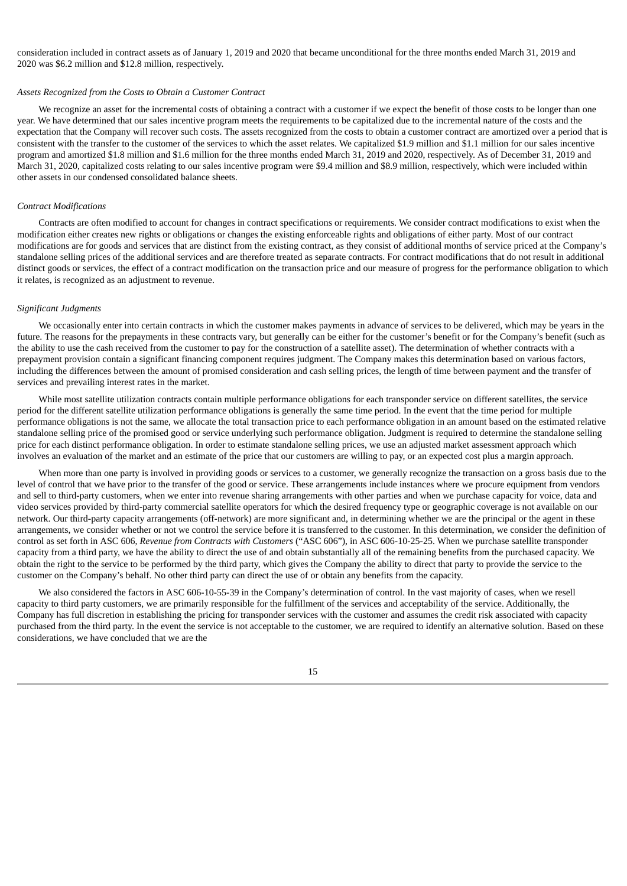consideration included in contract assets as of January 1, 2019 and 2020 that became unconditional for the three months ended March 31, 2019 and 2020 was $6.2 million and $12.8 million, respectively.

*Assets Recognized from the Costs to Obtain a Customer Contract*

We recognize an asset for the incremental costs of obtaining a contract with a customer if we expect the benefit of those costs to be longer than one year. We have determined that our sales incentive program meets the requirements to be capitalized due to the incremental nature of the costs and the expectation that the Company will recover such costs. The assets recognized from the costs to obtain a customer contract are amortized over a period that is consistent with the transfer to the customer of the services to which the asset relates. We capitalized $1.9 million and $1.1 million for our sales incentive program and amortized $1.8 million and $1.6 million for the three months ended March 31, 2019 and 2020, respectively. As of December 31, 2019 and March 31, 2020, capitalized costs relating to our sales incentive program were $9.4 million and $8.9 million, respectively, which were included within other assets in our condensed consolidated balance sheets.

*Contract Modifications*

Contracts are often modified to account for changes in contract specifications or requirements. We consider contract modifications to exist when the modification either creates new rights or obligations or changes the existing enforceable rights and obligations of either party. Most of our contract modifications are for goods and services that are distinct from the existing contract, as they consist of additional months of service priced at the Company's standalone selling prices of the additional services and are therefore treated as separate contracts. For contract modifications that do not result in additional distinct goods or services, the effect of a contract modification on the transaction price and our measure of progress for the performance obligation to which it relates, is recognized as an adjustment to revenue.

*Significant Judgments*

We occasionally enter into certain contracts in which the customer makes payments in advance of services to be delivered, which may be years in the future. The reasons for the prepayments in these contracts vary, but generally can be either for the customer's benefit or for the Company's benefit (such as the ability to use the cash received from the customer to pay for the construction of a satellite asset). The determination of whether contracts with a prepayment provision contain a significant financing component requires judgment. The Company makes this determination based on various factors, including the differences between the amount of promised consideration and cash selling prices, the length of time between payment and the transfer of services and prevailing interest rates in the market.

While most satellite utilization contracts contain multiple performance obligations for each transponder service on different satellites, the service period for the different satellite utilization performance obligations is generally the same time period. In the event that the time period for multiple performance obligations is not the same, we allocate the total transaction price to each performance obligation in an amount based on the estimated relative standalone selling price of the promised good or service underlying such performance obligation. Judgment is required to determine the standalone selling price for each distinct performance obligation. In order to estimate standalone selling prices, we use an adjusted market assessment approach which involves an evaluation of the market and an estimate of the price that our customers are willing to pay, or an expected cost plus a margin approach.

When more than one party is involved in providing goods or services to a customer, we generally recognize the transaction on a gross basis due to the level of control that we have prior to the transfer of the good or service. These arrangements include instances where we procure equipment from vendors and sell to third-party customers, when we enter into revenue sharing arrangements with other parties and when we purchase capacity for voice, data and video services provided by third-party commercial satellite operators for which the desired frequency type or geographic coverage is not available on our network. Our third-party capacity arrangements (off-network) are more significant and, in determining whether we are the principal or the agent in these arrangements, we consider whether or not we control the service before it is transferred to the customer. In this determination, we consider the definition of control as set forth in ASC 606, *Revenue from Contracts with Customers* ("ASC 606"), in ASC 606-10-25-25. When we purchase satellite transponder capacity from a third party, we have the ability to direct the use of and obtain substantially all of the remaining benefits from the purchased capacity. We obtain the right to the service to be performed by the third party, which gives the Company the ability to direct that party to provide the service to the customer on the Company's behalf. No other third party can direct the use of or obtain any benefits from the capacity.

We also considered the factors in ASC 606-10-55-39 in the Company's determination of control. In the vast majority of cases, when we resell capacity to third party customers, we are primarily responsible for the fulfillment of the services and acceptability of the service. Additionally, the Company has full discretion in establishing the pricing for transponder services with the customer and assumes the credit risk associated with capacity purchased from the third party. In the event the service is not acceptable to the customer, we are required to identify an alternative solution. Based on these considerations, we have concluded that we are the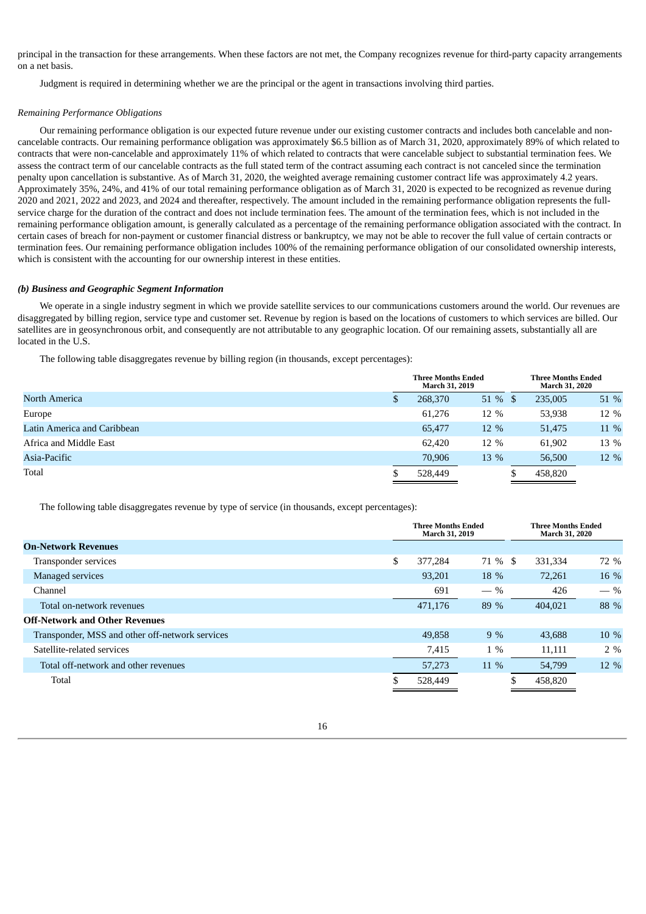principal in the transaction for these arrangements. When these factors are not met, the Company recognizes revenue for third-party capacity arrangements on a net basis.

Judgment is required in determining whether we are the principal or the agent in transactions involving third parties.

*Remaining Performance Obligations*

Our remaining performance obligation is our expected future revenue under our existing customer contracts and includes both cancelable and non-cancelable contracts. Our remaining performance obligation was approximately $6.5 billion as of March 31, 2020, approximately 89% of which related to contracts that were non-cancelable and approximately 11% of which related to contracts that were cancelable subject to substantial termination fees. We assess the contract term of our cancelable contracts as the full stated term of the contract assuming each contract is not canceled since the termination penalty upon cancellation is substantive. As of March 31, 2020, the weighted average remaining customer contract life was approximately 4.2 years. Approximately 35%, 24%, and 41% of our total remaining performance obligation as of March 31, 2020 is expected to be recognized as revenue during 2020 and 2021, 2022 and 2023, and 2024 and thereafter, respectively. The amount included in the remaining performance obligation represents the full-service charge for the duration of the contract and does not include termination fees. The amount of the termination fees, which is not included in the remaining performance obligation amount, is generally calculated as a percentage of the remaining performance obligation associated with the contract. In certain cases of breach for non-payment or customer financial distress or bankruptcy, we may not be able to recover the full value of certain contracts or termination fees. Our remaining performance obligation includes 100% of the remaining performance obligation of our consolidated ownership interests, which is consistent with the accounting for our ownership interest in these entities.

***(b) Business and Geographic Segment Information***

We operate in a single industry segment in which we provide satellite services to our communications customers around the world. Our revenues are disaggregated by billing region, service type and customer set. Revenue by region is based on the locations of customers to which services are billed. Our satellites are in geosynchronous orbit, and consequently are not attributable to any geographic location. Of our remaining assets, substantially all are located in the U.S.

The following table disaggregates revenue by billing region (in thousands, except percentages):

| | Three Months Ended March 31, 2019 | | Three Months Ended March 31, 2020 | |
|---|---|---|---|---|
| North America | $ 268,370 | 51 % | $ 235,005 | 51 % |
| Europe | 61,276 | 12 % | 53,938 | 12 % |
| Latin America and Caribbean | 65,477 | 12 % | 51,475 | 11 % |
| Africa and Middle East | 62,420 | 12 % | 61,902 | 13 % |
| Asia-Pacific | 70,906 | 13 % | 56,500 | 12 % |
| Total | $ 528,449 | | $ 458,820 | |

The following table disaggregates revenue by type of service (in thousands, except percentages):

| | Three Months Ended March 31, 2019 | | Three Months Ended March 31, 2020 | |
|---|---|---|---|---|
| **On-Network Revenues** | | | | |
| Transponder services | $ 377,284 | 71 % | $ 331,334 | 72 % |
| Managed services | 93,201 | 18 % | 72,261 | 16 % |
| Channel | 691 | — % | 426 | — % |
| Total on-network revenues | 471,176 | 89 % | 404,021 | 88 % |
| **Off-Network and Other Revenues** | | | | |
| Transponder, MSS and other off-network services | 49,858 | 9 % | 43,688 | 10 % |
| Satellite-related services | 7,415 | 1 % | 11,111 | 2 % |
| Total off-network and other revenues | 57,273 | 11 % | 54,799 | 12 % |
| Total | $ 528,449 | | $ 458,820 | |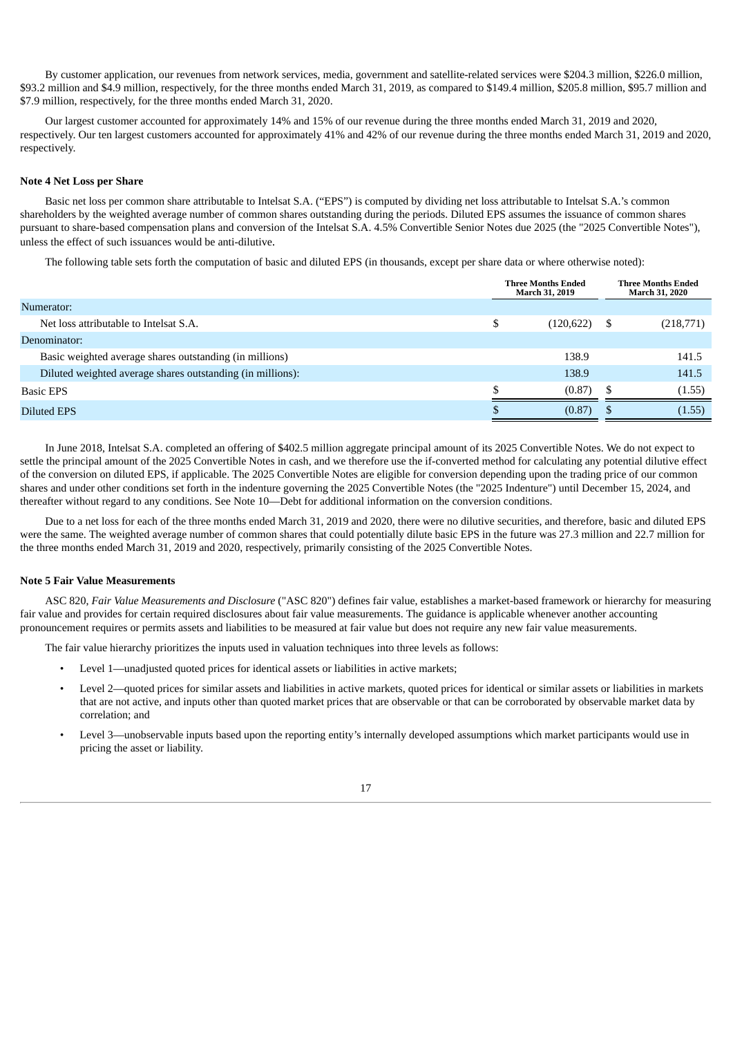By customer application, our revenues from network services, media, government and satellite-related services were $204.3 million, $226.0 million, $93.2 million and $4.9 million, respectively, for the three months ended March 31, 2019, as compared to $149.4 million, $205.8 million, $95.7 million and $7.9 million, respectively, for the three months ended March 31, 2020.

Our largest customer accounted for approximately 14% and 15% of our revenue during the three months ended March 31, 2019 and 2020, respectively. Our ten largest customers accounted for approximately 41% and 42% of our revenue during the three months ended March 31, 2019 and 2020, respectively.

### Note 4 Net Loss per Share

Basic net loss per common share attributable to Intelsat S.A. ("EPS") is computed by dividing net loss attributable to Intelsat S.A.'s common shareholders by the weighted average number of common shares outstanding during the periods. Diluted EPS assumes the issuance of common shares pursuant to share-based compensation plans and conversion of the Intelsat S.A. 4.5% Convertible Senior Notes due 2025 (the "2025 Convertible Notes"), unless the effect of such issuances would be anti-dilutive.

The following table sets forth the computation of basic and diluted EPS (in thousands, except per share data or where otherwise noted):

| | Three Months Ended March 31, 2019 | Three Months Ended March 31, 2020 |
|---|---|---|
| Numerator: | | |
| Net loss attributable to Intelsat S.A. | $ (120,622) | $ (218,771) |
| Denominator: | | |
| Basic weighted average shares outstanding (in millions) | 138.9 | 141.5 |
| Diluted weighted average shares outstanding (in millions): | 138.9 | 141.5 |
| Basic EPS | $ (0.87) | $ (1.55) |
| Diluted EPS | $ (0.87) | $ (1.55) |

In June 2018, Intelsat S.A. completed an offering of $402.5 million aggregate principal amount of its 2025 Convertible Notes. We do not expect to settle the principal amount of the 2025 Convertible Notes in cash, and we therefore use the if-converted method for calculating any potential dilutive effect of the conversion on diluted EPS, if applicable. The 2025 Convertible Notes are eligible for conversion depending upon the trading price of our common shares and under other conditions set forth in the indenture governing the 2025 Convertible Notes (the "2025 Indenture") until December 15, 2024, and thereafter without regard to any conditions. See Note 10—Debt for additional information on the conversion conditions.

Due to a net loss for each of the three months ended March 31, 2019 and 2020, there were no dilutive securities, and therefore, basic and diluted EPS were the same. The weighted average number of common shares that could potentially dilute basic EPS in the future was 27.3 million and 22.7 million for the three months ended March 31, 2019 and 2020, respectively, primarily consisting of the 2025 Convertible Notes.

### Note 5 Fair Value Measurements

ASC 820, *Fair Value Measurements and Disclosure* ("ASC 820") defines fair value, establishes a market-based framework or hierarchy for measuring fair value and provides for certain required disclosures about fair value measurements. The guidance is applicable whenever another accounting pronouncement requires or permits assets and liabilities to be measured at fair value but does not require any new fair value measurements.

The fair value hierarchy prioritizes the inputs used in valuation techniques into three levels as follows:

- Level 1—unadjusted quoted prices for identical assets or liabilities in active markets;
- Level 2—quoted prices for similar assets and liabilities in active markets, quoted prices for identical or similar assets or liabilities in markets that are not active, and inputs other than quoted market prices that are observable or that can be corroborated by observable market data by correlation; and
- Level 3—unobservable inputs based upon the reporting entity's internally developed assumptions which market participants would use in pricing the asset or liability.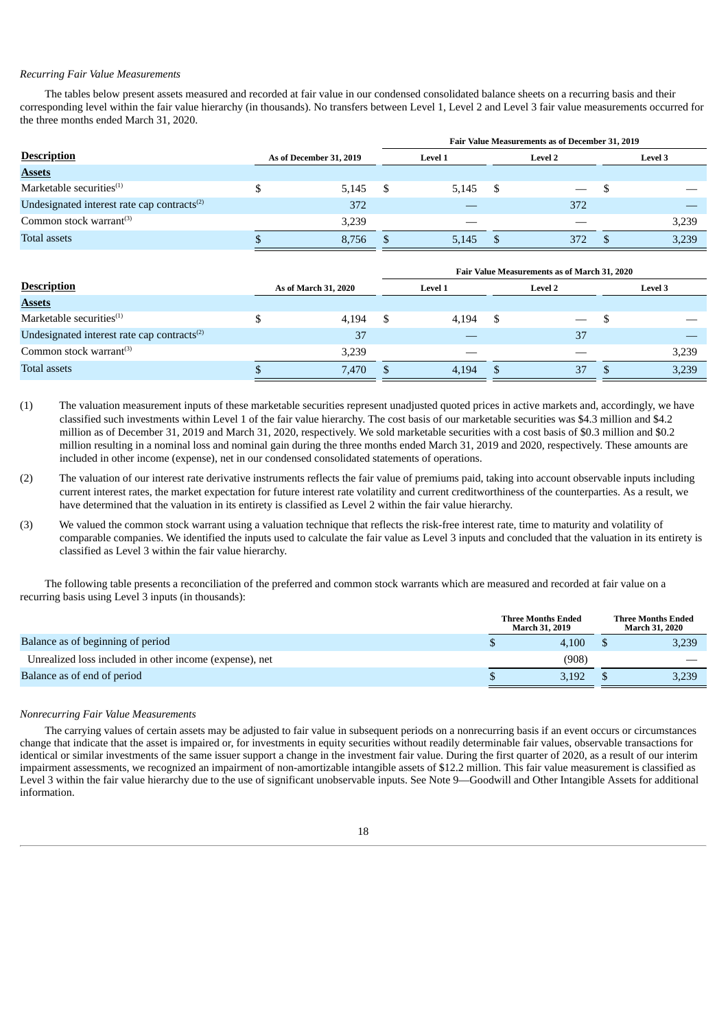*Recurring Fair Value Measurements*

The tables below present assets measured and recorded at fair value in our condensed consolidated balance sheets on a recurring basis and their corresponding level within the fair value hierarchy (in thousands). No transfers between Level 1, Level 2 and Level 3 fair value measurements occurred for the three months ended March 31, 2020.

| | | Fair Value Measurements as of December 31, 2019 | | |
|---|---|---|---|---|
| **Description** | **As of December 31, 2019** | **Level 1** | **Level 2** | **Level 3** |
| **Assets** | | | | |
| Marketable securities[(1)] | $ 5,145 | $ 5,145 | $ — | $ — |
| Undesignated interest rate cap contracts[(2)] | 372 | — | 372 | — |
| Common stock warrant[(3)] | 3,239 | — | — | 3,239 |
| Total assets | $ 8,756 | $ 5,145 | $ 372 | $ 3,239 |

| | | Fair Value Measurements as of March 31, 2020 | | |
|---|---|---|---|---|
| **Description** | **As of March 31, 2020** | **Level 1** | **Level 2** | **Level 3** |
| **Assets** | | | | |
| Marketable securities[(1)] | $ 4,194 | $ 4,194 | $ — | $ — |
| Undesignated interest rate cap contracts[(2)] | 37 | — | 37 | — |
| Common stock warrant[(3)] | 3,239 | — | — | 3,239 |
| Total assets | $ 7,470 | $ 4,194 | $ 37 | $ 3,239 |

(1) The valuation measurement inputs of these marketable securities represent unadjusted quoted prices in active markets and, accordingly, we have classified such investments within Level 1 of the fair value hierarchy. The cost basis of our marketable securities was $4.3 million and $4.2 million as of December 31, 2019 and March 31, 2020, respectively. We sold marketable securities with a cost basis of $0.3 million and $0.2 million resulting in a nominal loss and nominal gain during the three months ended March 31, 2019 and 2020, respectively. These amounts are included in other income (expense), net in our condensed consolidated statements of operations.

(2) The valuation of our interest rate derivative instruments reflects the fair value of premiums paid, taking into account observable inputs including current interest rates, the market expectation for future interest rate volatility and current creditworthiness of the counterparties. As a result, we have determined that the valuation in its entirety is classified as Level 2 within the fair value hierarchy.

(3) We valued the common stock warrant using a valuation technique that reflects the risk-free interest rate, time to maturity and volatility of comparable companies. We identified the inputs used to calculate the fair value as Level 3 inputs and concluded that the valuation in its entirety is classified as Level 3 within the fair value hierarchy.

The following table presents a reconciliation of the preferred and common stock warrants which are measured and recorded at fair value on a recurring basis using Level 3 inputs (in thousands):

| | Three Months Ended March 31, 2019 | Three Months Ended March 31, 2020 |
|---|---|---|
| Balance as of beginning of period | $ 4,100 | $ 3,239 |
| Unrealized loss included in other income (expense), net | (908) | — |
| Balance as of end of period | $ 3,192 | $ 3,239 |

*Nonrecurring Fair Value Measurements*

The carrying values of certain assets may be adjusted to fair value in subsequent periods on a nonrecurring basis if an event occurs or circumstances change that indicate that the asset is impaired or, for investments in equity securities without readily determinable fair values, observable transactions for identical or similar investments of the same issuer support a change in the investment fair value. During the first quarter of 2020, as a result of our interim impairment assessments, we recognized an impairment of non-amortizable intangible assets of $12.2 million. This fair value measurement is classified as Level 3 within the fair value hierarchy due to the use of significant unobservable inputs. See Note 9—Goodwill and Other Intangible Assets for additional information.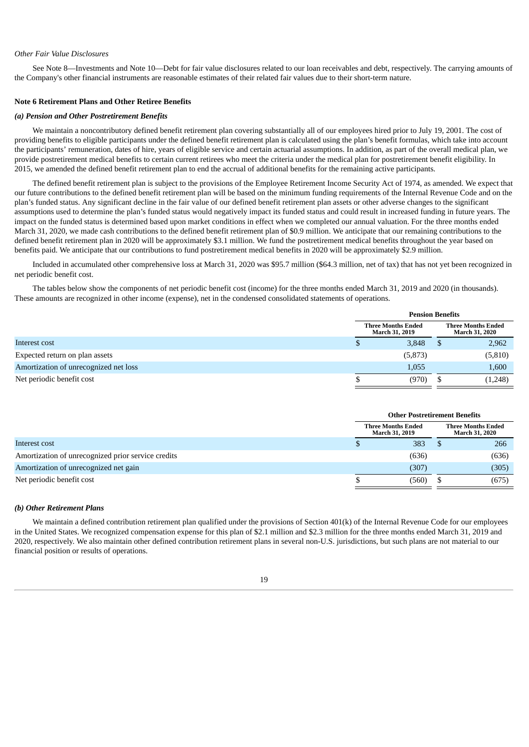*Other Fair Value Disclosures*

See Note 8—Investments and Note 10—Debt for fair value disclosures related to our loan receivables and debt, respectively. The carrying amounts of the Company's other financial instruments are reasonable estimates of their related fair values due to their short-term nature.

**Note 6 Retirement Plans and Other Retiree Benefits**

***(a) Pension and Other Postretirement Benefits***

We maintain a noncontributory defined benefit retirement plan covering substantially all of our employees hired prior to July 19, 2001. The cost of providing benefits to eligible participants under the defined benefit retirement plan is calculated using the plan's benefit formulas, which take into account the participants' remuneration, dates of hire, years of eligible service and certain actuarial assumptions. In addition, as part of the overall medical plan, we provide postretirement medical benefits to certain current retirees who meet the criteria under the medical plan for postretirement benefit eligibility. In 2015, we amended the defined benefit retirement plan to end the accrual of additional benefits for the remaining active participants.

The defined benefit retirement plan is subject to the provisions of the Employee Retirement Income Security Act of 1974, as amended. We expect that our future contributions to the defined benefit retirement plan will be based on the minimum funding requirements of the Internal Revenue Code and on the plan's funded status. Any significant decline in the fair value of our defined benefit retirement plan assets or other adverse changes to the significant assumptions used to determine the plan's funded status would negatively impact its funded status and could result in increased funding in future years. The impact on the funded status is determined based upon market conditions in effect when we completed our annual valuation. For the three months ended March 31, 2020, we made cash contributions to the defined benefit retirement plan of $0.9 million. We anticipate that our remaining contributions to the defined benefit retirement plan in 2020 will be approximately $3.1 million. We fund the postretirement medical benefits throughout the year based on benefits paid. We anticipate that our contributions to fund postretirement medical benefits in 2020 will be approximately $2.9 million.

Included in accumulated other comprehensive loss at March 31, 2020 was $95.7 million ($64.3 million, net of tax) that has not yet been recognized in net periodic benefit cost.

The tables below show the components of net periodic benefit cost (income) for the three months ended March 31, 2019 and 2020 (in thousands). These amounts are recognized in other income (expense), net in the condensed consolidated statements of operations.

| | Pension Benefits | |
|---|---|---|
| | Three Months Ended March 31, 2019 | Three Months Ended March 31, 2020 |
| Interest cost | $ 3,848 | $ 2,962 |
| Expected return on plan assets | (5,873) | (5,810) |
| Amortization of unrecognized net loss | 1,055 | 1,600 |
| Net periodic benefit cost | $ (970) | $ (1,248) |

| | Other Postretirement Benefits | |
|---|---|---|
| | Three Months Ended March 31, 2019 | Three Months Ended March 31, 2020 |
| Interest cost | $ 383 | $ 266 |
| Amortization of unrecognized prior service credits | (636) | (636) |
| Amortization of unrecognized net gain | (307) | (305) |
| Net periodic benefit cost | $ (560) | $ (675) |

***(b) Other Retirement Plans***

We maintain a defined contribution retirement plan qualified under the provisions of Section 401(k) of the Internal Revenue Code for our employees in the United States. We recognized compensation expense for this plan of $2.1 million and $2.3 million for the three months ended March 31, 2019 and 2020, respectively. We also maintain other defined contribution retirement plans in several non-U.S. jurisdictions, but such plans are not material to our financial position or results of operations.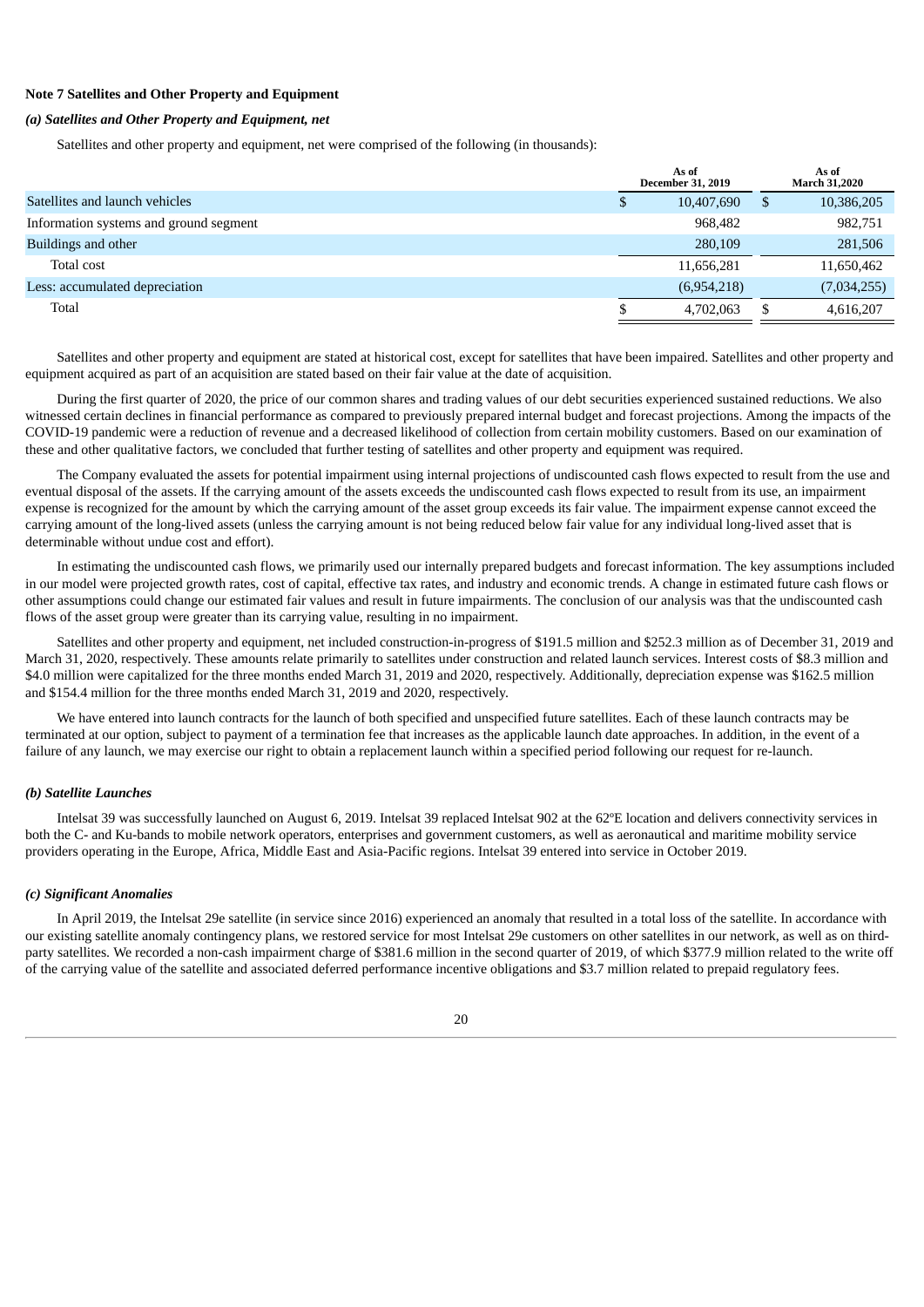**Note 7 Satellites and Other Property and Equipment**

***(a) Satellites and Other Property and Equipment, net***

Satellites and other property and equipment, net were comprised of the following (in thousands):

| | As of December 31, 2019 | As of March 31,2020 |
|---|---|---|
| Satellites and launch vehicles | $ 10,407,690 | $ 10,386,205 |
| Information systems and ground segment | 968,482 | 982,751 |
| Buildings and other | 280,109 | 281,506 |
| Total cost | 11,656,281 | 11,650,462 |
| Less: accumulated depreciation | (6,954,218) | (7,034,255) |
| Total | $ 4,702,063 | $ 4,616,207 |

Satellites and other property and equipment are stated at historical cost, except for satellites that have been impaired. Satellites and other property and equipment acquired as part of an acquisition are stated based on their fair value at the date of acquisition.

During the first quarter of 2020, the price of our common shares and trading values of our debt securities experienced sustained reductions. We also witnessed certain declines in financial performance as compared to previously prepared internal budget and forecast projections. Among the impacts of the COVID-19 pandemic were a reduction of revenue and a decreased likelihood of collection from certain mobility customers. Based on our examination of these and other qualitative factors, we concluded that further testing of satellites and other property and equipment was required.

The Company evaluated the assets for potential impairment using internal projections of undiscounted cash flows expected to result from the use and eventual disposal of the assets. If the carrying amount of the assets exceeds the undiscounted cash flows expected to result from its use, an impairment expense is recognized for the amount by which the carrying amount of the asset group exceeds its fair value. The impairment expense cannot exceed the carrying amount of the long-lived assets (unless the carrying amount is not being reduced below fair value for any individual long-lived asset that is determinable without undue cost and effort).

In estimating the undiscounted cash flows, we primarily used our internally prepared budgets and forecast information. The key assumptions included in our model were projected growth rates, cost of capital, effective tax rates, and industry and economic trends. A change in estimated future cash flows or other assumptions could change our estimated fair values and result in future impairments. The conclusion of our analysis was that the undiscounted cash flows of the asset group were greater than its carrying value, resulting in no impairment.

Satellites and other property and equipment, net included construction-in-progress of $191.5 million and $252.3 million as of December 31, 2019 and March 31, 2020, respectively. These amounts relate primarily to satellites under construction and related launch services. Interest costs of $8.3 million and $4.0 million were capitalized for the three months ended March 31, 2019 and 2020, respectively. Additionally, depreciation expense was $162.5 million and $154.4 million for the three months ended March 31, 2019 and 2020, respectively.

We have entered into launch contracts for the launch of both specified and unspecified future satellites. Each of these launch contracts may be terminated at our option, subject to payment of a termination fee that increases as the applicable launch date approaches. In addition, in the event of a failure of any launch, we may exercise our right to obtain a replacement launch within a specified period following our request for re-launch.

***(b) Satellite Launches***

Intelsat 39 was successfully launched on August 6, 2019. Intelsat 39 replaced Intelsat 902 at the 62ºE location and delivers connectivity services in both the C- and Ku-bands to mobile network operators, enterprises and government customers, as well as aeronautical and maritime mobility service providers operating in the Europe, Africa, Middle East and Asia-Pacific regions. Intelsat 39 entered into service in October 2019.

***(c) Significant Anomalies***

In April 2019, the Intelsat 29e satellite (in service since 2016) experienced an anomaly that resulted in a total loss of the satellite. In accordance with our existing satellite anomaly contingency plans, we restored service for most Intelsat 29e customers on other satellites in our network, as well as on third-party satellites. We recorded a non-cash impairment charge of $381.6 million in the second quarter of 2019, of which $377.9 million related to the write off of the carrying value of the satellite and associated deferred performance incentive obligations and $3.7 million related to prepaid regulatory fees.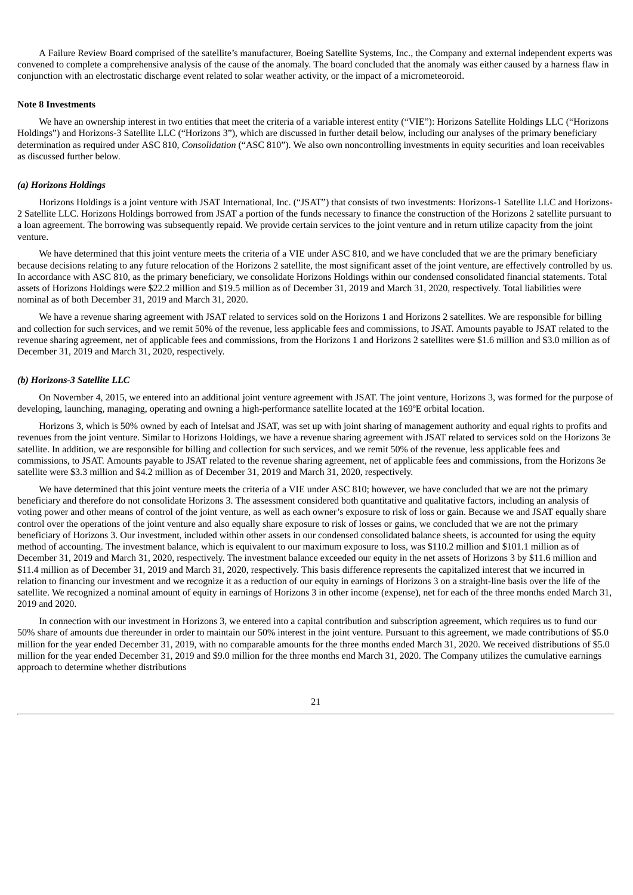A Failure Review Board comprised of the satellite's manufacturer, Boeing Satellite Systems, Inc., the Company and external independent experts was convened to complete a comprehensive analysis of the cause of the anomaly. The board concluded that the anomaly was either caused by a harness flaw in conjunction with an electrostatic discharge event related to solar weather activity, or the impact of a micrometeoroid.

**Note 8 Investments**

We have an ownership interest in two entities that meet the criteria of a variable interest entity ("VIE"): Horizons Satellite Holdings LLC ("Horizons Holdings") and Horizons-3 Satellite LLC ("Horizons 3"), which are discussed in further detail below, including our analyses of the primary beneficiary determination as required under ASC 810, *Consolidation* ("ASC 810"). We also own noncontrolling investments in equity securities and loan receivables as discussed further below.

***(a) Horizons Holdings***

Horizons Holdings is a joint venture with JSAT International, Inc. ("JSAT") that consists of two investments: Horizons-1 Satellite LLC and Horizons-2 Satellite LLC. Horizons Holdings borrowed from JSAT a portion of the funds necessary to finance the construction of the Horizons 2 satellite pursuant to a loan agreement. The borrowing was subsequently repaid. We provide certain services to the joint venture and in return utilize capacity from the joint venture.

We have determined that this joint venture meets the criteria of a VIE under ASC 810, and we have concluded that we are the primary beneficiary because decisions relating to any future relocation of the Horizons 2 satellite, the most significant asset of the joint venture, are effectively controlled by us. In accordance with ASC 810, as the primary beneficiary, we consolidate Horizons Holdings within our condensed consolidated financial statements. Total assets of Horizons Holdings were $22.2 million and $19.5 million as of December 31, 2019 and March 31, 2020, respectively. Total liabilities were nominal as of both December 31, 2019 and March 31, 2020.

We have a revenue sharing agreement with JSAT related to services sold on the Horizons 1 and Horizons 2 satellites. We are responsible for billing and collection for such services, and we remit 50% of the revenue, less applicable fees and commissions, to JSAT. Amounts payable to JSAT related to the revenue sharing agreement, net of applicable fees and commissions, from the Horizons 1 and Horizons 2 satellites were $1.6 million and $3.0 million as of December 31, 2019 and March 31, 2020, respectively.

***(b) Horizons-3 Satellite LLC***

On November 4, 2015, we entered into an additional joint venture agreement with JSAT. The joint venture, Horizons 3, was formed for the purpose of developing, launching, managing, operating and owning a high-performance satellite located at the 169ºE orbital location.

Horizons 3, which is 50% owned by each of Intelsat and JSAT, was set up with joint sharing of management authority and equal rights to profits and revenues from the joint venture. Similar to Horizons Holdings, we have a revenue sharing agreement with JSAT related to services sold on the Horizons 3e satellite. In addition, we are responsible for billing and collection for such services, and we remit 50% of the revenue, less applicable fees and commissions, to JSAT. Amounts payable to JSAT related to the revenue sharing agreement, net of applicable fees and commissions, from the Horizons 3e satellite were $3.3 million and $4.2 million as of December 31, 2019 and March 31, 2020, respectively.

We have determined that this joint venture meets the criteria of a VIE under ASC 810; however, we have concluded that we are not the primary beneficiary and therefore do not consolidate Horizons 3. The assessment considered both quantitative and qualitative factors, including an analysis of voting power and other means of control of the joint venture, as well as each owner's exposure to risk of loss or gain. Because we and JSAT equally share control over the operations of the joint venture and also equally share exposure to risk of losses or gains, we concluded that we are not the primary beneficiary of Horizons 3. Our investment, included within other assets in our condensed consolidated balance sheets, is accounted for using the equity method of accounting. The investment balance, which is equivalent to our maximum exposure to loss, was $110.2 million and $101.1 million as of December 31, 2019 and March 31, 2020, respectively. The investment balance exceeded our equity in the net assets of Horizons 3 by $11.6 million and $11.4 million as of December 31, 2019 and March 31, 2020, respectively. This basis difference represents the capitalized interest that we incurred in relation to financing our investment and we recognize it as a reduction of our equity in earnings of Horizons 3 on a straight-line basis over the life of the satellite. We recognized a nominal amount of equity in earnings of Horizons 3 in other income (expense), net for each of the three months ended March 31, 2019 and 2020.

In connection with our investment in Horizons 3, we entered into a capital contribution and subscription agreement, which requires us to fund our 50% share of amounts due thereunder in order to maintain our 50% interest in the joint venture. Pursuant to this agreement, we made contributions of $5.0 million for the year ended December 31, 2019, with no comparable amounts for the three months ended March 31, 2020. We received distributions of $5.0 million for the year ended December 31, 2019 and $9.0 million for the three months end March 31, 2020. The Company utilizes the cumulative earnings approach to determine whether distributions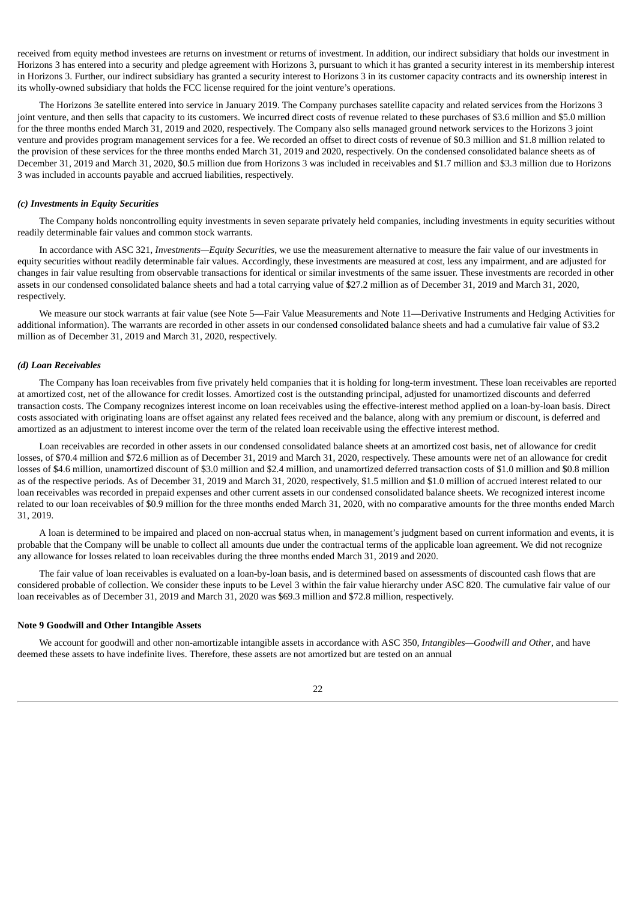received from equity method investees are returns on investment or returns of investment. In addition, our indirect subsidiary that holds our investment in Horizons 3 has entered into a security and pledge agreement with Horizons 3, pursuant to which it has granted a security interest in its membership interest in Horizons 3. Further, our indirect subsidiary has granted a security interest to Horizons 3 in its customer capacity contracts and its ownership interest in its wholly-owned subsidiary that holds the FCC license required for the joint venture's operations.

The Horizons 3e satellite entered into service in January 2019. The Company purchases satellite capacity and related services from the Horizons 3 joint venture, and then sells that capacity to its customers. We incurred direct costs of revenue related to these purchases of $3.6 million and $5.0 million for the three months ended March 31, 2019 and 2020, respectively. The Company also sells managed ground network services to the Horizons 3 joint venture and provides program management services for a fee. We recorded an offset to direct costs of revenue of $0.3 million and $1.8 million related to the provision of these services for the three months ended March 31, 2019 and 2020, respectively. On the condensed consolidated balance sheets as of December 31, 2019 and March 31, 2020, $0.5 million due from Horizons 3 was included in receivables and $1.7 million and $3.3 million due to Horizons 3 was included in accounts payable and accrued liabilities, respectively.

### *(c) Investments in Equity Securities*

The Company holds noncontrolling equity investments in seven separate privately held companies, including investments in equity securities without readily determinable fair values and common stock warrants.

In accordance with ASC 321, *Investments—Equity Securities*, we use the measurement alternative to measure the fair value of our investments in equity securities without readily determinable fair values. Accordingly, these investments are measured at cost, less any impairment, and are adjusted for changes in fair value resulting from observable transactions for identical or similar investments of the same issuer. These investments are recorded in other assets in our condensed consolidated balance sheets and had a total carrying value of $27.2 million as of December 31, 2019 and March 31, 2020, respectively.

We measure our stock warrants at fair value (see Note 5—Fair Value Measurements and Note 11—Derivative Instruments and Hedging Activities for additional information). The warrants are recorded in other assets in our condensed consolidated balance sheets and had a cumulative fair value of $3.2 million as of December 31, 2019 and March 31, 2020, respectively.

### *(d) Loan Receivables*

The Company has loan receivables from five privately held companies that it is holding for long-term investment. These loan receivables are reported at amortized cost, net of the allowance for credit losses. Amortized cost is the outstanding principal, adjusted for unamortized discounts and deferred transaction costs. The Company recognizes interest income on loan receivables using the effective-interest method applied on a loan-by-loan basis. Direct costs associated with originating loans are offset against any related fees received and the balance, along with any premium or discount, is deferred and amortized as an adjustment to interest income over the term of the related loan receivable using the effective interest method.

Loan receivables are recorded in other assets in our condensed consolidated balance sheets at an amortized cost basis, net of allowance for credit losses, of $70.4 million and $72.6 million as of December 31, 2019 and March 31, 2020, respectively. These amounts were net of an allowance for credit losses of $4.6 million, unamortized discount of $3.0 million and $2.4 million, and unamortized deferred transaction costs of $1.0 million and $0.8 million as of the respective periods. As of December 31, 2019 and March 31, 2020, respectively, $1.5 million and $1.0 million of accrued interest related to our loan receivables was recorded in prepaid expenses and other current assets in our condensed consolidated balance sheets. We recognized interest income related to our loan receivables of $0.9 million for the three months ended March 31, 2020, with no comparative amounts for the three months ended March 31, 2019.

A loan is determined to be impaired and placed on non-accrual status when, in management's judgment based on current information and events, it is probable that the Company will be unable to collect all amounts due under the contractual terms of the applicable loan agreement. We did not recognize any allowance for losses related to loan receivables during the three months ended March 31, 2019 and 2020.

The fair value of loan receivables is evaluated on a loan-by-loan basis, and is determined based on assessments of discounted cash flows that are considered probable of collection. We consider these inputs to be Level 3 within the fair value hierarchy under ASC 820. The cumulative fair value of our loan receivables as of December 31, 2019 and March 31, 2020 was $69.3 million and $72.8 million, respectively.

## Note 9 Goodwill and Other Intangible Assets

We account for goodwill and other non-amortizable intangible assets in accordance with ASC 350, *Intangibles—Goodwill and Other*, and have deemed these assets to have indefinite lives. Therefore, these assets are not amortized but are tested on an annual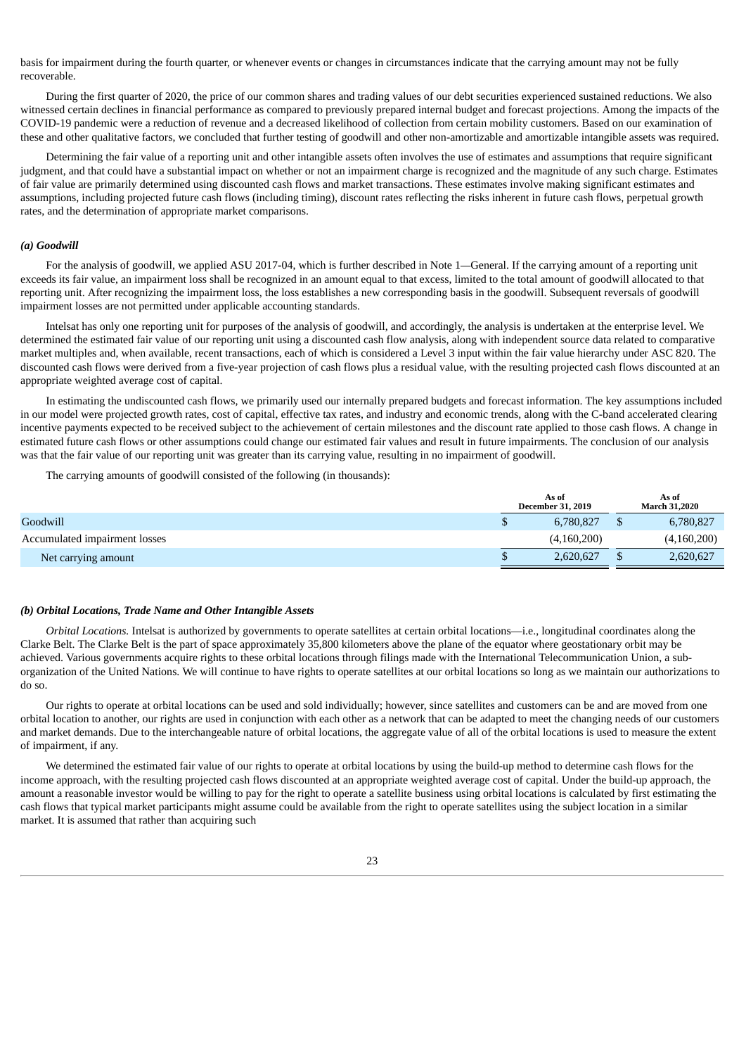basis for impairment during the fourth quarter, or whenever events or changes in circumstances indicate that the carrying amount may not be fully recoverable.

During the first quarter of 2020, the price of our common shares and trading values of our debt securities experienced sustained reductions. We also witnessed certain declines in financial performance as compared to previously prepared internal budget and forecast projections. Among the impacts of the COVID-19 pandemic were a reduction of revenue and a decreased likelihood of collection from certain mobility customers. Based on our examination of these and other qualitative factors, we concluded that further testing of goodwill and other non-amortizable and amortizable intangible assets was required.

Determining the fair value of a reporting unit and other intangible assets often involves the use of estimates and assumptions that require significant judgment, and that could have a substantial impact on whether or not an impairment charge is recognized and the magnitude of any such charge. Estimates of fair value are primarily determined using discounted cash flows and market transactions. These estimates involve making significant estimates and assumptions, including projected future cash flows (including timing), discount rates reflecting the risks inherent in future cash flows, perpetual growth rates, and the determination of appropriate market comparisons.

***(a) Goodwill***

For the analysis of goodwill, we applied ASU 2017-04, which is further described in Note 1—General. If the carrying amount of a reporting unit exceeds its fair value, an impairment loss shall be recognized in an amount equal to that excess, limited to the total amount of goodwill allocated to that reporting unit. After recognizing the impairment loss, the loss establishes a new corresponding basis in the goodwill. Subsequent reversals of goodwill impairment losses are not permitted under applicable accounting standards.

Intelsat has only one reporting unit for purposes of the analysis of goodwill, and accordingly, the analysis is undertaken at the enterprise level. We determined the estimated fair value of our reporting unit using a discounted cash flow analysis, along with independent source data related to comparative market multiples and, when available, recent transactions, each of which is considered a Level 3 input within the fair value hierarchy under ASC 820. The discounted cash flows were derived from a five-year projection of cash flows plus a residual value, with the resulting projected cash flows discounted at an appropriate weighted average cost of capital.

In estimating the undiscounted cash flows, we primarily used our internally prepared budgets and forecast information. The key assumptions included in our model were projected growth rates, cost of capital, effective tax rates, and industry and economic trends, along with the C-band accelerated clearing incentive payments expected to be received subject to the achievement of certain milestones and the discount rate applied to those cash flows. A change in estimated future cash flows or other assumptions could change our estimated fair values and result in future impairments. The conclusion of our analysis was that the fair value of our reporting unit was greater than its carrying value, resulting in no impairment of goodwill.

The carrying amounts of goodwill consisted of the following (in thousands):

| | As of December 31, 2019 | As of March 31,2020 |
|---|---|---|
| Goodwill | $ 6,780,827 | $ 6,780,827 |
| Accumulated impairment losses | (4,160,200) | (4,160,200) |
| Net carrying amount | $ 2,620,627 | $ 2,620,627 |

***(b) Orbital Locations, Trade Name and Other Intangible Assets***

*Orbital Locations.* Intelsat is authorized by governments to operate satellites at certain orbital locations—i.e., longitudinal coordinates along the Clarke Belt. The Clarke Belt is the part of space approximately 35,800 kilometers above the plane of the equator where geostationary orbit may be achieved. Various governments acquire rights to these orbital locations through filings made with the International Telecommunication Union, a sub-organization of the United Nations. We will continue to have rights to operate satellites at our orbital locations so long as we maintain our authorizations to do so.

Our rights to operate at orbital locations can be used and sold individually; however, since satellites and customers can be and are moved from one orbital location to another, our rights are used in conjunction with each other as a network that can be adapted to meet the changing needs of our customers and market demands. Due to the interchangeable nature of orbital locations, the aggregate value of all of the orbital locations is used to measure the extent of impairment, if any.

We determined the estimated fair value of our rights to operate at orbital locations by using the build-up method to determine cash flows for the income approach, with the resulting projected cash flows discounted at an appropriate weighted average cost of capital. Under the build-up approach, the amount a reasonable investor would be willing to pay for the right to operate a satellite business using orbital locations is calculated by first estimating the cash flows that typical market participants might assume could be available from the right to operate satellites using the subject location in a similar market. It is assumed that rather than acquiring such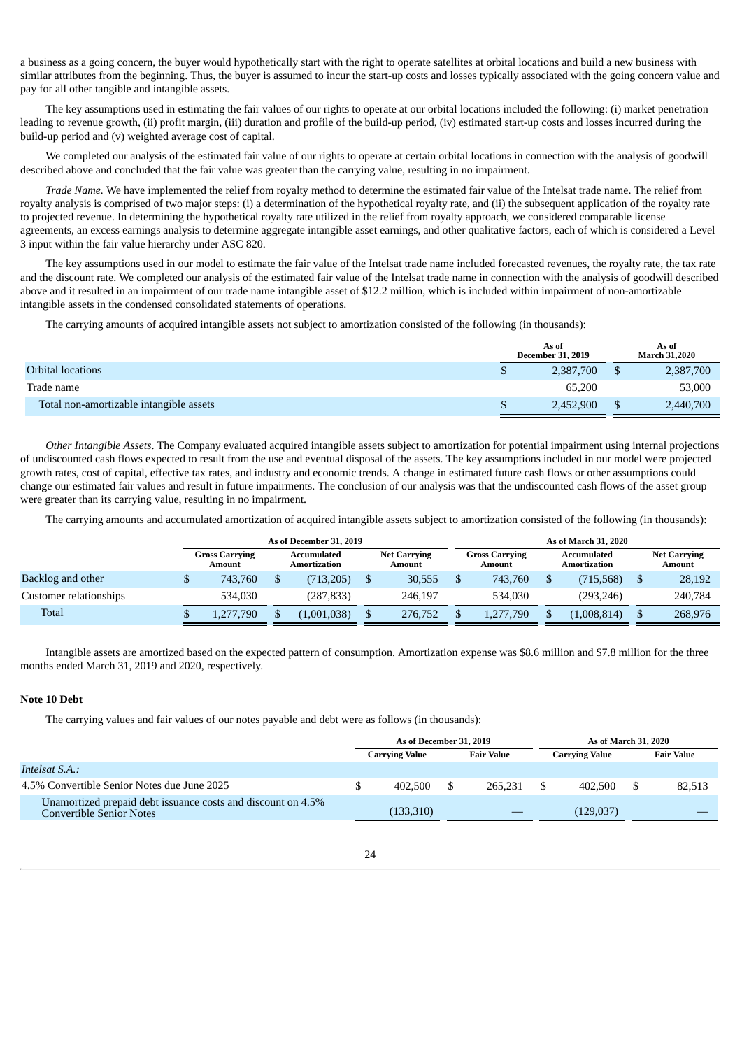a business as a going concern, the buyer would hypothetically start with the right to operate satellites at orbital locations and build a new business with similar attributes from the beginning. Thus, the buyer is assumed to incur the start-up costs and losses typically associated with the going concern value and pay for all other tangible and intangible assets.

The key assumptions used in estimating the fair values of our rights to operate at our orbital locations included the following: (i) market penetration leading to revenue growth, (ii) profit margin, (iii) duration and profile of the build-up period, (iv) estimated start-up costs and losses incurred during the build-up period and (v) weighted average cost of capital.

We completed our analysis of the estimated fair value of our rights to operate at certain orbital locations in connection with the analysis of goodwill described above and concluded that the fair value was greater than the carrying value, resulting in no impairment.

*Trade Name.* We have implemented the relief from royalty method to determine the estimated fair value of the Intelsat trade name. The relief from royalty analysis is comprised of two major steps: (i) a determination of the hypothetical royalty rate, and (ii) the subsequent application of the royalty rate to projected revenue. In determining the hypothetical royalty rate utilized in the relief from royalty approach, we considered comparable license agreements, an excess earnings analysis to determine aggregate intangible asset earnings, and other qualitative factors, each of which is considered a Level 3 input within the fair value hierarchy under ASC 820.

The key assumptions used in our model to estimate the fair value of the Intelsat trade name included forecasted revenues, the royalty rate, the tax rate and the discount rate. We completed our analysis of the estimated fair value of the Intelsat trade name in connection with the analysis of goodwill described above and it resulted in an impairment of our trade name intangible asset of $12.2 million, which is included within impairment of non-amortizable intangible assets in the condensed consolidated statements of operations.

The carrying amounts of acquired intangible assets not subject to amortization consisted of the following (in thousands):

| | As of December 31, 2019 | As of March 31,2020 |
|---|---|---|
| Orbital locations | $ 2,387,700 | $ 2,387,700 |
| Trade name | 65,200 | 53,000 |
| Total non-amortizable intangible assets | $ 2,452,900 | $ 2,440,700 |

*Other Intangible Assets*. The Company evaluated acquired intangible assets subject to amortization for potential impairment using internal projections of undiscounted cash flows expected to result from the use and eventual disposal of the assets. The key assumptions included in our model were projected growth rates, cost of capital, effective tax rates, and industry and economic trends. A change in estimated future cash flows or other assumptions could change our estimated fair values and result in future impairments. The conclusion of our analysis was that the undiscounted cash flows of the asset group were greater than its carrying value, resulting in no impairment.

The carrying amounts and accumulated amortization of acquired intangible assets subject to amortization consisted of the following (in thousands):

| | As of December 31, 2019 | | | As of March 31, 2020 | | |
|---|---|---|---|---|---|---|
| | Gross Carrying Amount | Accumulated Amortization | Net Carrying Amount | Gross Carrying Amount | Accumulated Amortization | Net Carrying Amount |
| Backlog and other | $ 743,760 | $ (713,205) | $ 30,555 | $ 743,760 | $ (715,568) | $ 28,192 |
| Customer relationships | 534,030 | (287,833) | 246,197 | 534,030 | (293,246) | 240,784 |
| Total | $ 1,277,790 | $ (1,001,038) | $ 276,752 | $ 1,277,790 | $ (1,008,814) | $ 268,976 |

Intangible assets are amortized based on the expected pattern of consumption. Amortization expense was $8.6 million and $7.8 million for the three months ended March 31, 2019 and 2020, respectively.

### Note 10 Debt

The carrying values and fair values of our notes payable and debt were as follows (in thousands):

| | As of December 31, 2019 | | As of March 31, 2020 | |
|---|---|---|---|---|
| | Carrying Value | Fair Value | Carrying Value | Fair Value |
| *Intelsat S.A.:* | | | | |
| 4.5% Convertible Senior Notes due June 2025 | $ 402,500 | $ 265,231 | $ 402,500 | $ 82,513 |
| Unamortized prepaid debt issuance costs and discount on 4.5% Convertible Senior Notes | (133,310) | — | (129,037) | — |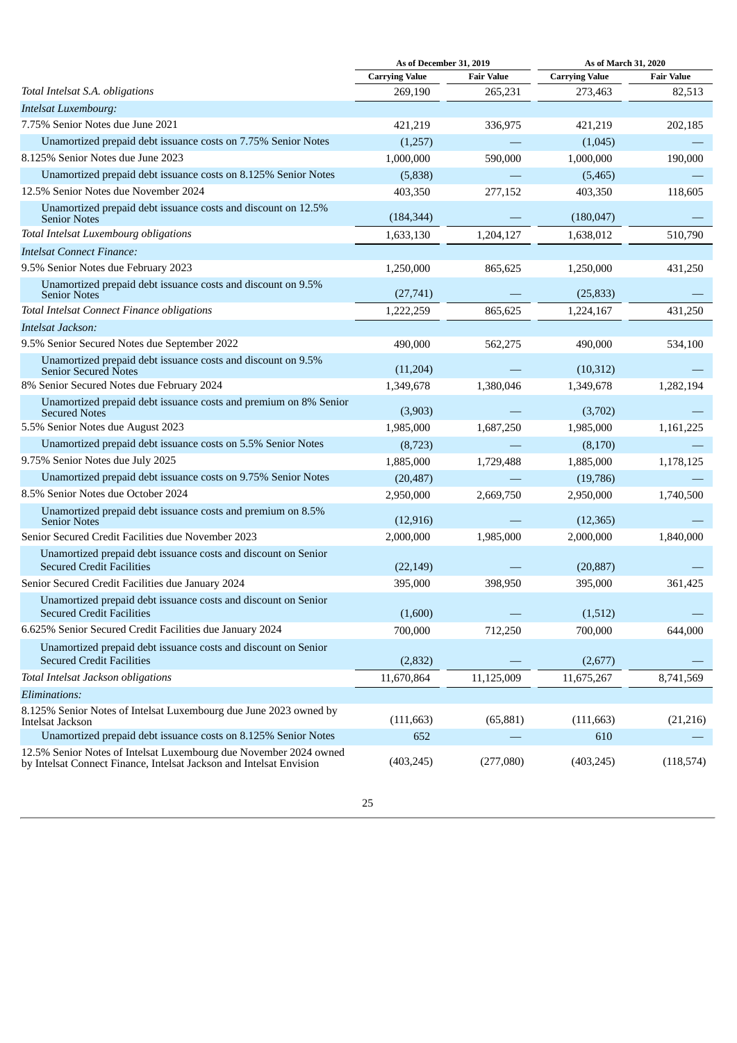| | As of December 31, 2019 | | As of March 31, 2020 | |
|---|---|---|---|---|
| | Carrying Value | Fair Value | Carrying Value | Fair Value |
| *Total Intelsat S.A. obligations* | 269,190 | 265,231 | 273,463 | 82,513 |
| *Intelsat Luxembourg:* | | | | |
| 7.75% Senior Notes due June 2021 | 421,219 | 336,975 | 421,219 | 202,185 |
| Unamortized prepaid debt issuance costs on 7.75% Senior Notes | (1,257) | — | (1,045) | — |
| 8.125% Senior Notes due June 2023 | 1,000,000 | 590,000 | 1,000,000 | 190,000 |
| Unamortized prepaid debt issuance costs on 8.125% Senior Notes | (5,838) | — | (5,465) | — |
| 12.5% Senior Notes due November 2024 | 403,350 | 277,152 | 403,350 | 118,605 |
| Unamortized prepaid debt issuance costs and discount on 12.5% Senior Notes | (184,344) | — | (180,047) | — |
| *Total Intelsat Luxembourg obligations* | 1,633,130 | 1,204,127 | 1,638,012 | 510,790 |
| *Intelsat Connect Finance:* | | | | |
| 9.5% Senior Notes due February 2023 | 1,250,000 | 865,625 | 1,250,000 | 431,250 |
| Unamortized prepaid debt issuance costs and discount on 9.5% Senior Notes | (27,741) | — | (25,833) | — |
| *Total Intelsat Connect Finance obligations* | 1,222,259 | 865,625 | 1,224,167 | 431,250 |
| *Intelsat Jackson:* | | | | |
| 9.5% Senior Secured Notes due September 2022 | 490,000 | 562,275 | 490,000 | 534,100 |
| Unamortized prepaid debt issuance costs and discount on 9.5% Senior Secured Notes | (11,204) | — | (10,312) | — |
| 8% Senior Secured Notes due February 2024 | 1,349,678 | 1,380,046 | 1,349,678 | 1,282,194 |
| Unamortized prepaid debt issuance costs and premium on 8% Senior Secured Notes | (3,903) | — | (3,702) | — |
| 5.5% Senior Notes due August 2023 | 1,985,000 | 1,687,250 | 1,985,000 | 1,161,225 |
| Unamortized prepaid debt issuance costs on 5.5% Senior Notes | (8,723) | — | (8,170) | — |
| 9.75% Senior Notes due July 2025 | 1,885,000 | 1,729,488 | 1,885,000 | 1,178,125 |
| Unamortized prepaid debt issuance costs on 9.75% Senior Notes | (20,487) | — | (19,786) | — |
| 8.5% Senior Notes due October 2024 | 2,950,000 | 2,669,750 | 2,950,000 | 1,740,500 |
| Unamortized prepaid debt issuance costs and premium on 8.5% Senior Notes | (12,916) | — | (12,365) | — |
| Senior Secured Credit Facilities due November 2023 | 2,000,000 | 1,985,000 | 2,000,000 | 1,840,000 |
| Unamortized prepaid debt issuance costs and discount on Senior Secured Credit Facilities | (22,149) | — | (20,887) | — |
| Senior Secured Credit Facilities due January 2024 | 395,000 | 398,950 | 395,000 | 361,425 |
| Unamortized prepaid debt issuance costs and discount on Senior Secured Credit Facilities | (1,600) | — | (1,512) | — |
| 6.625% Senior Secured Credit Facilities due January 2024 | 700,000 | 712,250 | 700,000 | 644,000 |
| Unamortized prepaid debt issuance costs and discount on Senior Secured Credit Facilities | (2,832) | — | (2,677) | — |
| *Total Intelsat Jackson obligations* | 11,670,864 | 11,125,009 | 11,675,267 | 8,741,569 |
| *Eliminations:* | | | | |
| 8.125% Senior Notes of Intelsat Luxembourg due June 2023 owned by Intelsat Jackson | (111,663) | (65,881) | (111,663) | (21,216) |
| Unamortized prepaid debt issuance costs on 8.125% Senior Notes | 652 | — | 610 | — |
| 12.5% Senior Notes of Intelsat Luxembourg due November 2024 owned by Intelsat Connect Finance, Intelsat Jackson and Intelsat Envision | (403,245) | (277,080) | (403,245) | (118,574) |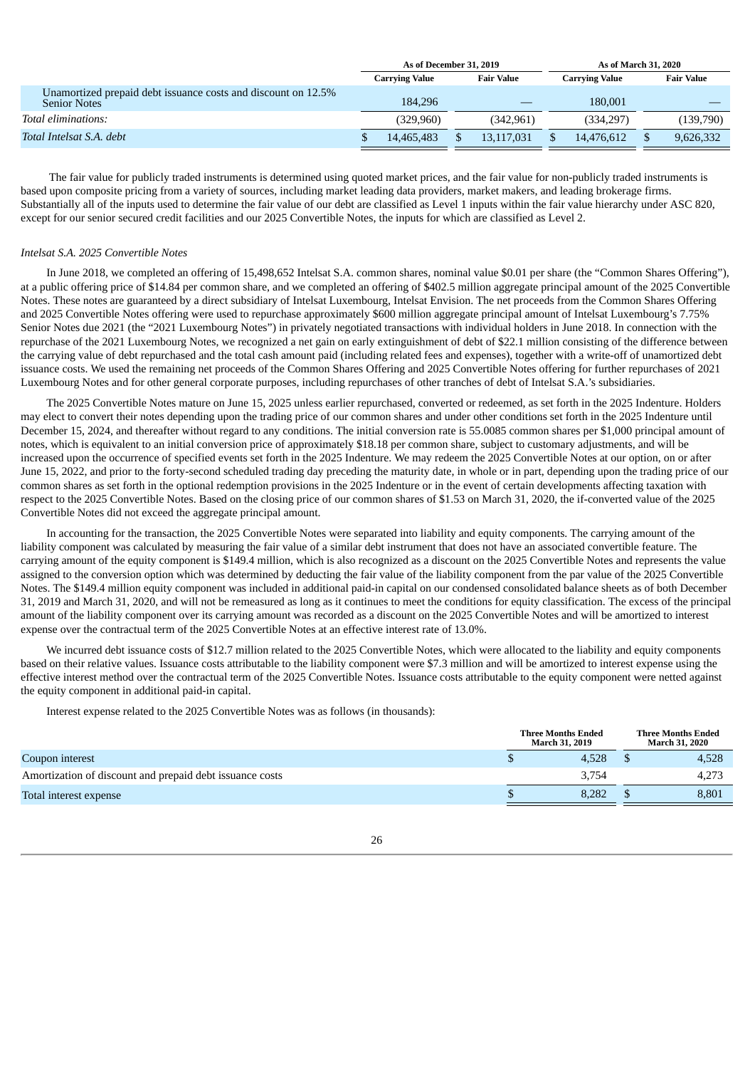| | As of December 31, 2019 | | As of March 31, 2020 | |
|---|---|---|---|---|
| | Carrying Value | Fair Value | Carrying Value | Fair Value |
| Unamortized prepaid debt issuance costs and discount on 12.5% Senior Notes | 184,296 | — | 180,001 | — |
| *Total eliminations:* | (329,960) | (342,961) | (334,297) | (139,790) |
| *Total Intelsat S.A. debt* | $ 14,465,483 | $ 13,117,031 | $ 14,476,612 | $ 9,626,332 |

The fair value for publicly traded instruments is determined using quoted market prices, and the fair value for non-publicly traded instruments is based upon composite pricing from a variety of sources, including market leading data providers, market makers, and leading brokerage firms. Substantially all of the inputs used to determine the fair value of our debt are classified as Level 1 inputs within the fair value hierarchy under ASC 820, except for our senior secured credit facilities and our 2025 Convertible Notes, the inputs for which are classified as Level 2.

*Intelsat S.A. 2025 Convertible Notes*

In June 2018, we completed an offering of 15,498,652 Intelsat S.A. common shares, nominal value $0.01 per share (the "Common Shares Offering"), at a public offering price of $14.84 per common share, and we completed an offering of $402.5 million aggregate principal amount of the 2025 Convertible Notes. These notes are guaranteed by a direct subsidiary of Intelsat Luxembourg, Intelsat Envision. The net proceeds from the Common Shares Offering and 2025 Convertible Notes offering were used to repurchase approximately $600 million aggregate principal amount of Intelsat Luxembourg's 7.75% Senior Notes due 2021 (the "2021 Luxembourg Notes") in privately negotiated transactions with individual holders in June 2018. In connection with the repurchase of the 2021 Luxembourg Notes, we recognized a net gain on early extinguishment of debt of $22.1 million consisting of the difference between the carrying value of debt repurchased and the total cash amount paid (including related fees and expenses), together with a write-off of unamortized debt issuance costs. We used the remaining net proceeds of the Common Shares Offering and 2025 Convertible Notes offering for further repurchases of 2021 Luxembourg Notes and for other general corporate purposes, including repurchases of other tranches of debt of Intelsat S.A.'s subsidiaries.

The 2025 Convertible Notes mature on June 15, 2025 unless earlier repurchased, converted or redeemed, as set forth in the 2025 Indenture. Holders may elect to convert their notes depending upon the trading price of our common shares and under other conditions set forth in the 2025 Indenture until December 15, 2024, and thereafter without regard to any conditions. The initial conversion rate is 55.0085 common shares per $1,000 principal amount of notes, which is equivalent to an initial conversion price of approximately $18.18 per common share, subject to customary adjustments, and will be increased upon the occurrence of specified events set forth in the 2025 Indenture. We may redeem the 2025 Convertible Notes at our option, on or after June 15, 2022, and prior to the forty-second scheduled trading day preceding the maturity date, in whole or in part, depending upon the trading price of our common shares as set forth in the optional redemption provisions in the 2025 Indenture or in the event of certain developments affecting taxation with respect to the 2025 Convertible Notes. Based on the closing price of our common shares of $1.53 on March 31, 2020, the if-converted value of the 2025 Convertible Notes did not exceed the aggregate principal amount.

In accounting for the transaction, the 2025 Convertible Notes were separated into liability and equity components. The carrying amount of the liability component was calculated by measuring the fair value of a similar debt instrument that does not have an associated convertible feature. The carrying amount of the equity component is $149.4 million, which is also recognized as a discount on the 2025 Convertible Notes and represents the value assigned to the conversion option which was determined by deducting the fair value of the liability component from the par value of the 2025 Convertible Notes. The $149.4 million equity component was included in additional paid-in capital on our condensed consolidated balance sheets as of both December 31, 2019 and March 31, 2020, and will not be remeasured as long as it continues to meet the conditions for equity classification. The excess of the principal amount of the liability component over its carrying amount was recorded as a discount on the 2025 Convertible Notes and will be amortized to interest expense over the contractual term of the 2025 Convertible Notes at an effective interest rate of 13.0%.

We incurred debt issuance costs of $12.7 million related to the 2025 Convertible Notes, which were allocated to the liability and equity components based on their relative values. Issuance costs attributable to the liability component were $7.3 million and will be amortized to interest expense using the effective interest method over the contractual term of the 2025 Convertible Notes. Issuance costs attributable to the equity component were netted against the equity component in additional paid-in capital.

Interest expense related to the 2025 Convertible Notes was as follows (in thousands):

| | Three Months Ended March 31, 2019 | Three Months Ended March 31, 2020 |
|---|---|---|
| Coupon interest | $ 4,528 | $ 4,528 |
| Amortization of discount and prepaid debt issuance costs | 3,754 | 4,273 |
| Total interest expense | $ 8,282 | $ 8,801 |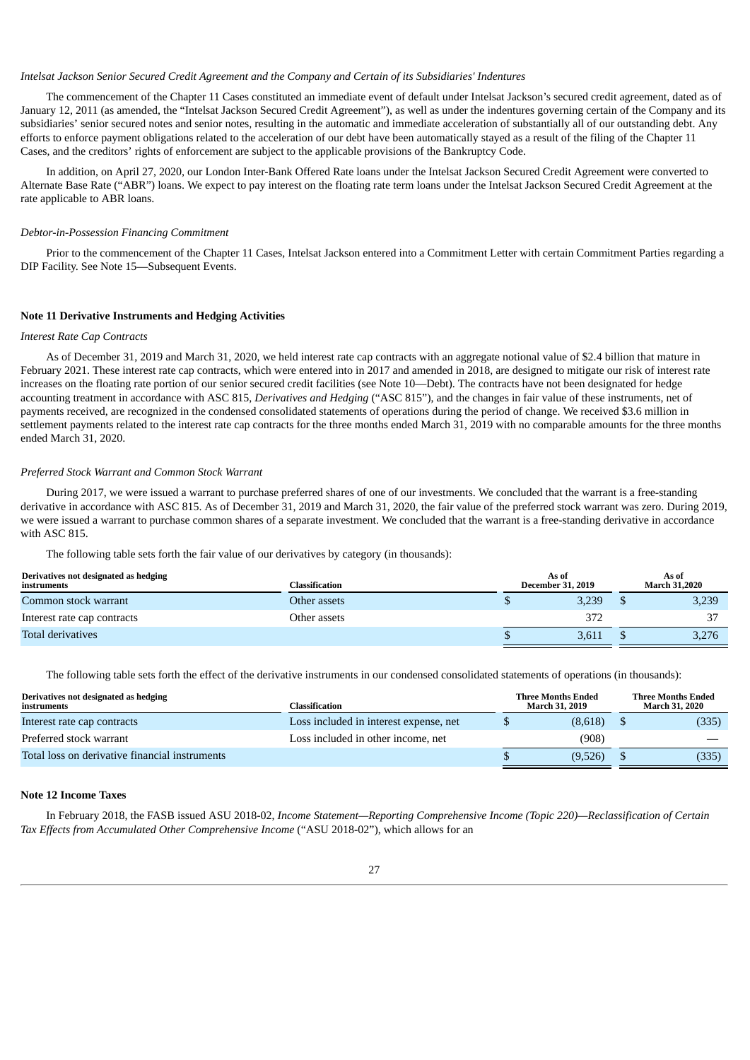*Intelsat Jackson Senior Secured Credit Agreement and the Company and Certain of its Subsidiaries' Indentures*

The commencement of the Chapter 11 Cases constituted an immediate event of default under Intelsat Jackson's secured credit agreement, dated as of January 12, 2011 (as amended, the "Intelsat Jackson Secured Credit Agreement"), as well as under the indentures governing certain of the Company and its subsidiaries' senior secured notes and senior notes, resulting in the automatic and immediate acceleration of substantially all of our outstanding debt. Any efforts to enforce payment obligations related to the acceleration of our debt have been automatically stayed as a result of the filing of the Chapter 11 Cases, and the creditors' rights of enforcement are subject to the applicable provisions of the Bankruptcy Code.

In addition, on April 27, 2020, our London Inter-Bank Offered Rate loans under the Intelsat Jackson Secured Credit Agreement were converted to Alternate Base Rate ("ABR") loans. We expect to pay interest on the floating rate term loans under the Intelsat Jackson Secured Credit Agreement at the rate applicable to ABR loans.

*Debtor-in-Possession Financing Commitment*

Prior to the commencement of the Chapter 11 Cases, Intelsat Jackson entered into a Commitment Letter with certain Commitment Parties regarding a DIP Facility. See Note 15—Subsequent Events.

**Note 11 Derivative Instruments and Hedging Activities**

*Interest Rate Cap Contracts*

As of December 31, 2019 and March 31, 2020, we held interest rate cap contracts with an aggregate notional value of $2.4 billion that mature in February 2021. These interest rate cap contracts, which were entered into in 2017 and amended in 2018, are designed to mitigate our risk of interest rate increases on the floating rate portion of our senior secured credit facilities (see Note 10—Debt). The contracts have not been designated for hedge accounting treatment in accordance with ASC 815, *Derivatives and Hedging* ("ASC 815"), and the changes in fair value of these instruments, net of payments received, are recognized in the condensed consolidated statements of operations during the period of change. We received $3.6 million in settlement payments related to the interest rate cap contracts for the three months ended March 31, 2019 with no comparable amounts for the three months ended March 31, 2020.

*Preferred Stock Warrant and Common Stock Warrant*

During 2017, we were issued a warrant to purchase preferred shares of one of our investments. We concluded that the warrant is a free-standing derivative in accordance with ASC 815. As of December 31, 2019 and March 31, 2020, the fair value of the preferred stock warrant was zero. During 2019, we were issued a warrant to purchase common shares of a separate investment. We concluded that the warrant is a free-standing derivative in accordance with ASC 815.

The following table sets forth the fair value of our derivatives by category (in thousands):

| Derivatives not designated as hedging instruments | Classification | As of December 31, 2019 | As of March 31,2020 |
|---|---|---|---|
| Common stock warrant | Other assets | $ 3,239 | $ 3,239 |
| Interest rate cap contracts | Other assets | 372 | 37 |
| Total derivatives | | $ 3,611 | $ 3,276 |

The following table sets forth the effect of the derivative instruments in our condensed consolidated statements of operations (in thousands):

| Derivatives not designated as hedging instruments | Classification | Three Months Ended March 31, 2019 | Three Months Ended March 31, 2020 |
|---|---|---|---|
| Interest rate cap contracts | Loss included in interest expense, net | $ (8,618) | $ (335) |
| Preferred stock warrant | Loss included in other income, net | (908) | — |
| Total loss on derivative financial instruments | | $ (9,526) | $ (335) |

**Note 12 Income Taxes**

In February 2018, the FASB issued ASU 2018-02, *Income Statement—Reporting Comprehensive Income (Topic 220)—Reclassification of Certain Tax Effects from Accumulated Other Comprehensive Income* ("ASU 2018-02"), which allows for an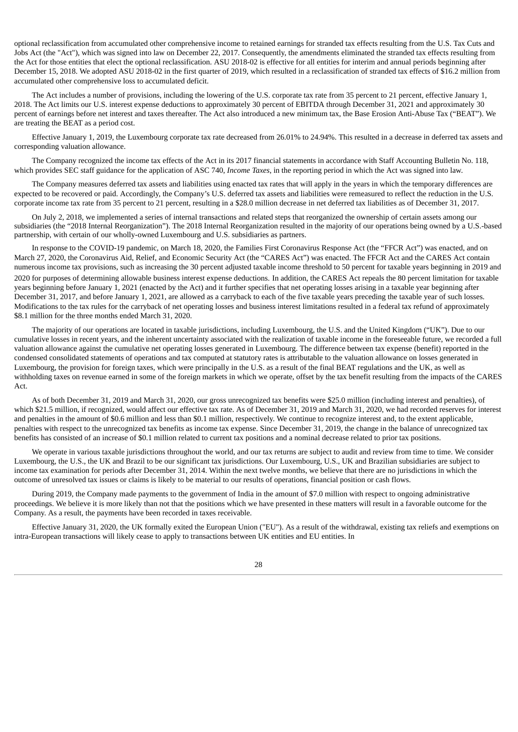optional reclassification from accumulated other comprehensive income to retained earnings for stranded tax effects resulting from the U.S. Tax Cuts and Jobs Act (the "Act"), which was signed into law on December 22, 2017. Consequently, the amendments eliminated the stranded tax effects resulting from the Act for those entities that elect the optional reclassification. ASU 2018-02 is effective for all entities for interim and annual periods beginning after December 15, 2018. We adopted ASU 2018-02 in the first quarter of 2019, which resulted in a reclassification of stranded tax effects of $16.2 million from accumulated other comprehensive loss to accumulated deficit.

The Act includes a number of provisions, including the lowering of the U.S. corporate tax rate from 35 percent to 21 percent, effective January 1, 2018. The Act limits our U.S. interest expense deductions to approximately 30 percent of EBITDA through December 31, 2021 and approximately 30 percent of earnings before net interest and taxes thereafter. The Act also introduced a new minimum tax, the Base Erosion Anti-Abuse Tax ("BEAT"). We are treating the BEAT as a period cost.

Effective January 1, 2019, the Luxembourg corporate tax rate decreased from 26.01% to 24.94%. This resulted in a decrease in deferred tax assets and corresponding valuation allowance.

The Company recognized the income tax effects of the Act in its 2017 financial statements in accordance with Staff Accounting Bulletin No. 118, which provides SEC staff guidance for the application of ASC 740, *Income Taxes*, in the reporting period in which the Act was signed into law.

The Company measures deferred tax assets and liabilities using enacted tax rates that will apply in the years in which the temporary differences are expected to be recovered or paid. Accordingly, the Company's U.S. deferred tax assets and liabilities were remeasured to reflect the reduction in the U.S. corporate income tax rate from 35 percent to 21 percent, resulting in a $28.0 million decrease in net deferred tax liabilities as of December 31, 2017.

On July 2, 2018, we implemented a series of internal transactions and related steps that reorganized the ownership of certain assets among our subsidiaries (the "2018 Internal Reorganization"). The 2018 Internal Reorganization resulted in the majority of our operations being owned by a U.S.-based partnership, with certain of our wholly-owned Luxembourg and U.S. subsidiaries as partners.

In response to the COVID-19 pandemic, on March 18, 2020, the Families First Coronavirus Response Act (the "FFCR Act") was enacted, and on March 27, 2020, the Coronavirus Aid, Relief, and Economic Security Act (the "CARES Act") was enacted. The FFCR Act and the CARES Act contain numerous income tax provisions, such as increasing the 30 percent adjusted taxable income threshold to 50 percent for taxable years beginning in 2019 and 2020 for purposes of determining allowable business interest expense deductions. In addition, the CARES Act repeals the 80 percent limitation for taxable years beginning before January 1, 2021 (enacted by the Act) and it further specifies that net operating losses arising in a taxable year beginning after December 31, 2017, and before January 1, 2021, are allowed as a carryback to each of the five taxable years preceding the taxable year of such losses. Modifications to the tax rules for the carryback of net operating losses and business interest limitations resulted in a federal tax refund of approximately $8.1 million for the three months ended March 31, 2020.

The majority of our operations are located in taxable jurisdictions, including Luxembourg, the U.S. and the United Kingdom ("UK"). Due to our cumulative losses in recent years, and the inherent uncertainty associated with the realization of taxable income in the foreseeable future, we recorded a full valuation allowance against the cumulative net operating losses generated in Luxembourg. The difference between tax expense (benefit) reported in the condensed consolidated statements of operations and tax computed at statutory rates is attributable to the valuation allowance on losses generated in Luxembourg, the provision for foreign taxes, which were principally in the U.S. as a result of the final BEAT regulations and the UK, as well as withholding taxes on revenue earned in some of the foreign markets in which we operate, offset by the tax benefit resulting from the impacts of the CARES Act.

As of both December 31, 2019 and March 31, 2020, our gross unrecognized tax benefits were $25.0 million (including interest and penalties), of which $21.5 million, if recognized, would affect our effective tax rate. As of December 31, 2019 and March 31, 2020, we had recorded reserves for interest and penalties in the amount of $0.6 million and less than $0.1 million, respectively. We continue to recognize interest and, to the extent applicable, penalties with respect to the unrecognized tax benefits as income tax expense. Since December 31, 2019, the change in the balance of unrecognized tax benefits has consisted of an increase of $0.1 million related to current tax positions and a nominal decrease related to prior tax positions.

We operate in various taxable jurisdictions throughout the world, and our tax returns are subject to audit and review from time to time. We consider Luxembourg, the U.S., the UK and Brazil to be our significant tax jurisdictions. Our Luxembourg, U.S., UK and Brazilian subsidiaries are subject to income tax examination for periods after December 31, 2014. Within the next twelve months, we believe that there are no jurisdictions in which the outcome of unresolved tax issues or claims is likely to be material to our results of operations, financial position or cash flows.

During 2019, the Company made payments to the government of India in the amount of $7.0 million with respect to ongoing administrative proceedings. We believe it is more likely than not that the positions which we have presented in these matters will result in a favorable outcome for the Company. As a result, the payments have been recorded in taxes receivable.

Effective January 31, 2020, the UK formally exited the European Union ("EU"). As a result of the withdrawal, existing tax reliefs and exemptions on intra-European transactions will likely cease to apply to transactions between UK entities and EU entities. In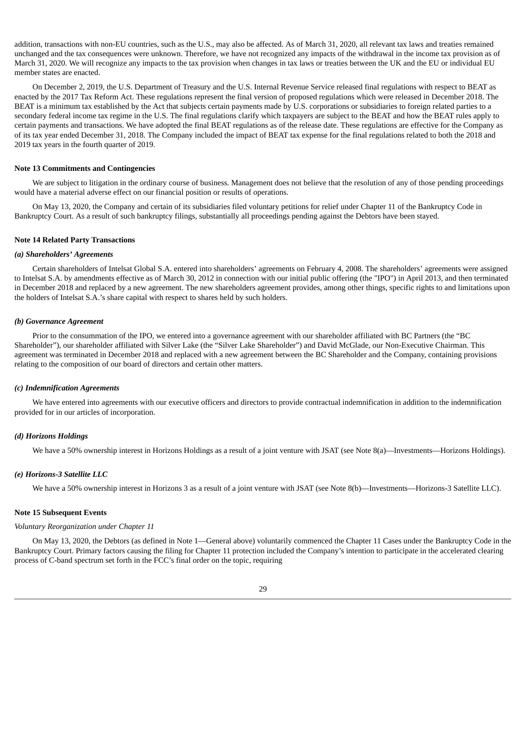addition, transactions with non-EU countries, such as the U.S., may also be affected. As of March 31, 2020, all relevant tax laws and treaties remained unchanged and the tax consequences were unknown. Therefore, we have not recognized any impacts of the withdrawal in the income tax provision as of March 31, 2020. We will recognize any impacts to the tax provision when changes in tax laws or treaties between the UK and the EU or individual EU member states are enacted.

On December 2, 2019, the U.S. Department of Treasury and the U.S. Internal Revenue Service released final regulations with respect to BEAT as enacted by the 2017 Tax Reform Act. These regulations represent the final version of proposed regulations which were released in December 2018. The BEAT is a minimum tax established by the Act that subjects certain payments made by U.S. corporations or subsidiaries to foreign related parties to a secondary federal income tax regime in the U.S. The final regulations clarify which taxpayers are subject to the BEAT and how the BEAT rules apply to certain payments and transactions. We have adopted the final BEAT regulations as of the release date. These regulations are effective for the Company as of its tax year ended December 31, 2018. The Company included the impact of BEAT tax expense for the final regulations related to both the 2018 and 2019 tax years in the fourth quarter of 2019.

## Note 13 Commitments and Contingencies

We are subject to litigation in the ordinary course of business. Management does not believe that the resolution of any of those pending proceedings would have a material adverse effect on our financial position or results of operations.

On May 13, 2020, the Company and certain of its subsidiaries filed voluntary petitions for relief under Chapter 11 of the Bankruptcy Code in Bankruptcy Court. As a result of such bankruptcy filings, substantially all proceedings pending against the Debtors have been stayed.

## Note 14 Related Party Transactions

### *(a) Shareholders' Agreements*

Certain shareholders of Intelsat Global S.A. entered into shareholders' agreements on February 4, 2008. The shareholders' agreements were assigned to Intelsat S.A. by amendments effective as of March 30, 2012 in connection with our initial public offering (the "IPO") in April 2013, and then terminated in December 2018 and replaced by a new agreement. The new shareholders agreement provides, among other things, specific rights to and limitations upon the holders of Intelsat S.A.'s share capital with respect to shares held by such holders.

### *(b) Governance Agreement*

Prior to the consummation of the IPO, we entered into a governance agreement with our shareholder affiliated with BC Partners (the "BC Shareholder"), our shareholder affiliated with Silver Lake (the "Silver Lake Shareholder") and David McGlade, our Non-Executive Chairman. This agreement was terminated in December 2018 and replaced with a new agreement between the BC Shareholder and the Company, containing provisions relating to the composition of our board of directors and certain other matters.

### *(c) Indemnification Agreements*

We have entered into agreements with our executive officers and directors to provide contractual indemnification in addition to the indemnification provided for in our articles of incorporation.

### *(d) Horizons Holdings*

We have a 50% ownership interest in Horizons Holdings as a result of a joint venture with JSAT (see Note 8(a)—Investments—Horizons Holdings).

### *(e) Horizons-3 Satellite LLC*

We have a 50% ownership interest in Horizons 3 as a result of a joint venture with JSAT (see Note 8(b)—Investments—Horizons-3 Satellite LLC).

## Note 15 Subsequent Events

*Voluntary Reorganization under Chapter 11*

On May 13, 2020, the Debtors (as defined in Note 1—General above) voluntarily commenced the Chapter 11 Cases under the Bankruptcy Code in the Bankruptcy Court. Primary factors causing the filing for Chapter 11 protection included the Company's intention to participate in the accelerated clearing process of C-band spectrum set forth in the FCC's final order on the topic, requiring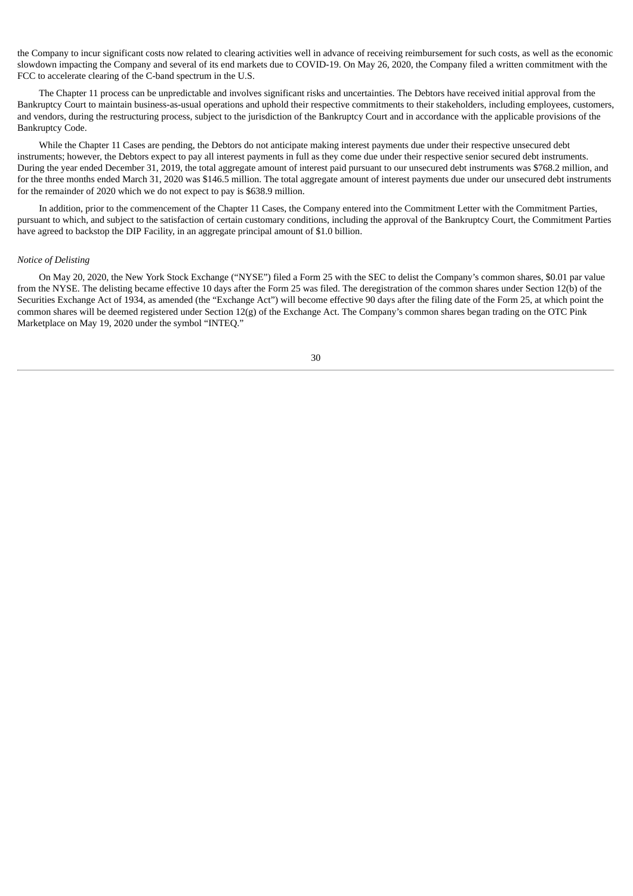the Company to incur significant costs now related to clearing activities well in advance of receiving reimbursement for such costs, as well as the economic slowdown impacting the Company and several of its end markets due to COVID-19. On May 26, 2020, the Company filed a written commitment with the FCC to accelerate clearing of the C-band spectrum in the U.S.

The Chapter 11 process can be unpredictable and involves significant risks and uncertainties. The Debtors have received initial approval from the Bankruptcy Court to maintain business-as-usual operations and uphold their respective commitments to their stakeholders, including employees, customers, and vendors, during the restructuring process, subject to the jurisdiction of the Bankruptcy Court and in accordance with the applicable provisions of the Bankruptcy Code.

While the Chapter 11 Cases are pending, the Debtors do not anticipate making interest payments due under their respective unsecured debt instruments; however, the Debtors expect to pay all interest payments in full as they come due under their respective senior secured debt instruments. During the year ended December 31, 2019, the total aggregate amount of interest paid pursuant to our unsecured debt instruments was $768.2 million, and for the three months ended March 31, 2020 was $146.5 million. The total aggregate amount of interest payments due under our unsecured debt instruments for the remainder of 2020 which we do not expect to pay is $638.9 million.

In addition, prior to the commencement of the Chapter 11 Cases, the Company entered into the Commitment Letter with the Commitment Parties, pursuant to which, and subject to the satisfaction of certain customary conditions, including the approval of the Bankruptcy Court, the Commitment Parties have agreed to backstop the DIP Facility, in an aggregate principal amount of $1.0 billion.

*Notice of Delisting*

On May 20, 2020, the New York Stock Exchange ("NYSE") filed a Form 25 with the SEC to delist the Company's common shares, $0.01 par value from the NYSE. The delisting became effective 10 days after the Form 25 was filed. The deregistration of the common shares under Section 12(b) of the Securities Exchange Act of 1934, as amended (the "Exchange Act") will become effective 90 days after the filing date of the Form 25, at which point the common shares will be deemed registered under Section 12(g) of the Exchange Act. The Company's common shares began trading on the OTC Pink Marketplace on May 19, 2020 under the symbol "INTEQ."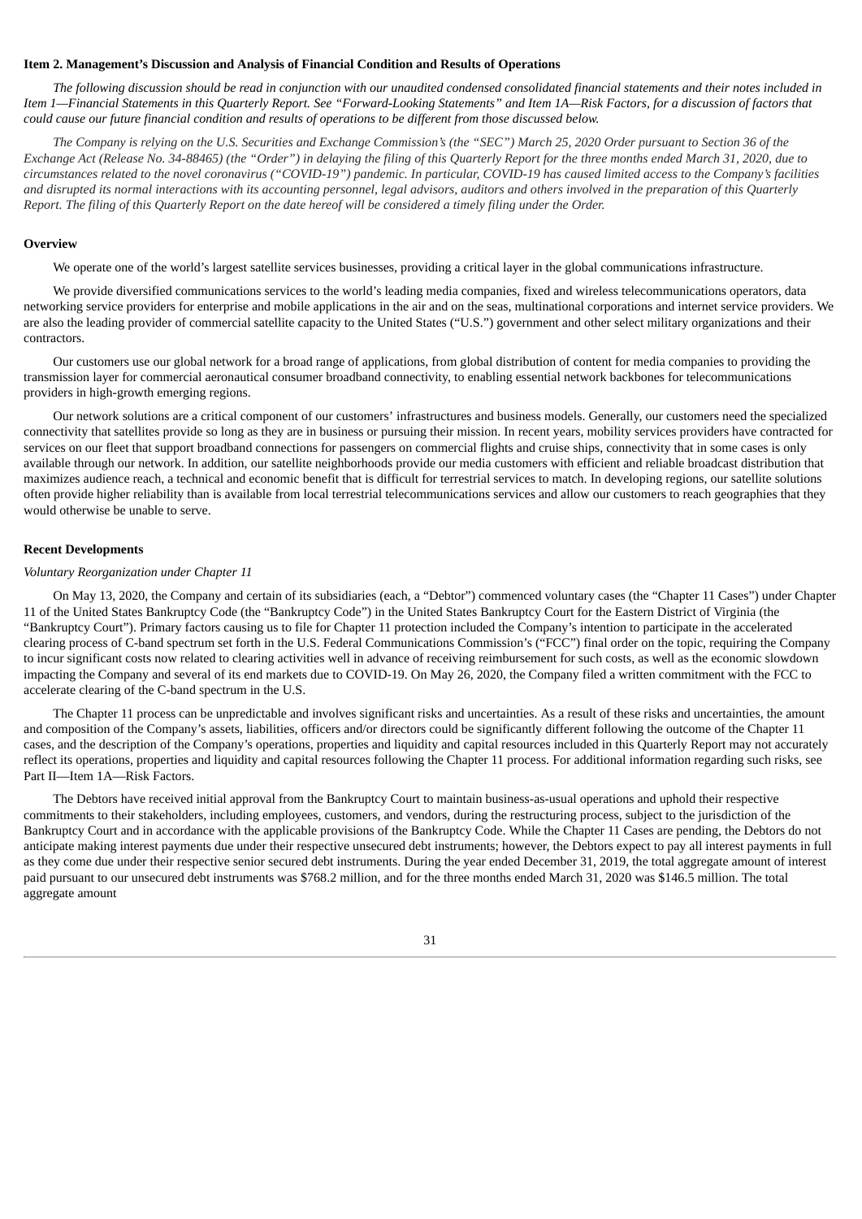**Item 2. Management's Discussion and Analysis of Financial Condition and Results of Operations**

*The following discussion should be read in conjunction with our unaudited condensed consolidated financial statements and their notes included in Item 1—Financial Statements in this Quarterly Report. See "Forward-Looking Statements" and Item 1A—Risk Factors, for a discussion of factors that could cause our future financial condition and results of operations to be different from those discussed below.*

*The Company is relying on the U.S. Securities and Exchange Commission's (the "SEC") March 25, 2020 Order pursuant to Section 36 of the Exchange Act (Release No. 34-88465) (the "Order") in delaying the filing of this Quarterly Report for the three months ended March 31, 2020, due to circumstances related to the novel coronavirus ("COVID-19") pandemic. In particular, COVID-19 has caused limited access to the Company's facilities and disrupted its normal interactions with its accounting personnel, legal advisors, auditors and others involved in the preparation of this Quarterly Report. The filing of this Quarterly Report on the date hereof will be considered a timely filing under the Order.*

**Overview**

We operate one of the world's largest satellite services businesses, providing a critical layer in the global communications infrastructure.

We provide diversified communications services to the world's leading media companies, fixed and wireless telecommunications operators, data networking service providers for enterprise and mobile applications in the air and on the seas, multinational corporations and internet service providers. We are also the leading provider of commercial satellite capacity to the United States ("U.S.") government and other select military organizations and their contractors.

Our customers use our global network for a broad range of applications, from global distribution of content for media companies to providing the transmission layer for commercial aeronautical consumer broadband connectivity, to enabling essential network backbones for telecommunications providers in high-growth emerging regions.

Our network solutions are a critical component of our customers' infrastructures and business models. Generally, our customers need the specialized connectivity that satellites provide so long as they are in business or pursuing their mission. In recent years, mobility services providers have contracted for services on our fleet that support broadband connections for passengers on commercial flights and cruise ships, connectivity that in some cases is only available through our network. In addition, our satellite neighborhoods provide our media customers with efficient and reliable broadcast distribution that maximizes audience reach, a technical and economic benefit that is difficult for terrestrial services to match. In developing regions, our satellite solutions often provide higher reliability than is available from local terrestrial telecommunications services and allow our customers to reach geographies that they would otherwise be unable to serve.

**Recent Developments**

*Voluntary Reorganization under Chapter 11*

On May 13, 2020, the Company and certain of its subsidiaries (each, a "Debtor") commenced voluntary cases (the "Chapter 11 Cases") under Chapter 11 of the United States Bankruptcy Code (the "Bankruptcy Code") in the United States Bankruptcy Court for the Eastern District of Virginia (the "Bankruptcy Court"). Primary factors causing us to file for Chapter 11 protection included the Company's intention to participate in the accelerated clearing process of C-band spectrum set forth in the U.S. Federal Communications Commission's ("FCC") final order on the topic, requiring the Company to incur significant costs now related to clearing activities well in advance of receiving reimbursement for such costs, as well as the economic slowdown impacting the Company and several of its end markets due to COVID-19. On May 26, 2020, the Company filed a written commitment with the FCC to accelerate clearing of the C-band spectrum in the U.S.

The Chapter 11 process can be unpredictable and involves significant risks and uncertainties. As a result of these risks and uncertainties, the amount and composition of the Company's assets, liabilities, officers and/or directors could be significantly different following the outcome of the Chapter 11 cases, and the description of the Company's operations, properties and liquidity and capital resources included in this Quarterly Report may not accurately reflect its operations, properties and liquidity and capital resources following the Chapter 11 process. For additional information regarding such risks, see Part II—Item 1A—Risk Factors.

The Debtors have received initial approval from the Bankruptcy Court to maintain business-as-usual operations and uphold their respective commitments to their stakeholders, including employees, customers, and vendors, during the restructuring process, subject to the jurisdiction of the Bankruptcy Court and in accordance with the applicable provisions of the Bankruptcy Code. While the Chapter 11 Cases are pending, the Debtors do not anticipate making interest payments due under their respective unsecured debt instruments; however, the Debtors expect to pay all interest payments in full as they come due under their respective senior secured debt instruments. During the year ended December 31, 2019, the total aggregate amount of interest paid pursuant to our unsecured debt instruments was $768.2 million, and for the three months ended March 31, 2020 was $146.5 million. The total aggregate amount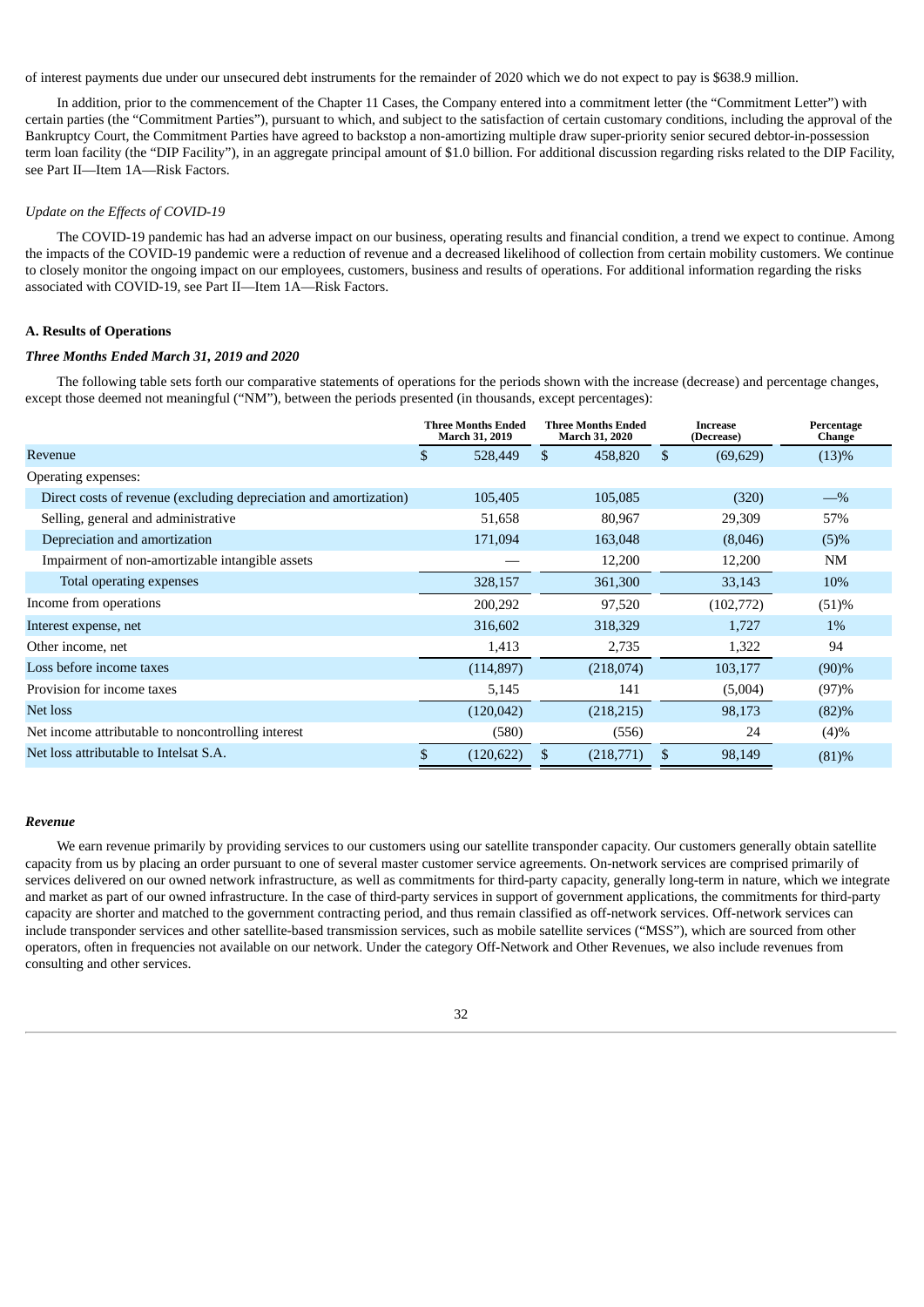of interest payments due under our unsecured debt instruments for the remainder of 2020 which we do not expect to pay is $638.9 million.

In addition, prior to the commencement of the Chapter 11 Cases, the Company entered into a commitment letter (the "Commitment Letter") with certain parties (the "Commitment Parties"), pursuant to which, and subject to the satisfaction of certain customary conditions, including the approval of the Bankruptcy Court, the Commitment Parties have agreed to backstop a non-amortizing multiple draw super-priority senior secured debtor-in-possession term loan facility (the "DIP Facility"), in an aggregate principal amount of $1.0 billion. For additional discussion regarding risks related to the DIP Facility, see Part II—Item 1A—Risk Factors.

*Update on the Effects of COVID-19*

The COVID-19 pandemic has had an adverse impact on our business, operating results and financial condition, a trend we expect to continue. Among the impacts of the COVID-19 pandemic were a reduction of revenue and a decreased likelihood of collection from certain mobility customers. We continue to closely monitor the ongoing impact on our employees, customers, business and results of operations. For additional information regarding the risks associated with COVID-19, see Part II—Item 1A—Risk Factors.

**A. Results of Operations**

***Three Months Ended March 31, 2019 and 2020***

The following table sets forth our comparative statements of operations for the periods shown with the increase (decrease) and percentage changes, except those deemed not meaningful ("NM"), between the periods presented (in thousands, except percentages):

| | Three Months Ended March 31, 2019 | Three Months Ended March 31, 2020 | Increase (Decrease) | Percentage Change |
|---|---|---|---|---|
| Revenue | $ 528,449 | $ 458,820 | $ (69,629) | (13)% |
| Operating expenses: | | | | |
| Direct costs of revenue (excluding depreciation and amortization) | 105,405 | 105,085 | (320) | —% |
| Selling, general and administrative | 51,658 | 80,967 | 29,309 | 57% |
| Depreciation and amortization | 171,094 | 163,048 | (8,046) | (5)% |
| Impairment of non-amortizable intangible assets | — | 12,200 | 12,200 | NM |
| Total operating expenses | 328,157 | 361,300 | 33,143 | 10% |
| Income from operations | 200,292 | 97,520 | (102,772) | (51)% |
| Interest expense, net | 316,602 | 318,329 | 1,727 | 1% |
| Other income, net | 1,413 | 2,735 | 1,322 | 94 |
| Loss before income taxes | (114,897) | (218,074) | 103,177 | (90)% |
| Provision for income taxes | 5,145 | 141 | (5,004) | (97)% |
| Net loss | (120,042) | (218,215) | 98,173 | (82)% |
| Net income attributable to noncontrolling interest | (580) | (556) | 24 | (4)% |
| Net loss attributable to Intelsat S.A. | $ (120,622) | $ (218,771) | $ 98,149 | (81)% |

***Revenue***

We earn revenue primarily by providing services to our customers using our satellite transponder capacity. Our customers generally obtain satellite capacity from us by placing an order pursuant to one of several master customer service agreements. On-network services are comprised primarily of services delivered on our owned network infrastructure, as well as commitments for third-party capacity, generally long-term in nature, which we integrate and market as part of our owned infrastructure. In the case of third-party services in support of government applications, the commitments for third-party capacity are shorter and matched to the government contracting period, and thus remain classified as off-network services. Off-network services can include transponder services and other satellite-based transmission services, such as mobile satellite services ("MSS"), which are sourced from other operators, often in frequencies not available on our network. Under the category Off-Network and Other Revenues, we also include revenues from consulting and other services.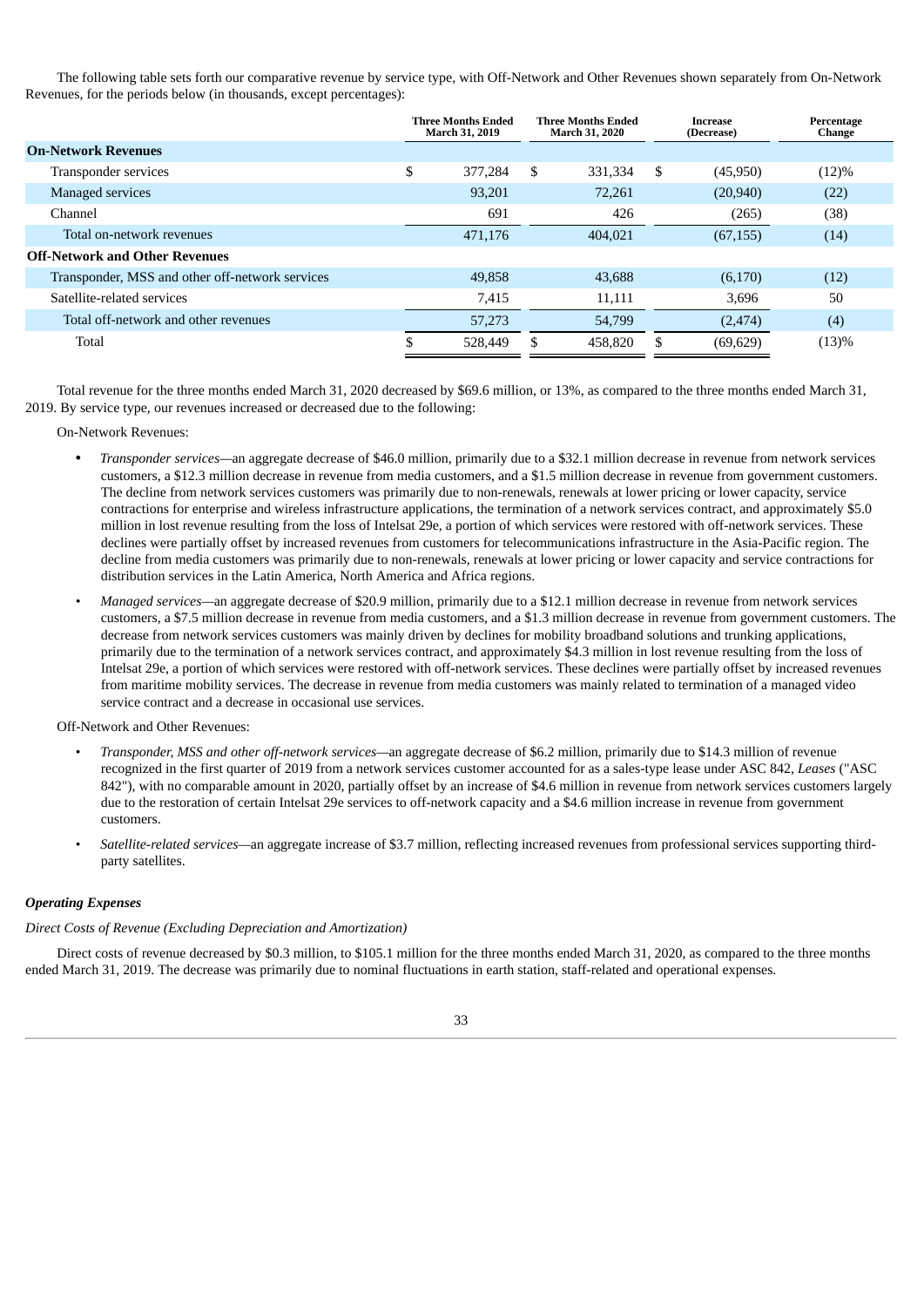The following table sets forth our comparative revenue by service type, with Off-Network and Other Revenues shown separately from On-Network Revenues, for the periods below (in thousands, except percentages):

| | Three Months Ended March 31, 2019 | Three Months Ended March 31, 2020 | Increase (Decrease) | Percentage Change |
|---|---|---|---|---|
| **On-Network Revenues** | | | | |
| Transponder services | $ 377,284 | $ 331,334 | $ (45,950) | (12)% |
| Managed services | 93,201 | 72,261 | (20,940) | (22) |
| Channel | 691 | 426 | (265) | (38) |
| Total on-network revenues | 471,176 | 404,021 | (67,155) | (14) |
| **Off-Network and Other Revenues** | | | | |
| Transponder, MSS and other off-network services | 49,858 | 43,688 | (6,170) | (12) |
| Satellite-related services | 7,415 | 11,111 | 3,696 | 50 |
| Total off-network and other revenues | 57,273 | 54,799 | (2,474) | (4) |
| Total | $ 528,449 | $ 458,820 | $ (69,629) | (13)% |

Total revenue for the three months ended March 31, 2020 decreased by $69.6 million, or 13%, as compared to the three months ended March 31, 2019. By service type, our revenues increased or decreased due to the following:

On-Network Revenues:

- *Transponder services*—an aggregate decrease of $46.0 million, primarily due to a $32.1 million decrease in revenue from network services customers, a $12.3 million decrease in revenue from media customers, and a $1.5 million decrease in revenue from government customers. The decline from network services customers was primarily due to non-renewals, renewals at lower pricing or lower capacity, service contractions for enterprise and wireless infrastructure applications, the termination of a network services contract, and approximately $5.0 million in lost revenue resulting from the loss of Intelsat 29e, a portion of which services were restored with off-network services. These declines were partially offset by increased revenues from customers for telecommunications infrastructure in the Asia-Pacific region. The decline from media customers was primarily due to non-renewals, renewals at lower pricing or lower capacity and service contractions for distribution services in the Latin America, North America and Africa regions.
- *Managed services*—an aggregate decrease of $20.9 million, primarily due to a $12.1 million decrease in revenue from network services customers, a $7.5 million decrease in revenue from media customers, and a $1.3 million decrease in revenue from government customers. The decrease from network services customers was mainly driven by declines for mobility broadband solutions and trunking applications, primarily due to the termination of a network services contract, and approximately $4.3 million in lost revenue resulting from the loss of Intelsat 29e, a portion of which services were restored with off-network services. These declines were partially offset by increased revenues from maritime mobility services. The decrease in revenue from media customers was mainly related to termination of a managed video service contract and a decrease in occasional use services.

Off-Network and Other Revenues:

- *Transponder, MSS and other off-network services*—an aggregate decrease of $6.2 million, primarily due to $14.3 million of revenue recognized in the first quarter of 2019 from a network services customer accounted for as a sales-type lease under ASC 842, *Leases* ("ASC 842"), with no comparable amount in 2020, partially offset by an increase of $4.6 million in revenue from network services customers largely due to the restoration of certain Intelsat 29e services to off-network capacity and a $4.6 million increase in revenue from government customers.
- *Satellite-related services*—an aggregate increase of $3.7 million, reflecting increased revenues from professional services supporting third-party satellites.

***Operating Expenses***

*Direct Costs of Revenue (Excluding Depreciation and Amortization)*

Direct costs of revenue decreased by $0.3 million, to $105.1 million for the three months ended March 31, 2020, as compared to the three months ended March 31, 2019. The decrease was primarily due to nominal fluctuations in earth station, staff-related and operational expenses.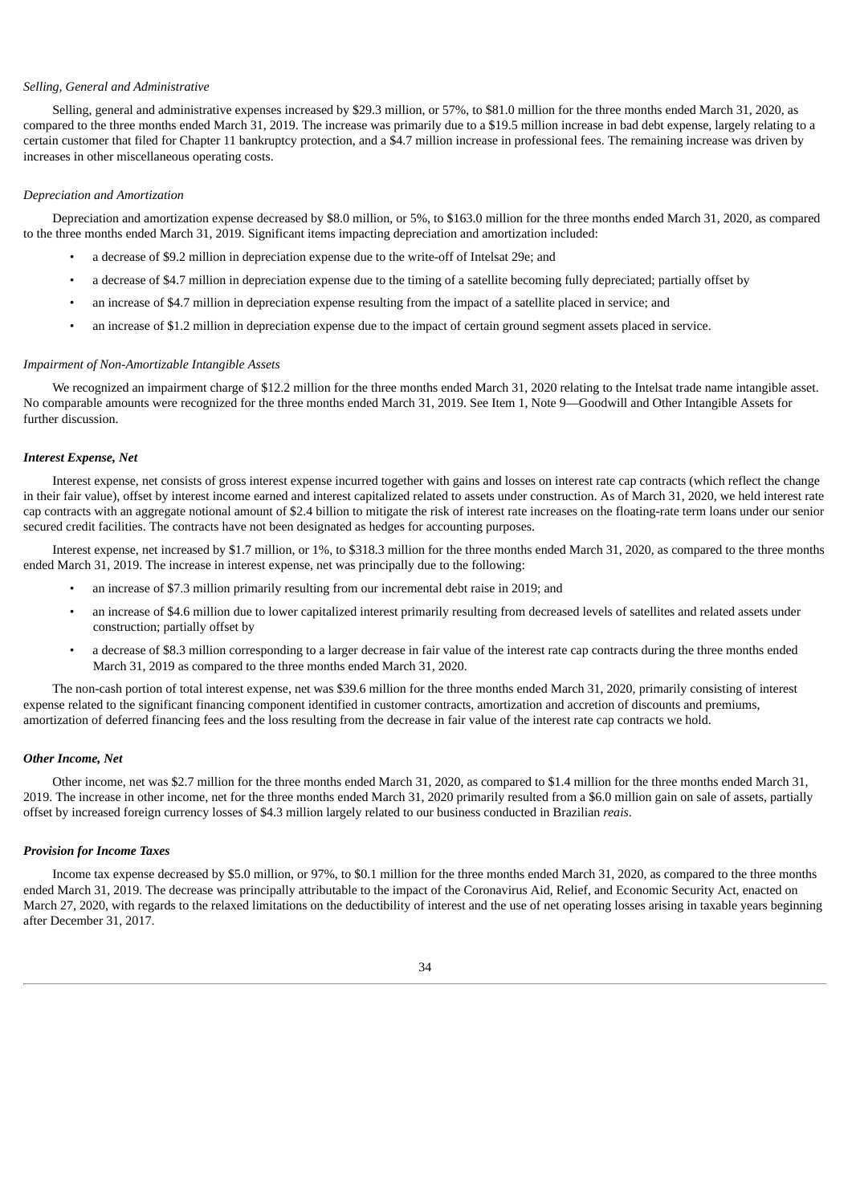*Selling, General and Administrative*

Selling, general and administrative expenses increased by $29.3 million, or 57%, to $81.0 million for the three months ended March 31, 2020, as compared to the three months ended March 31, 2019. The increase was primarily due to a $19.5 million increase in bad debt expense, largely relating to a certain customer that filed for Chapter 11 bankruptcy protection, and a $4.7 million increase in professional fees. The remaining increase was driven by increases in other miscellaneous operating costs.

*Depreciation and Amortization*

Depreciation and amortization expense decreased by $8.0 million, or 5%, to $163.0 million for the three months ended March 31, 2020, as compared to the three months ended March 31, 2019. Significant items impacting depreciation and amortization included:

- a decrease of $9.2 million in depreciation expense due to the write-off of Intelsat 29e; and
- a decrease of $4.7 million in depreciation expense due to the timing of a satellite becoming fully depreciated; partially offset by
- an increase of $4.7 million in depreciation expense resulting from the impact of a satellite placed in service; and
- an increase of $1.2 million in depreciation expense due to the impact of certain ground segment assets placed in service.

*Impairment of Non-Amortizable Intangible Assets*

We recognized an impairment charge of $12.2 million for the three months ended March 31, 2020 relating to the Intelsat trade name intangible asset. No comparable amounts were recognized for the three months ended March 31, 2019. See Item 1, Note 9—Goodwill and Other Intangible Assets for further discussion.

***Interest Expense, Net***

Interest expense, net consists of gross interest expense incurred together with gains and losses on interest rate cap contracts (which reflect the change in their fair value), offset by interest income earned and interest capitalized related to assets under construction. As of March 31, 2020, we held interest rate cap contracts with an aggregate notional amount of $2.4 billion to mitigate the risk of interest rate increases on the floating-rate term loans under our senior secured credit facilities. The contracts have not been designated as hedges for accounting purposes.

Interest expense, net increased by $1.7 million, or 1%, to $318.3 million for the three months ended March 31, 2020, as compared to the three months ended March 31, 2019. The increase in interest expense, net was principally due to the following:

- an increase of $7.3 million primarily resulting from our incremental debt raise in 2019; and
- an increase of $4.6 million due to lower capitalized interest primarily resulting from decreased levels of satellites and related assets under construction; partially offset by
- a decrease of $8.3 million corresponding to a larger decrease in fair value of the interest rate cap contracts during the three months ended March 31, 2019 as compared to the three months ended March 31, 2020.

The non-cash portion of total interest expense, net was $39.6 million for the three months ended March 31, 2020, primarily consisting of interest expense related to the significant financing component identified in customer contracts, amortization and accretion of discounts and premiums, amortization of deferred financing fees and the loss resulting from the decrease in fair value of the interest rate cap contracts we hold.

***Other Income, Net***

Other income, net was $2.7 million for the three months ended March 31, 2020, as compared to $1.4 million for the three months ended March 31, 2019. The increase in other income, net for the three months ended March 31, 2020 primarily resulted from a $6.0 million gain on sale of assets, partially offset by increased foreign currency losses of $4.3 million largely related to our business conducted in Brazilian *reais*.

***Provision for Income Taxes***

Income tax expense decreased by $5.0 million, or 97%, to $0.1 million for the three months ended March 31, 2020, as compared to the three months ended March 31, 2019. The decrease was principally attributable to the impact of the Coronavirus Aid, Relief, and Economic Security Act, enacted on March 27, 2020, with regards to the relaxed limitations on the deductibility of interest and the use of net operating losses arising in taxable years beginning after December 31, 2017.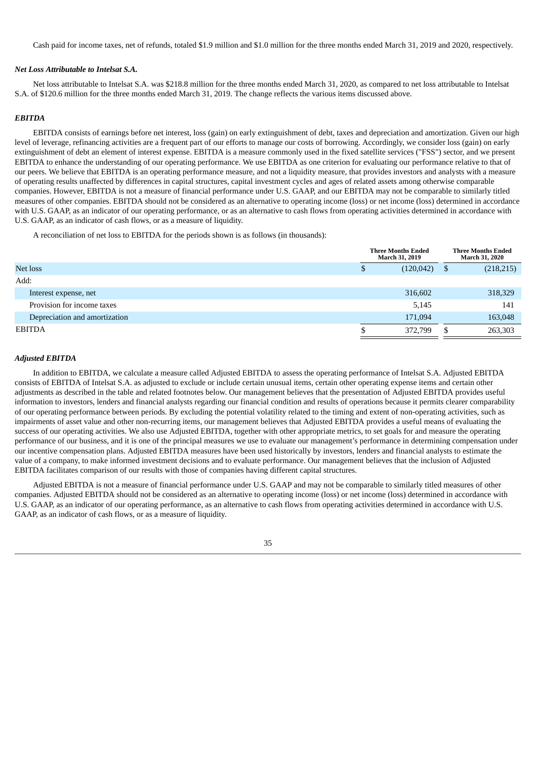Cash paid for income taxes, net of refunds, totaled $1.9 million and $1.0 million for the three months ended March 31, 2019 and 2020, respectively.

***Net Loss Attributable to Intelsat S.A.***

Net loss attributable to Intelsat S.A. was $218.8 million for the three months ended March 31, 2020, as compared to net loss attributable to Intelsat S.A. of $120.6 million for the three months ended March 31, 2019. The change reflects the various items discussed above.

***EBITDA***

EBITDA consists of earnings before net interest, loss (gain) on early extinguishment of debt, taxes and depreciation and amortization. Given our high level of leverage, refinancing activities are a frequent part of our efforts to manage our costs of borrowing. Accordingly, we consider loss (gain) on early extinguishment of debt an element of interest expense. EBITDA is a measure commonly used in the fixed satellite services ("FSS") sector, and we present EBITDA to enhance the understanding of our operating performance. We use EBITDA as one criterion for evaluating our performance relative to that of our peers. We believe that EBITDA is an operating performance measure, and not a liquidity measure, that provides investors and analysts with a measure of operating results unaffected by differences in capital structures, capital investment cycles and ages of related assets among otherwise comparable companies. However, EBITDA is not a measure of financial performance under U.S. GAAP, and our EBITDA may not be comparable to similarly titled measures of other companies. EBITDA should not be considered as an alternative to operating income (loss) or net income (loss) determined in accordance with U.S. GAAP, as an indicator of our operating performance, or as an alternative to cash flows from operating activities determined in accordance with U.S. GAAP, as an indicator of cash flows, or as a measure of liquidity.

A reconciliation of net loss to EBITDA for the periods shown is as follows (in thousands):

| | Three Months Ended March 31, 2019 | Three Months Ended March 31, 2020 |
|---|---|---|
| Net loss | $ (120,042) | $ (218,215) |
| Add: | | |
| Interest expense, net | 316,602 | 318,329 |
| Provision for income taxes | 5,145 | 141 |
| Depreciation and amortization | 171,094 | 163,048 |
| EBITDA | $ 372,799 | $ 263,303 |

***Adjusted EBITDA***

In addition to EBITDA, we calculate a measure called Adjusted EBITDA to assess the operating performance of Intelsat S.A. Adjusted EBITDA consists of EBITDA of Intelsat S.A. as adjusted to exclude or include certain unusual items, certain other operating expense items and certain other adjustments as described in the table and related footnotes below. Our management believes that the presentation of Adjusted EBITDA provides useful information to investors, lenders and financial analysts regarding our financial condition and results of operations because it permits clearer comparability of our operating performance between periods. By excluding the potential volatility related to the timing and extent of non-operating activities, such as impairments of asset value and other non-recurring items, our management believes that Adjusted EBITDA provides a useful means of evaluating the success of our operating activities. We also use Adjusted EBITDA, together with other appropriate metrics, to set goals for and measure the operating performance of our business, and it is one of the principal measures we use to evaluate our management's performance in determining compensation under our incentive compensation plans. Adjusted EBITDA measures have been used historically by investors, lenders and financial analysts to estimate the value of a company, to make informed investment decisions and to evaluate performance. Our management believes that the inclusion of Adjusted EBITDA facilitates comparison of our results with those of companies having different capital structures.

Adjusted EBITDA is not a measure of financial performance under U.S. GAAP and may not be comparable to similarly titled measures of other companies. Adjusted EBITDA should not be considered as an alternative to operating income (loss) or net income (loss) determined in accordance with U.S. GAAP, as an indicator of our operating performance, as an alternative to cash flows from operating activities determined in accordance with U.S. GAAP, as an indicator of cash flows, or as a measure of liquidity.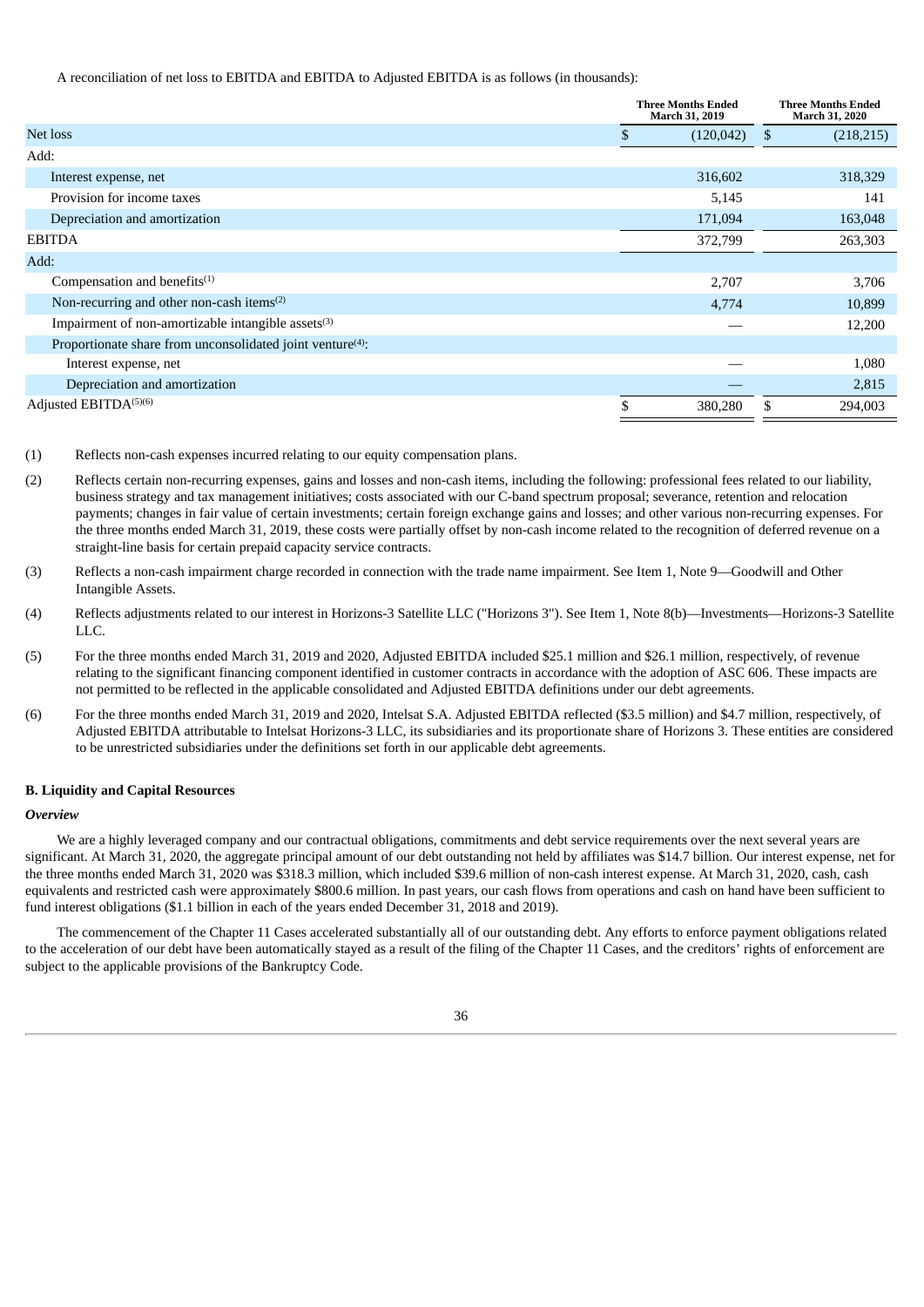A reconciliation of net loss to EBITDA and EBITDA to Adjusted EBITDA is as follows (in thousands):

| | Three Months Ended March 31, 2019 | Three Months Ended March 31, 2020 |
|---|---|---|
| Net loss | $ (120,042) | $ (218,215) |
| Add: | | |
| Interest expense, net | 316,602 | 318,329 |
| Provision for income taxes | 5,145 | 141 |
| Depreciation and amortization | 171,094 | 163,048 |
| EBITDA | 372,799 | 263,303 |
| Add: | | |
| Compensation and benefits[(1)] | 2,707 | 3,706 |
| Non-recurring and other non-cash items[(2)] | 4,774 | 10,899 |
| Impairment of non-amortizable intangible assets[(3)] | — | 12,200 |
| Proportionate share from unconsolidated joint venture[(4)]: | | |
| Interest expense, net | — | 1,080 |
| Depreciation and amortization | — | 2,815 |
| Adjusted EBITDA[(5)(6)] | $ 380,280 | $ 294,003 |

(1) Reflects non-cash expenses incurred relating to our equity compensation plans.

(2) Reflects certain non-recurring expenses, gains and losses and non-cash items, including the following: professional fees related to our liability, business strategy and tax management initiatives; costs associated with our C-band spectrum proposal; severance, retention and relocation payments; changes in fair value of certain investments; certain foreign exchange gains and losses; and other various non-recurring expenses. For the three months ended March 31, 2019, these costs were partially offset by non-cash income related to the recognition of deferred revenue on a straight-line basis for certain prepaid capacity service contracts.

(3) Reflects a non-cash impairment charge recorded in connection with the trade name impairment. See Item 1, Note 9—Goodwill and Other Intangible Assets.

(4) Reflects adjustments related to our interest in Horizons-3 Satellite LLC ("Horizons 3"). See Item 1, Note 8(b)—Investments—Horizons-3 Satellite LLC.

(5) For the three months ended March 31, 2019 and 2020, Adjusted EBITDA included $25.1 million and $26.1 million, respectively, of revenue relating to the significant financing component identified in customer contracts in accordance with the adoption of ASC 606. These impacts are not permitted to be reflected in the applicable consolidated and Adjusted EBITDA definitions under our debt agreements.

(6) For the three months ended March 31, 2019 and 2020, Intelsat S.A. Adjusted EBITDA reflected ($3.5 million) and $4.7 million, respectively, of Adjusted EBITDA attributable to Intelsat Horizons-3 LLC, its subsidiaries and its proportionate share of Horizons 3. These entities are considered to be unrestricted subsidiaries under the definitions set forth in our applicable debt agreements.

### B. Liquidity and Capital Resources

***Overview***

We are a highly leveraged company and our contractual obligations, commitments and debt service requirements over the next several years are significant. At March 31, 2020, the aggregate principal amount of our debt outstanding not held by affiliates was $14.7 billion. Our interest expense, net for the three months ended March 31, 2020 was $318.3 million, which included $39.6 million of non-cash interest expense. At March 31, 2020, cash, cash equivalents and restricted cash were approximately $800.6 million. In past years, our cash flows from operations and cash on hand have been sufficient to fund interest obligations ($1.1 billion in each of the years ended December 31, 2018 and 2019).

The commencement of the Chapter 11 Cases accelerated substantially all of our outstanding debt. Any efforts to enforce payment obligations related to the acceleration of our debt have been automatically stayed as a result of the filing of the Chapter 11 Cases, and the creditors' rights of enforcement are subject to the applicable provisions of the Bankruptcy Code.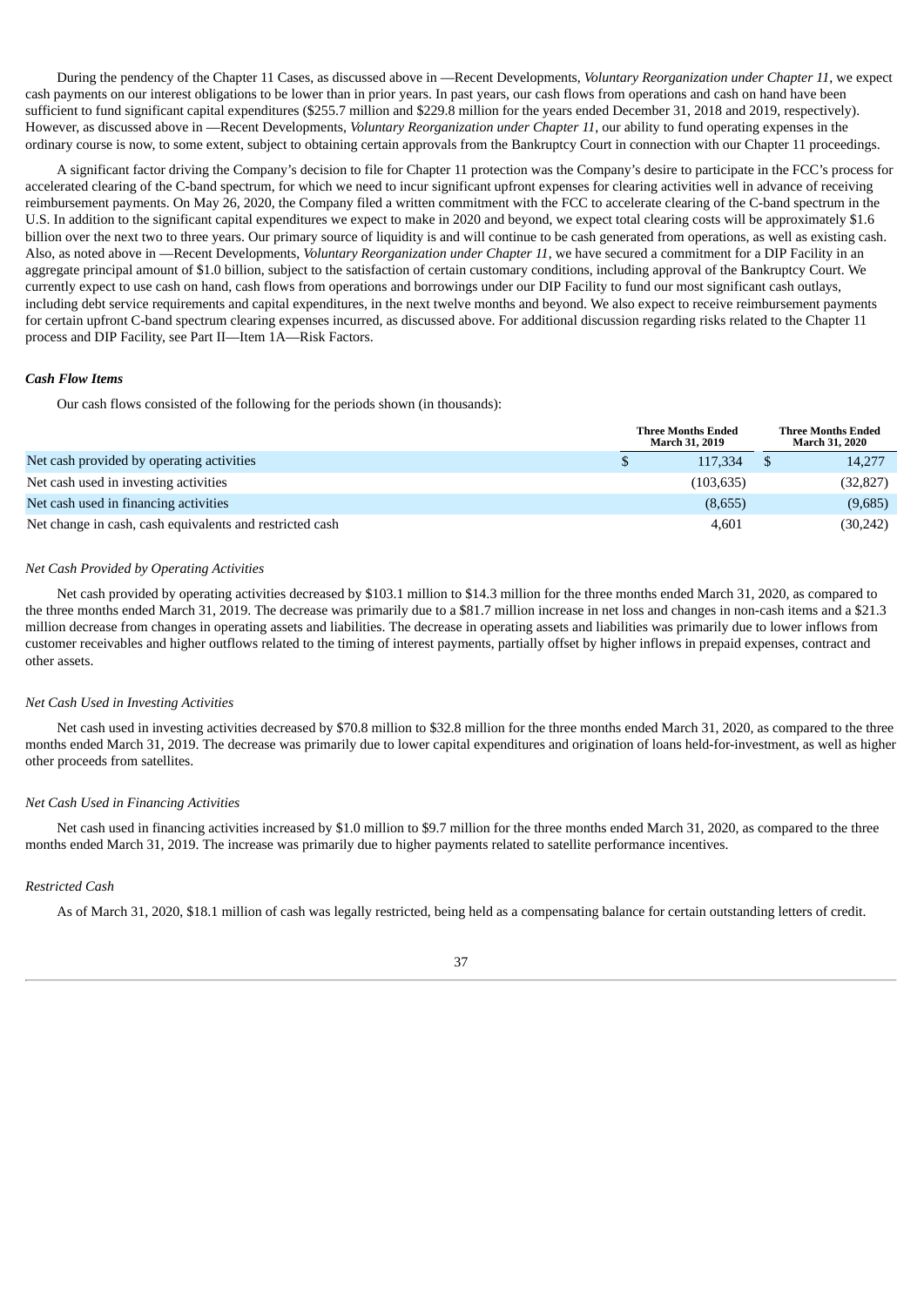During the pendency of the Chapter 11 Cases, as discussed above in —Recent Developments, *Voluntary Reorganization under Chapter 11*, we expect cash payments on our interest obligations to be lower than in prior years. In past years, our cash flows from operations and cash on hand have been sufficient to fund significant capital expenditures ($255.7 million and $229.8 million for the years ended December 31, 2018 and 2019, respectively). However, as discussed above in —Recent Developments, *Voluntary Reorganization under Chapter 11*, our ability to fund operating expenses in the ordinary course is now, to some extent, subject to obtaining certain approvals from the Bankruptcy Court in connection with our Chapter 11 proceedings.

A significant factor driving the Company's decision to file for Chapter 11 protection was the Company's desire to participate in the FCC's process for accelerated clearing of the C-band spectrum, for which we need to incur significant upfront expenses for clearing activities well in advance of receiving reimbursement payments. On May 26, 2020, the Company filed a written commitment with the FCC to accelerate clearing of the C-band spectrum in the U.S. In addition to the significant capital expenditures we expect to make in 2020 and beyond, we expect total clearing costs will be approximately $1.6 billion over the next two to three years. Our primary source of liquidity is and will continue to be cash generated from operations, as well as existing cash. Also, as noted above in —Recent Developments, *Voluntary Reorganization under Chapter 11*, we have secured a commitment for a DIP Facility in an aggregate principal amount of $1.0 billion, subject to the satisfaction of certain customary conditions, including approval of the Bankruptcy Court. We currently expect to use cash on hand, cash flows from operations and borrowings under our DIP Facility to fund our most significant cash outlays, including debt service requirements and capital expenditures, in the next twelve months and beyond. We also expect to receive reimbursement payments for certain upfront C-band spectrum clearing expenses incurred, as discussed above. For additional discussion regarding risks related to the Chapter 11 process and DIP Facility, see Part II—Item 1A—Risk Factors.

***Cash Flow Items***

Our cash flows consisted of the following for the periods shown (in thousands):

| | Three Months Ended March 31, 2019 | Three Months Ended March 31, 2020 |
|---|---|---|
| Net cash provided by operating activities | $ 117,334 | $ 14,277 |
| Net cash used in investing activities | (103,635) | (32,827) |
| Net cash used in financing activities | (8,655) | (9,685) |
| Net change in cash, cash equivalents and restricted cash | 4,601 | (30,242) |

*Net Cash Provided by Operating Activities*

Net cash provided by operating activities decreased by $103.1 million to $14.3 million for the three months ended March 31, 2020, as compared to the three months ended March 31, 2019. The decrease was primarily due to a $81.7 million increase in net loss and changes in non-cash items and a $21.3 million decrease from changes in operating assets and liabilities. The decrease in operating assets and liabilities was primarily due to lower inflows from customer receivables and higher outflows related to the timing of interest payments, partially offset by higher inflows in prepaid expenses, contract and other assets.

*Net Cash Used in Investing Activities*

Net cash used in investing activities decreased by $70.8 million to $32.8 million for the three months ended March 31, 2020, as compared to the three months ended March 31, 2019. The decrease was primarily due to lower capital expenditures and origination of loans held-for-investment, as well as higher other proceeds from satellites.

*Net Cash Used in Financing Activities*

Net cash used in financing activities increased by $1.0 million to $9.7 million for the three months ended March 31, 2020, as compared to the three months ended March 31, 2019. The increase was primarily due to higher payments related to satellite performance incentives.

*Restricted Cash*

As of March 31, 2020, $18.1 million of cash was legally restricted, being held as a compensating balance for certain outstanding letters of credit.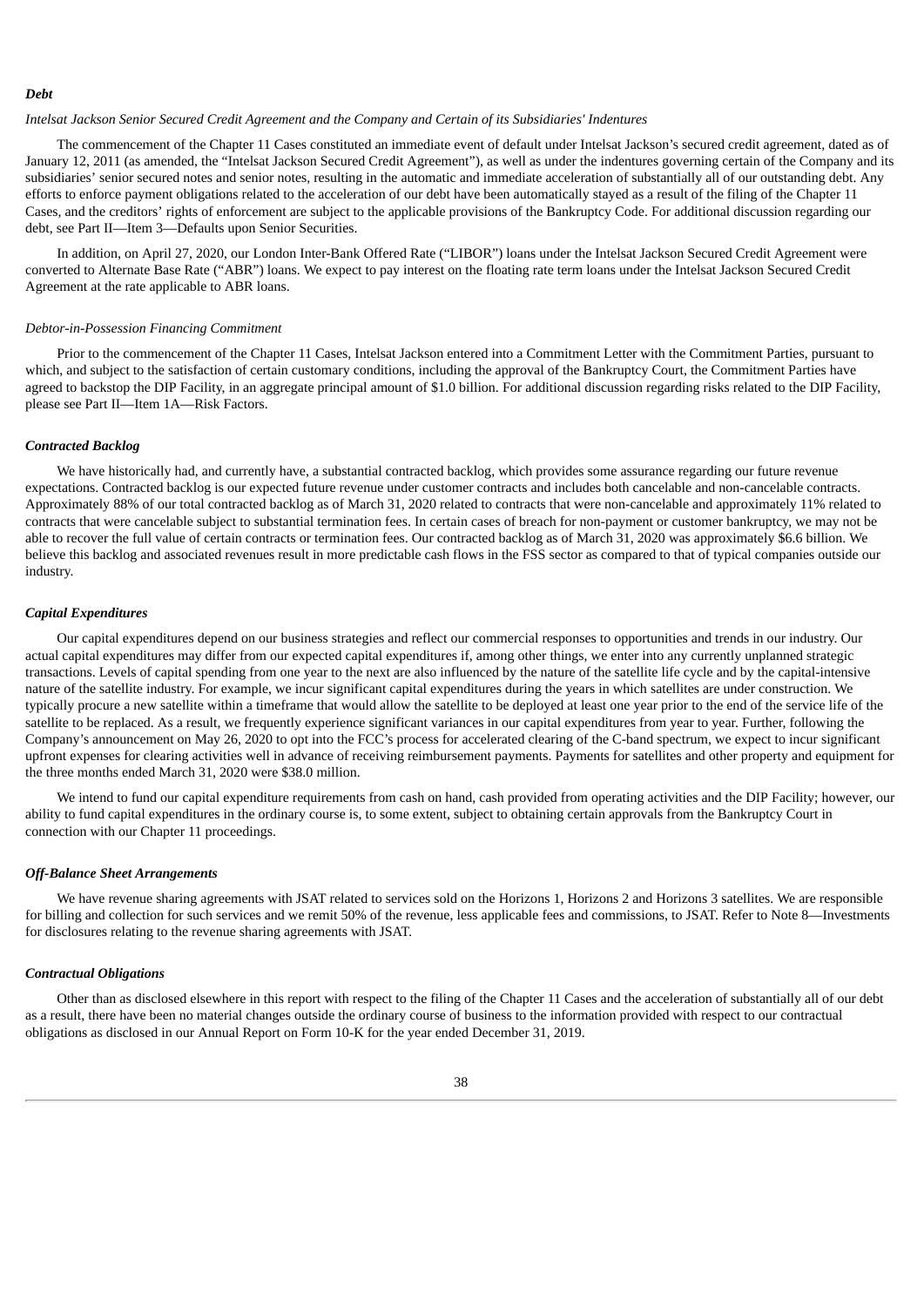***Debt***

*Intelsat Jackson Senior Secured Credit Agreement and the Company and Certain of its Subsidiaries' Indentures*

The commencement of the Chapter 11 Cases constituted an immediate event of default under Intelsat Jackson's secured credit agreement, dated as of January 12, 2011 (as amended, the "Intelsat Jackson Secured Credit Agreement"), as well as under the indentures governing certain of the Company and its subsidiaries' senior secured notes and senior notes, resulting in the automatic and immediate acceleration of substantially all of our outstanding debt. Any efforts to enforce payment obligations related to the acceleration of our debt have been automatically stayed as a result of the filing of the Chapter 11 Cases, and the creditors' rights of enforcement are subject to the applicable provisions of the Bankruptcy Code. For additional discussion regarding our debt, see Part II—Item 3—Defaults upon Senior Securities.

In addition, on April 27, 2020, our London Inter-Bank Offered Rate ("LIBOR") loans under the Intelsat Jackson Secured Credit Agreement were converted to Alternate Base Rate ("ABR") loans. We expect to pay interest on the floating rate term loans under the Intelsat Jackson Secured Credit Agreement at the rate applicable to ABR loans.

*Debtor-in-Possession Financing Commitment*

Prior to the commencement of the Chapter 11 Cases, Intelsat Jackson entered into a Commitment Letter with the Commitment Parties, pursuant to which, and subject to the satisfaction of certain customary conditions, including the approval of the Bankruptcy Court, the Commitment Parties have agreed to backstop the DIP Facility, in an aggregate principal amount of $1.0 billion. For additional discussion regarding risks related to the DIP Facility, please see Part II—Item 1A—Risk Factors.

***Contracted Backlog***

We have historically had, and currently have, a substantial contracted backlog, which provides some assurance regarding our future revenue expectations. Contracted backlog is our expected future revenue under customer contracts and includes both cancelable and non-cancelable contracts. Approximately 88% of our total contracted backlog as of March 31, 2020 related to contracts that were non-cancelable and approximately 11% related to contracts that were cancelable subject to substantial termination fees. In certain cases of breach for non-payment or customer bankruptcy, we may not be able to recover the full value of certain contracts or termination fees. Our contracted backlog as of March 31, 2020 was approximately $6.6 billion. We believe this backlog and associated revenues result in more predictable cash flows in the FSS sector as compared to that of typical companies outside our industry.

***Capital Expenditures***

Our capital expenditures depend on our business strategies and reflect our commercial responses to opportunities and trends in our industry. Our actual capital expenditures may differ from our expected capital expenditures if, among other things, we enter into any currently unplanned strategic transactions. Levels of capital spending from one year to the next are also influenced by the nature of the satellite life cycle and by the capital-intensive nature of the satellite industry. For example, we incur significant capital expenditures during the years in which satellites are under construction. We typically procure a new satellite within a timeframe that would allow the satellite to be deployed at least one year prior to the end of the service life of the satellite to be replaced. As a result, we frequently experience significant variances in our capital expenditures from year to year. Further, following the Company's announcement on May 26, 2020 to opt into the FCC's process for accelerated clearing of the C-band spectrum, we expect to incur significant upfront expenses for clearing activities well in advance of receiving reimbursement payments. Payments for satellites and other property and equipment for the three months ended March 31, 2020 were $38.0 million.

We intend to fund our capital expenditure requirements from cash on hand, cash provided from operating activities and the DIP Facility; however, our ability to fund capital expenditures in the ordinary course is, to some extent, subject to obtaining certain approvals from the Bankruptcy Court in connection with our Chapter 11 proceedings.

***Off-Balance Sheet Arrangements***

We have revenue sharing agreements with JSAT related to services sold on the Horizons 1, Horizons 2 and Horizons 3 satellites. We are responsible for billing and collection for such services and we remit 50% of the revenue, less applicable fees and commissions, to JSAT. Refer to Note 8—Investments for disclosures relating to the revenue sharing agreements with JSAT.

***Contractual Obligations***

Other than as disclosed elsewhere in this report with respect to the filing of the Chapter 11 Cases and the acceleration of substantially all of our debt as a result, there have been no material changes outside the ordinary course of business to the information provided with respect to our contractual obligations as disclosed in our Annual Report on Form 10-K for the year ended December 31, 2019.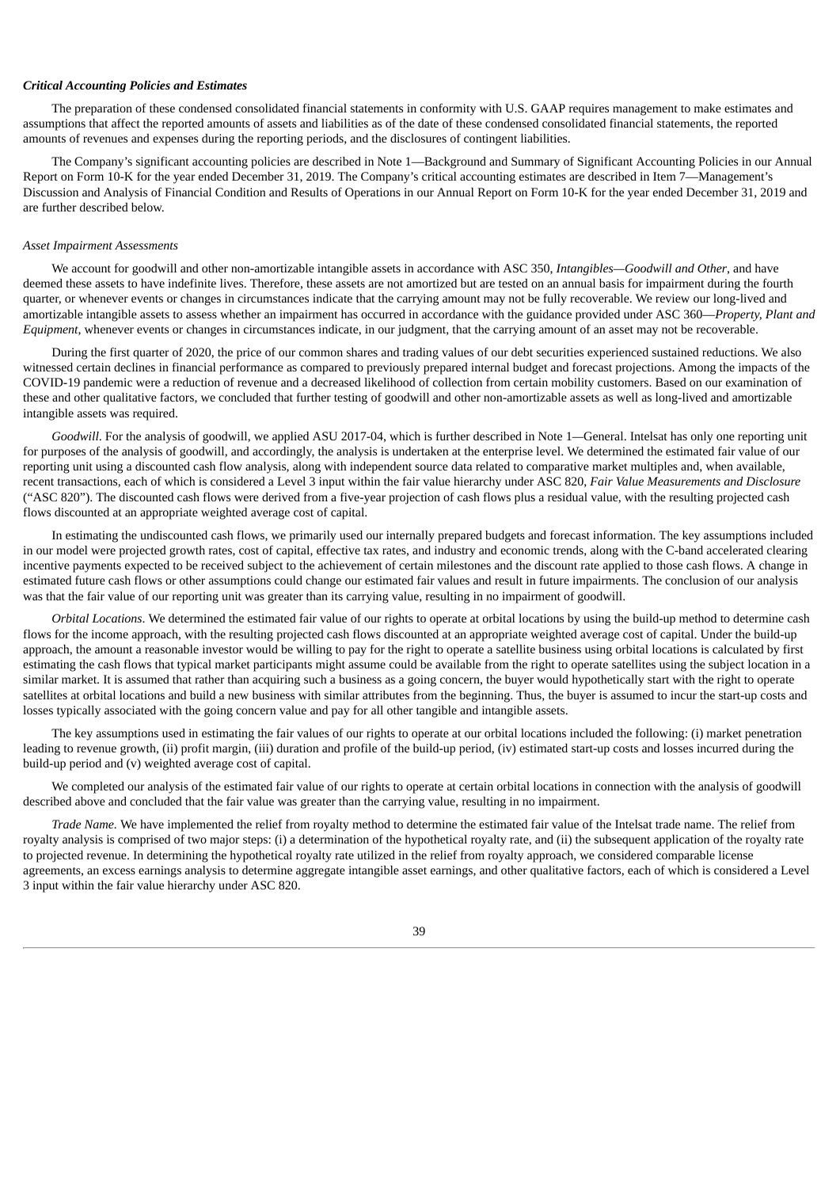### *Critical Accounting Policies and Estimates*

The preparation of these condensed consolidated financial statements in conformity with U.S. GAAP requires management to make estimates and assumptions that affect the reported amounts of assets and liabilities as of the date of these condensed consolidated financial statements, the reported amounts of revenues and expenses during the reporting periods, and the disclosures of contingent liabilities.

The Company's significant accounting policies are described in Note 1—Background and Summary of Significant Accounting Policies in our Annual Report on Form 10-K for the year ended December 31, 2019. The Company's critical accounting estimates are described in Item 7—Management's Discussion and Analysis of Financial Condition and Results of Operations in our Annual Report on Form 10-K for the year ended December 31, 2019 and are further described below.

#### *Asset Impairment Assessments*

We account for goodwill and other non-amortizable intangible assets in accordance with ASC 350, *Intangibles—Goodwill and Other*, and have deemed these assets to have indefinite lives. Therefore, these assets are not amortized but are tested on an annual basis for impairment during the fourth quarter, or whenever events or changes in circumstances indicate that the carrying amount may not be fully recoverable. We review our long-lived and amortizable intangible assets to assess whether an impairment has occurred in accordance with the guidance provided under ASC 360—*Property, Plant and Equipment*, whenever events or changes in circumstances indicate, in our judgment, that the carrying amount of an asset may not be recoverable.

During the first quarter of 2020, the price of our common shares and trading values of our debt securities experienced sustained reductions. We also witnessed certain declines in financial performance as compared to previously prepared internal budget and forecast projections. Among the impacts of the COVID-19 pandemic were a reduction of revenue and a decreased likelihood of collection from certain mobility customers. Based on our examination of these and other qualitative factors, we concluded that further testing of goodwill and other non-amortizable assets as well as long-lived and amortizable intangible assets was required.

*Goodwill*. For the analysis of goodwill, we applied ASU 2017-04, which is further described in Note 1—General. Intelsat has only one reporting unit for purposes of the analysis of goodwill, and accordingly, the analysis is undertaken at the enterprise level. We determined the estimated fair value of our reporting unit using a discounted cash flow analysis, along with independent source data related to comparative market multiples and, when available, recent transactions, each of which is considered a Level 3 input within the fair value hierarchy under ASC 820, *Fair Value Measurements and Disclosure* ("ASC 820"). The discounted cash flows were derived from a five-year projection of cash flows plus a residual value, with the resulting projected cash flows discounted at an appropriate weighted average cost of capital.

In estimating the undiscounted cash flows, we primarily used our internally prepared budgets and forecast information. The key assumptions included in our model were projected growth rates, cost of capital, effective tax rates, and industry and economic trends, along with the C-band accelerated clearing incentive payments expected to be received subject to the achievement of certain milestones and the discount rate applied to those cash flows. A change in estimated future cash flows or other assumptions could change our estimated fair values and result in future impairments. The conclusion of our analysis was that the fair value of our reporting unit was greater than its carrying value, resulting in no impairment of goodwill.

*Orbital Locations*. We determined the estimated fair value of our rights to operate at orbital locations by using the build-up method to determine cash flows for the income approach, with the resulting projected cash flows discounted at an appropriate weighted average cost of capital. Under the build-up approach, the amount a reasonable investor would be willing to pay for the right to operate a satellite business using orbital locations is calculated by first estimating the cash flows that typical market participants might assume could be available from the right to operate satellites using the subject location in a similar market. It is assumed that rather than acquiring such a business as a going concern, the buyer would hypothetically start with the right to operate satellites at orbital locations and build a new business with similar attributes from the beginning. Thus, the buyer is assumed to incur the start-up costs and losses typically associated with the going concern value and pay for all other tangible and intangible assets.

The key assumptions used in estimating the fair values of our rights to operate at our orbital locations included the following: (i) market penetration leading to revenue growth, (ii) profit margin, (iii) duration and profile of the build-up period, (iv) estimated start-up costs and losses incurred during the build-up period and (v) weighted average cost of capital.

We completed our analysis of the estimated fair value of our rights to operate at certain orbital locations in connection with the analysis of goodwill described above and concluded that the fair value was greater than the carrying value, resulting in no impairment.

*Trade Name*. We have implemented the relief from royalty method to determine the estimated fair value of the Intelsat trade name. The relief from royalty analysis is comprised of two major steps: (i) a determination of the hypothetical royalty rate, and (ii) the subsequent application of the royalty rate to projected revenue. In determining the hypothetical royalty rate utilized in the relief from royalty approach, we considered comparable license agreements, an excess earnings analysis to determine aggregate intangible asset earnings, and other qualitative factors, each of which is considered a Level 3 input within the fair value hierarchy under ASC 820.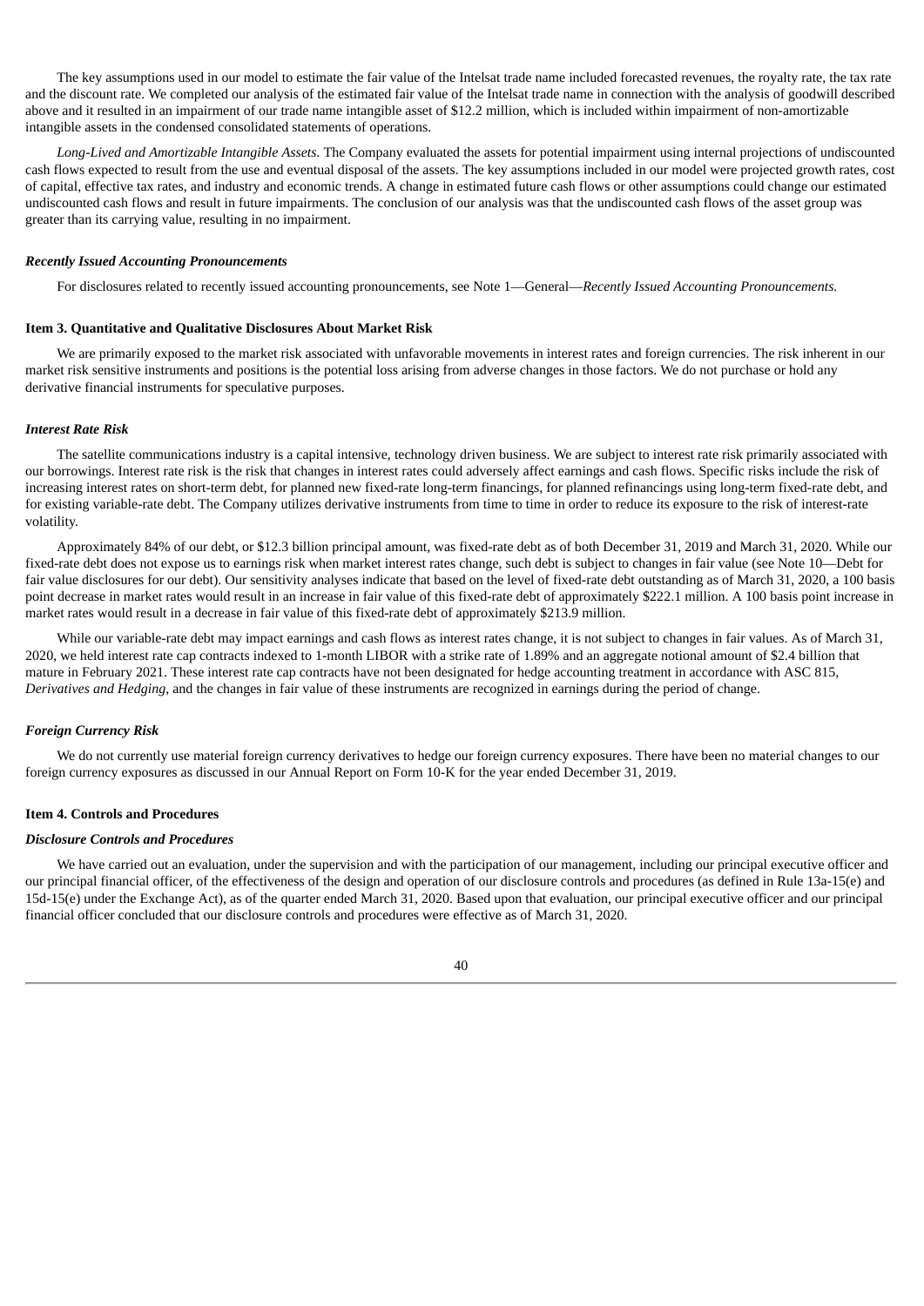The key assumptions used in our model to estimate the fair value of the Intelsat trade name included forecasted revenues, the royalty rate, the tax rate and the discount rate. We completed our analysis of the estimated fair value of the Intelsat trade name in connection with the analysis of goodwill described above and it resulted in an impairment of our trade name intangible asset of $12.2 million, which is included within impairment of non-amortizable intangible assets in the condensed consolidated statements of operations.

*Long-Lived and Amortizable Intangible Assets.* The Company evaluated the assets for potential impairment using internal projections of undiscounted cash flows expected to result from the use and eventual disposal of the assets. The key assumptions included in our model were projected growth rates, cost of capital, effective tax rates, and industry and economic trends. A change in estimated future cash flows or other assumptions could change our estimated undiscounted cash flows and result in future impairments. The conclusion of our analysis was that the undiscounted cash flows of the asset group was greater than its carrying value, resulting in no impairment.

***Recently Issued Accounting Pronouncements***

For disclosures related to recently issued accounting pronouncements, see Note 1—General—*Recently Issued Accounting Pronouncements.*

## Item 3. Quantitative and Qualitative Disclosures About Market Risk

We are primarily exposed to the market risk associated with unfavorable movements in interest rates and foreign currencies. The risk inherent in our market risk sensitive instruments and positions is the potential loss arising from adverse changes in those factors. We do not purchase or hold any derivative financial instruments for speculative purposes.

***Interest Rate Risk***

The satellite communications industry is a capital intensive, technology driven business. We are subject to interest rate risk primarily associated with our borrowings. Interest rate risk is the risk that changes in interest rates could adversely affect earnings and cash flows. Specific risks include the risk of increasing interest rates on short-term debt, for planned new fixed-rate long-term financings, for planned refinancings using long-term fixed-rate debt, and for existing variable-rate debt. The Company utilizes derivative instruments from time to time in order to reduce its exposure to the risk of interest-rate volatility.

Approximately 84% of our debt, or $12.3 billion principal amount, was fixed-rate debt as of both December 31, 2019 and March 31, 2020. While our fixed-rate debt does not expose us to earnings risk when market interest rates change, such debt is subject to changes in fair value (see Note 10—Debt for fair value disclosures for our debt). Our sensitivity analyses indicate that based on the level of fixed-rate debt outstanding as of March 31, 2020, a 100 basis point decrease in market rates would result in an increase in fair value of this fixed-rate debt of approximately $222.1 million. A 100 basis point increase in market rates would result in a decrease in fair value of this fixed-rate debt of approximately $213.9 million.

While our variable-rate debt may impact earnings and cash flows as interest rates change, it is not subject to changes in fair values. As of March 31, 2020, we held interest rate cap contracts indexed to 1-month LIBOR with a strike rate of 1.89% and an aggregate notional amount of $2.4 billion that mature in February 2021. These interest rate cap contracts have not been designated for hedge accounting treatment in accordance with ASC 815, *Derivatives and Hedging*, and the changes in fair value of these instruments are recognized in earnings during the period of change.

***Foreign Currency Risk***

We do not currently use material foreign currency derivatives to hedge our foreign currency exposures. There have been no material changes to our foreign currency exposures as discussed in our Annual Report on Form 10-K for the year ended December 31, 2019.

## Item 4. Controls and Procedures

***Disclosure Controls and Procedures***

We have carried out an evaluation, under the supervision and with the participation of our management, including our principal executive officer and our principal financial officer, of the effectiveness of the design and operation of our disclosure controls and procedures (as defined in Rule 13a-15(e) and 15d-15(e) under the Exchange Act), as of the quarter ended March 31, 2020. Based upon that evaluation, our principal executive officer and our principal financial officer concluded that our disclosure controls and procedures were effective as of March 31, 2020.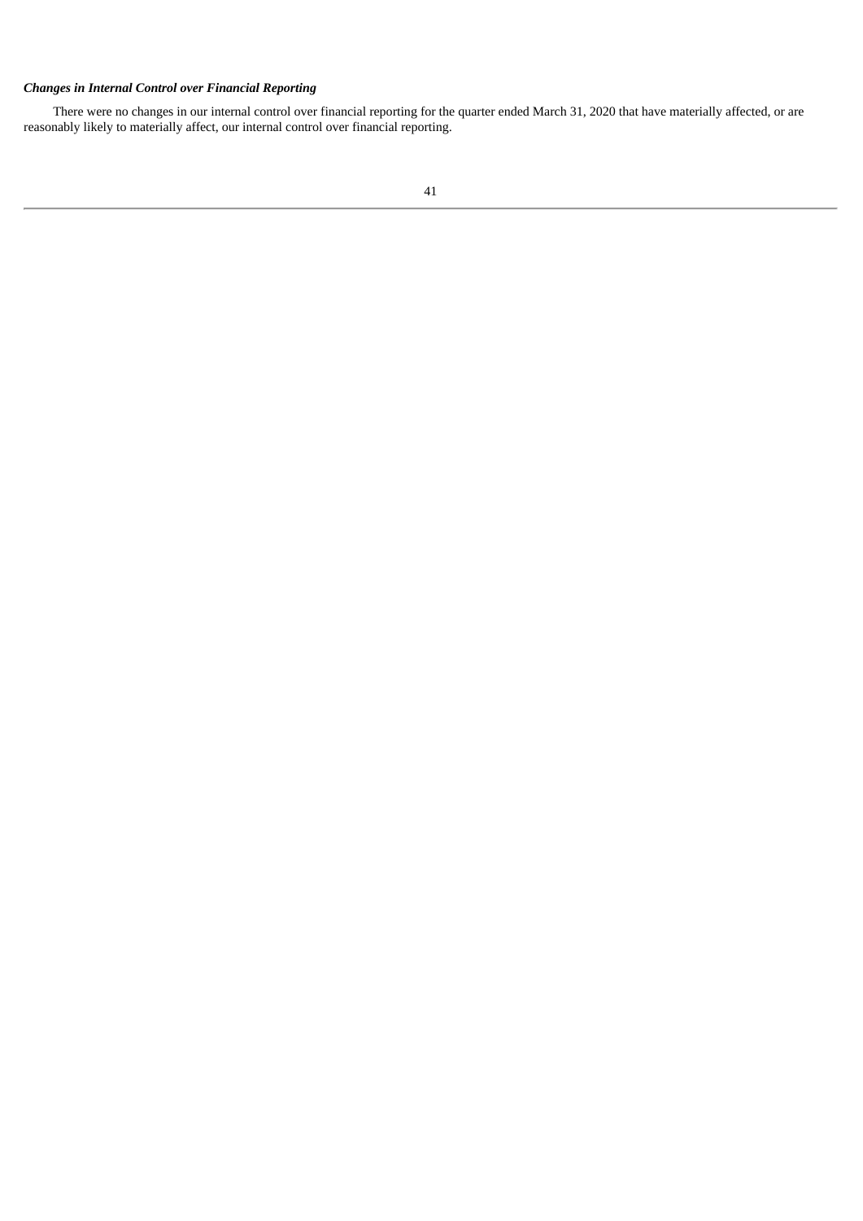***Changes in Internal Control over Financial Reporting***

There were no changes in our internal control over financial reporting for the quarter ended March 31, 2020 that have materially affected, or are reasonably likely to materially affect, our internal control over financial reporting.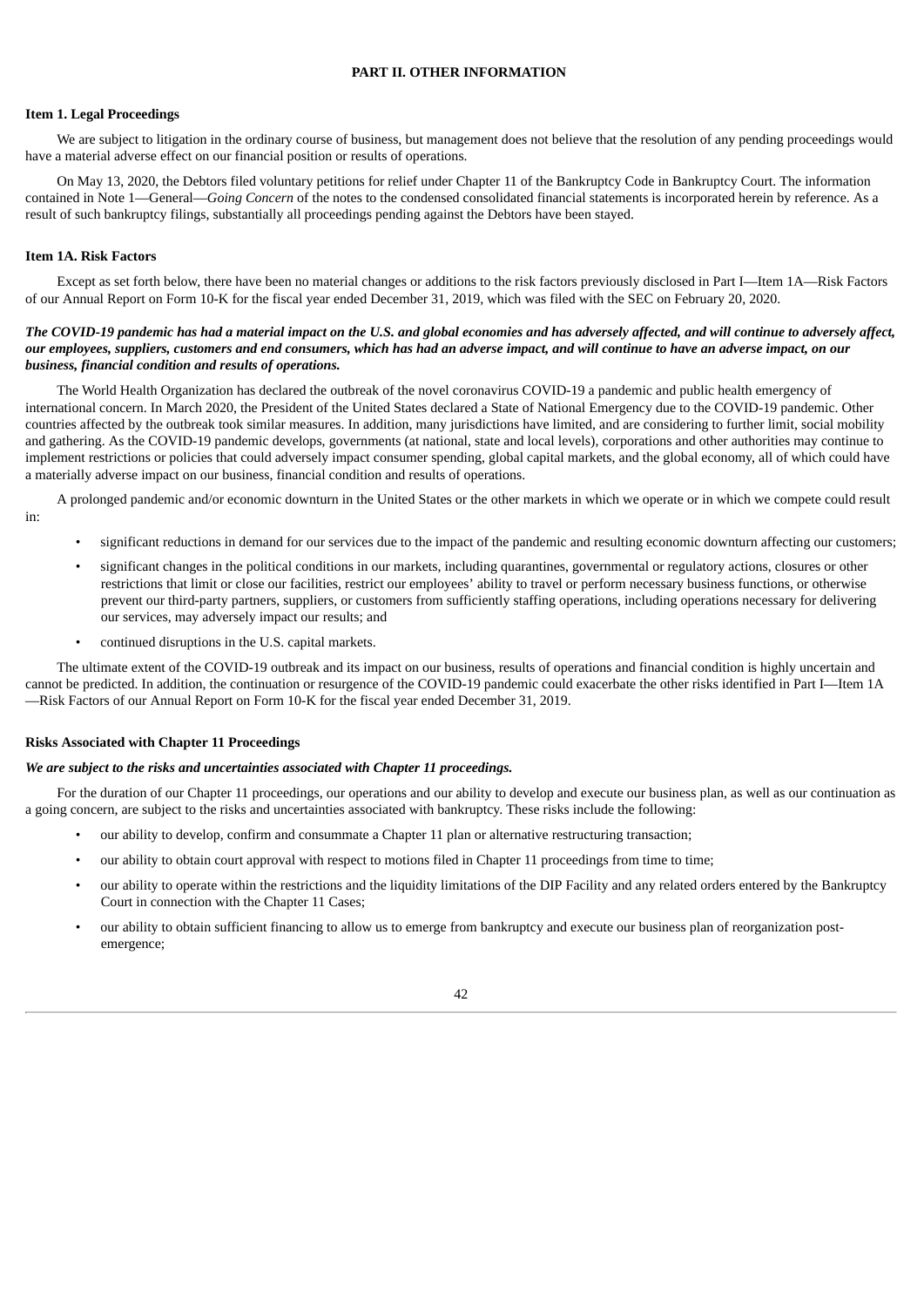# PART II. OTHER INFORMATION

## Item 1. Legal Proceedings

We are subject to litigation in the ordinary course of business, but management does not believe that the resolution of any pending proceedings would have a material adverse effect on our financial position or results of operations.

On May 13, 2020, the Debtors filed voluntary petitions for relief under Chapter 11 of the Bankruptcy Code in Bankruptcy Court. The information contained in Note 1—General—*Going Concern* of the notes to the condensed consolidated financial statements is incorporated herein by reference. As a result of such bankruptcy filings, substantially all proceedings pending against the Debtors have been stayed.

## Item 1A. Risk Factors

Except as set forth below, there have been no material changes or additions to the risk factors previously disclosed in Part I—Item 1A—Risk Factors of our Annual Report on Form 10-K for the fiscal year ended December 31, 2019, which was filed with the SEC on February 20, 2020.

***The COVID-19 pandemic has had a material impact on the U.S. and global economies and has adversely affected, and will continue to adversely affect, our employees, suppliers, customers and end consumers, which has had an adverse impact, and will continue to have an adverse impact, on our business, financial condition and results of operations.***

The World Health Organization has declared the outbreak of the novel coronavirus COVID-19 a pandemic and public health emergency of international concern. In March 2020, the President of the United States declared a State of National Emergency due to the COVID-19 pandemic. Other countries affected by the outbreak took similar measures. In addition, many jurisdictions have limited, and are considering to further limit, social mobility and gathering. As the COVID-19 pandemic develops, governments (at national, state and local levels), corporations and other authorities may continue to implement restrictions or policies that could adversely impact consumer spending, global capital markets, and the global economy, all of which could have a materially adverse impact on our business, financial condition and results of operations.

A prolonged pandemic and/or economic downturn in the United States or the other markets in which we operate or in which we compete could result in:

- significant reductions in demand for our services due to the impact of the pandemic and resulting economic downturn affecting our customers;
- significant changes in the political conditions in our markets, including quarantines, governmental or regulatory actions, closures or other restrictions that limit or close our facilities, restrict our employees' ability to travel or perform necessary business functions, or otherwise prevent our third-party partners, suppliers, or customers from sufficiently staffing operations, including operations necessary for delivering our services, may adversely impact our results; and
- continued disruptions in the U.S. capital markets.

The ultimate extent of the COVID-19 outbreak and its impact on our business, results of operations and financial condition is highly uncertain and cannot be predicted. In addition, the continuation or resurgence of the COVID-19 pandemic could exacerbate the other risks identified in Part I—Item 1A—Risk Factors of our Annual Report on Form 10-K for the fiscal year ended December 31, 2019.

### Risks Associated with Chapter 11 Proceedings

***We are subject to the risks and uncertainties associated with Chapter 11 proceedings.***

For the duration of our Chapter 11 proceedings, our operations and our ability to develop and execute our business plan, as well as our continuation as a going concern, are subject to the risks and uncertainties associated with bankruptcy. These risks include the following:

- our ability to develop, confirm and consummate a Chapter 11 plan or alternative restructuring transaction;
- our ability to obtain court approval with respect to motions filed in Chapter 11 proceedings from time to time;
- our ability to operate within the restrictions and the liquidity limitations of the DIP Facility and any related orders entered by the Bankruptcy Court in connection with the Chapter 11 Cases;
- our ability to obtain sufficient financing to allow us to emerge from bankruptcy and execute our business plan of reorganization post-emergence;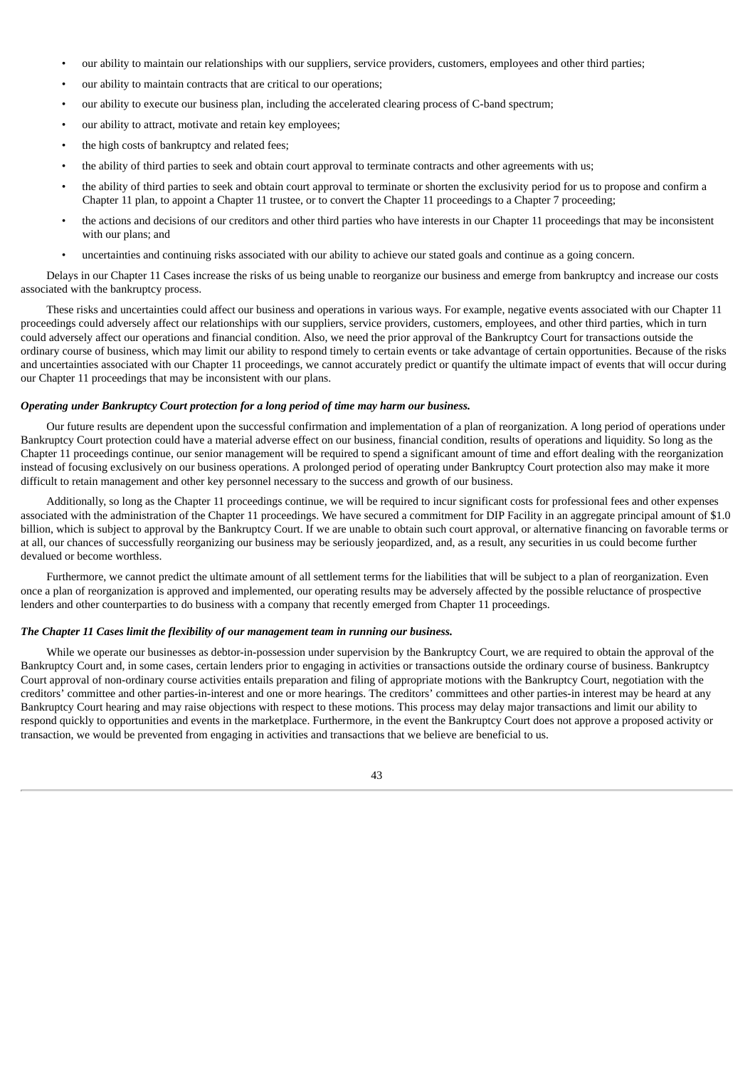- our ability to maintain our relationships with our suppliers, service providers, customers, employees and other third parties;
- our ability to maintain contracts that are critical to our operations;
- our ability to execute our business plan, including the accelerated clearing process of C-band spectrum;
- our ability to attract, motivate and retain key employees;
- the high costs of bankruptcy and related fees;
- the ability of third parties to seek and obtain court approval to terminate contracts and other agreements with us;
- the ability of third parties to seek and obtain court approval to terminate or shorten the exclusivity period for us to propose and confirm a Chapter 11 plan, to appoint a Chapter 11 trustee, or to convert the Chapter 11 proceedings to a Chapter 7 proceeding;
- the actions and decisions of our creditors and other third parties who have interests in our Chapter 11 proceedings that may be inconsistent with our plans; and
- uncertainties and continuing risks associated with our ability to achieve our stated goals and continue as a going concern.

Delays in our Chapter 11 Cases increase the risks of us being unable to reorganize our business and emerge from bankruptcy and increase our costs associated with the bankruptcy process.

These risks and uncertainties could affect our business and operations in various ways. For example, negative events associated with our Chapter 11 proceedings could adversely affect our relationships with our suppliers, service providers, customers, employees, and other third parties, which in turn could adversely affect our operations and financial condition. Also, we need the prior approval of the Bankruptcy Court for transactions outside the ordinary course of business, which may limit our ability to respond timely to certain events or take advantage of certain opportunities. Because of the risks and uncertainties associated with our Chapter 11 proceedings, we cannot accurately predict or quantify the ultimate impact of events that will occur during our Chapter 11 proceedings that may be inconsistent with our plans.

***Operating under Bankruptcy Court protection for a long period of time may harm our business.***

Our future results are dependent upon the successful confirmation and implementation of a plan of reorganization. A long period of operations under Bankruptcy Court protection could have a material adverse effect on our business, financial condition, results of operations and liquidity. So long as the Chapter 11 proceedings continue, our senior management will be required to spend a significant amount of time and effort dealing with the reorganization instead of focusing exclusively on our business operations. A prolonged period of operating under Bankruptcy Court protection also may make it more difficult to retain management and other key personnel necessary to the success and growth of our business.

Additionally, so long as the Chapter 11 proceedings continue, we will be required to incur significant costs for professional fees and other expenses associated with the administration of the Chapter 11 proceedings. We have secured a commitment for DIP Facility in an aggregate principal amount of $1.0 billion, which is subject to approval by the Bankruptcy Court. If we are unable to obtain such court approval, or alternative financing on favorable terms or at all, our chances of successfully reorganizing our business may be seriously jeopardized, and, as a result, any securities in us could become further devalued or become worthless.

Furthermore, we cannot predict the ultimate amount of all settlement terms for the liabilities that will be subject to a plan of reorganization. Even once a plan of reorganization is approved and implemented, our operating results may be adversely affected by the possible reluctance of prospective lenders and other counterparties to do business with a company that recently emerged from Chapter 11 proceedings.

***The Chapter 11 Cases limit the flexibility of our management team in running our business.***

While we operate our businesses as debtor-in-possession under supervision by the Bankruptcy Court, we are required to obtain the approval of the Bankruptcy Court and, in some cases, certain lenders prior to engaging in activities or transactions outside the ordinary course of business. Bankruptcy Court approval of non-ordinary course activities entails preparation and filing of appropriate motions with the Bankruptcy Court, negotiation with the creditors' committee and other parties-in-interest and one or more hearings. The creditors' committees and other parties-in interest may be heard at any Bankruptcy Court hearing and may raise objections with respect to these motions. This process may delay major transactions and limit our ability to respond quickly to opportunities and events in the marketplace. Furthermore, in the event the Bankruptcy Court does not approve a proposed activity or transaction, we would be prevented from engaging in activities and transactions that we believe are beneficial to us.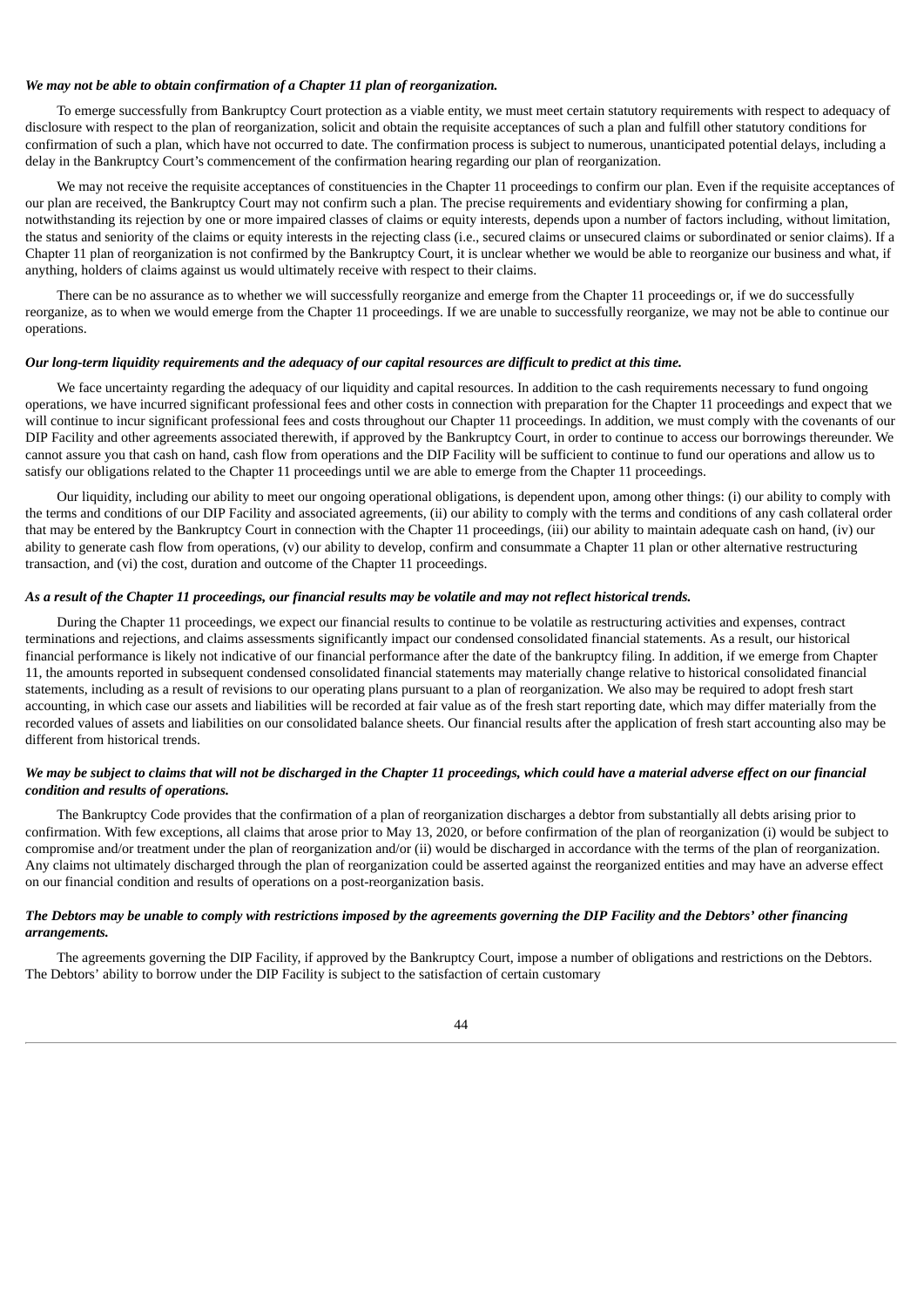***We may not be able to obtain confirmation of a Chapter 11 plan of reorganization.***

To emerge successfully from Bankruptcy Court protection as a viable entity, we must meet certain statutory requirements with respect to adequacy of disclosure with respect to the plan of reorganization, solicit and obtain the requisite acceptances of such a plan and fulfill other statutory conditions for confirmation of such a plan, which have not occurred to date. The confirmation process is subject to numerous, unanticipated potential delays, including a delay in the Bankruptcy Court's commencement of the confirmation hearing regarding our plan of reorganization.

We may not receive the requisite acceptances of constituencies in the Chapter 11 proceedings to confirm our plan. Even if the requisite acceptances of our plan are received, the Bankruptcy Court may not confirm such a plan. The precise requirements and evidentiary showing for confirming a plan, notwithstanding its rejection by one or more impaired classes of claims or equity interests, depends upon a number of factors including, without limitation, the status and seniority of the claims or equity interests in the rejecting class (i.e., secured claims or unsecured claims or subordinated or senior claims). If a Chapter 11 plan of reorganization is not confirmed by the Bankruptcy Court, it is unclear whether we would be able to reorganize our business and what, if anything, holders of claims against us would ultimately receive with respect to their claims.

There can be no assurance as to whether we will successfully reorganize and emerge from the Chapter 11 proceedings or, if we do successfully reorganize, as to when we would emerge from the Chapter 11 proceedings. If we are unable to successfully reorganize, we may not be able to continue our operations.

***Our long-term liquidity requirements and the adequacy of our capital resources are difficult to predict at this time.***

We face uncertainty regarding the adequacy of our liquidity and capital resources. In addition to the cash requirements necessary to fund ongoing operations, we have incurred significant professional fees and other costs in connection with preparation for the Chapter 11 proceedings and expect that we will continue to incur significant professional fees and costs throughout our Chapter 11 proceedings. In addition, we must comply with the covenants of our DIP Facility and other agreements associated therewith, if approved by the Bankruptcy Court, in order to continue to access our borrowings thereunder. We cannot assure you that cash on hand, cash flow from operations and the DIP Facility will be sufficient to continue to fund our operations and allow us to satisfy our obligations related to the Chapter 11 proceedings until we are able to emerge from the Chapter 11 proceedings.

Our liquidity, including our ability to meet our ongoing operational obligations, is dependent upon, among other things: (i) our ability to comply with the terms and conditions of our DIP Facility and associated agreements, (ii) our ability to comply with the terms and conditions of any cash collateral order that may be entered by the Bankruptcy Court in connection with the Chapter 11 proceedings, (iii) our ability to maintain adequate cash on hand, (iv) our ability to generate cash flow from operations, (v) our ability to develop, confirm and consummate a Chapter 11 plan or other alternative restructuring transaction, and (vi) the cost, duration and outcome of the Chapter 11 proceedings.

***As a result of the Chapter 11 proceedings, our financial results may be volatile and may not reflect historical trends.***

During the Chapter 11 proceedings, we expect our financial results to continue to be volatile as restructuring activities and expenses, contract terminations and rejections, and claims assessments significantly impact our condensed consolidated financial statements. As a result, our historical financial performance is likely not indicative of our financial performance after the date of the bankruptcy filing. In addition, if we emerge from Chapter 11, the amounts reported in subsequent condensed consolidated financial statements may materially change relative to historical consolidated financial statements, including as a result of revisions to our operating plans pursuant to a plan of reorganization. We also may be required to adopt fresh start accounting, in which case our assets and liabilities will be recorded at fair value as of the fresh start reporting date, which may differ materially from the recorded values of assets and liabilities on our consolidated balance sheets. Our financial results after the application of fresh start accounting also may be different from historical trends.

***We may be subject to claims that will not be discharged in the Chapter 11 proceedings, which could have a material adverse effect on our financial condition and results of operations.***

The Bankruptcy Code provides that the confirmation of a plan of reorganization discharges a debtor from substantially all debts arising prior to confirmation. With few exceptions, all claims that arose prior to May 13, 2020, or before confirmation of the plan of reorganization (i) would be subject to compromise and/or treatment under the plan of reorganization and/or (ii) would be discharged in accordance with the terms of the plan of reorganization. Any claims not ultimately discharged through the plan of reorganization could be asserted against the reorganized entities and may have an adverse effect on our financial condition and results of operations on a post-reorganization basis.

***The Debtors may be unable to comply with restrictions imposed by the agreements governing the DIP Facility and the Debtors' other financing arrangements.***

The agreements governing the DIP Facility, if approved by the Bankruptcy Court, impose a number of obligations and restrictions on the Debtors. The Debtors' ability to borrow under the DIP Facility is subject to the satisfaction of certain customary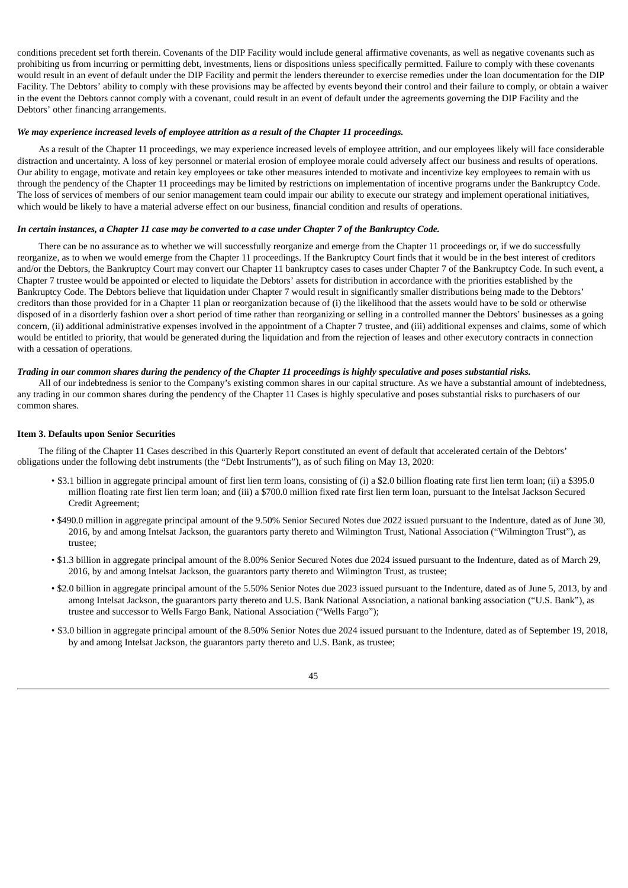conditions precedent set forth therein. Covenants of the DIP Facility would include general affirmative covenants, as well as negative covenants such as prohibiting us from incurring or permitting debt, investments, liens or dispositions unless specifically permitted. Failure to comply with these covenants would result in an event of default under the DIP Facility and permit the lenders thereunder to exercise remedies under the loan documentation for the DIP Facility. The Debtors' ability to comply with these provisions may be affected by events beyond their control and their failure to comply, or obtain a waiver in the event the Debtors cannot comply with a covenant, could result in an event of default under the agreements governing the DIP Facility and the Debtors' other financing arrangements.

***We may experience increased levels of employee attrition as a result of the Chapter 11 proceedings.***

As a result of the Chapter 11 proceedings, we may experience increased levels of employee attrition, and our employees likely will face considerable distraction and uncertainty. A loss of key personnel or material erosion of employee morale could adversely affect our business and results of operations. Our ability to engage, motivate and retain key employees or take other measures intended to motivate and incentivize key employees to remain with us through the pendency of the Chapter 11 proceedings may be limited by restrictions on implementation of incentive programs under the Bankruptcy Code. The loss of services of members of our senior management team could impair our ability to execute our strategy and implement operational initiatives, which would be likely to have a material adverse effect on our business, financial condition and results of operations.

***In certain instances, a Chapter 11 case may be converted to a case under Chapter 7 of the Bankruptcy Code.***

There can be no assurance as to whether we will successfully reorganize and emerge from the Chapter 11 proceedings or, if we do successfully reorganize, as to when we would emerge from the Chapter 11 proceedings. If the Bankruptcy Court finds that it would be in the best interest of creditors and/or the Debtors, the Bankruptcy Court may convert our Chapter 11 bankruptcy cases to cases under Chapter 7 of the Bankruptcy Code. In such event, a Chapter 7 trustee would be appointed or elected to liquidate the Debtors' assets for distribution in accordance with the priorities established by the Bankruptcy Code. The Debtors believe that liquidation under Chapter 7 would result in significantly smaller distributions being made to the Debtors' creditors than those provided for in a Chapter 11 plan or reorganization because of (i) the likelihood that the assets would have to be sold or otherwise disposed of in a disorderly fashion over a short period of time rather than reorganizing or selling in a controlled manner the Debtors' businesses as a going concern, (ii) additional administrative expenses involved in the appointment of a Chapter 7 trustee, and (iii) additional expenses and claims, some of which would be entitled to priority, that would be generated during the liquidation and from the rejection of leases and other executory contracts in connection with a cessation of operations.

***Trading in our common shares during the pendency of the Chapter 11 proceedings is highly speculative and poses substantial risks.***

All of our indebtedness is senior to the Company's existing common shares in our capital structure. As we have a substantial amount of indebtedness, any trading in our common shares during the pendency of the Chapter 11 Cases is highly speculative and poses substantial risks to purchasers of our common shares.

**Item 3. Defaults upon Senior Securities**

The filing of the Chapter 11 Cases described in this Quarterly Report constituted an event of default that accelerated certain of the Debtors' obligations under the following debt instruments (the "Debt Instruments"), as of such filing on May 13, 2020:

- $3.1 billion in aggregate principal amount of first lien term loans, consisting of (i) a $2.0 billion floating rate first lien term loan; (ii) a $395.0 million floating rate first lien term loan; and (iii) a $700.0 million fixed rate first lien term loan, pursuant to the Intelsat Jackson Secured Credit Agreement;
- $490.0 million in aggregate principal amount of the 9.50% Senior Secured Notes due 2022 issued pursuant to the Indenture, dated as of June 30, 2016, by and among Intelsat Jackson, the guarantors party thereto and Wilmington Trust, National Association ("Wilmington Trust"), as trustee;
- $1.3 billion in aggregate principal amount of the 8.00% Senior Secured Notes due 2024 issued pursuant to the Indenture, dated as of March 29, 2016, by and among Intelsat Jackson, the guarantors party thereto and Wilmington Trust, as trustee;
- $2.0 billion in aggregate principal amount of the 5.50% Senior Notes due 2023 issued pursuant to the Indenture, dated as of June 5, 2013, by and among Intelsat Jackson, the guarantors party thereto and U.S. Bank National Association, a national banking association ("U.S. Bank"), as trustee and successor to Wells Fargo Bank, National Association ("Wells Fargo");
- $3.0 billion in aggregate principal amount of the 8.50% Senior Notes due 2024 issued pursuant to the Indenture, dated as of September 19, 2018, by and among Intelsat Jackson, the guarantors party thereto and U.S. Bank, as trustee;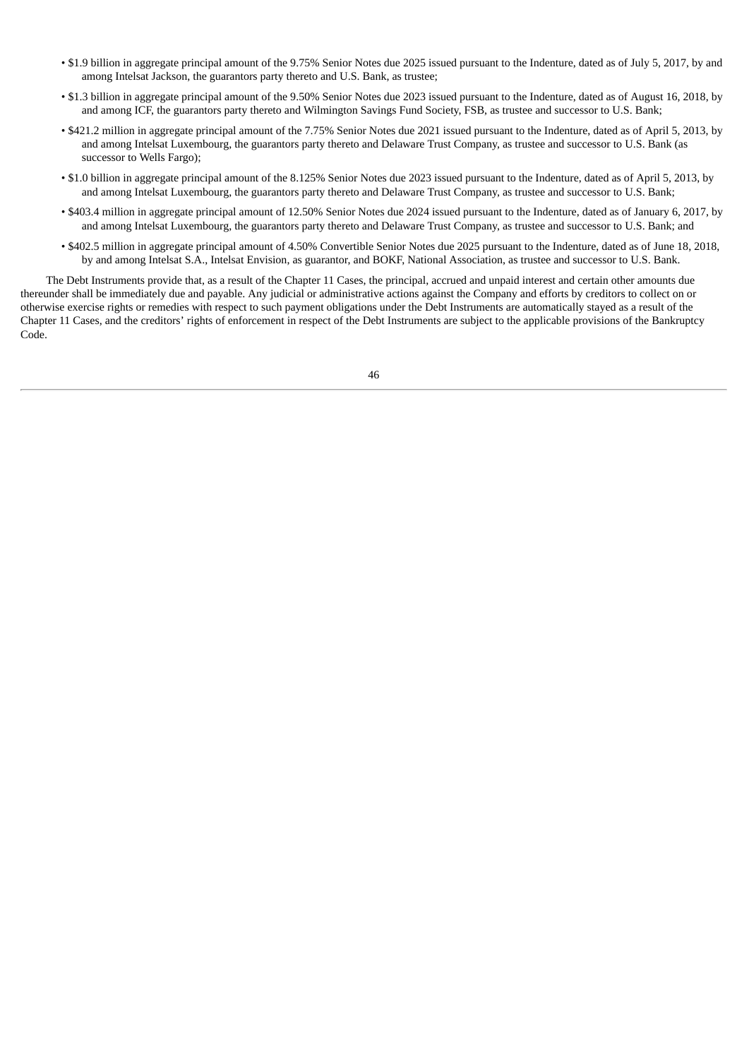- $1.9 billion in aggregate principal amount of the 9.75% Senior Notes due 2025 issued pursuant to the Indenture, dated as of July 5, 2017, by and among Intelsat Jackson, the guarantors party thereto and U.S. Bank, as trustee;
- $1.3 billion in aggregate principal amount of the 9.50% Senior Notes due 2023 issued pursuant to the Indenture, dated as of August 16, 2018, by and among ICF, the guarantors party thereto and Wilmington Savings Fund Society, FSB, as trustee and successor to U.S. Bank;
- $421.2 million in aggregate principal amount of the 7.75% Senior Notes due 2021 issued pursuant to the Indenture, dated as of April 5, 2013, by and among Intelsat Luxembourg, the guarantors party thereto and Delaware Trust Company, as trustee and successor to U.S. Bank (as successor to Wells Fargo);
- $1.0 billion in aggregate principal amount of the 8.125% Senior Notes due 2023 issued pursuant to the Indenture, dated as of April 5, 2013, by and among Intelsat Luxembourg, the guarantors party thereto and Delaware Trust Company, as trustee and successor to U.S. Bank;
- $403.4 million in aggregate principal amount of 12.50% Senior Notes due 2024 issued pursuant to the Indenture, dated as of January 6, 2017, by and among Intelsat Luxembourg, the guarantors party thereto and Delaware Trust Company, as trustee and successor to U.S. Bank; and
- $402.5 million in aggregate principal amount of 4.50% Convertible Senior Notes due 2025 pursuant to the Indenture, dated as of June 18, 2018, by and among Intelsat S.A., Intelsat Envision, as guarantor, and BOKF, National Association, as trustee and successor to U.S. Bank.

The Debt Instruments provide that, as a result of the Chapter 11 Cases, the principal, accrued and unpaid interest and certain other amounts due thereunder shall be immediately due and payable. Any judicial or administrative actions against the Company and efforts by creditors to collect on or otherwise exercise rights or remedies with respect to such payment obligations under the Debt Instruments are automatically stayed as a result of the Chapter 11 Cases, and the creditors' rights of enforcement in respect of the Debt Instruments are subject to the applicable provisions of the Bankruptcy Code.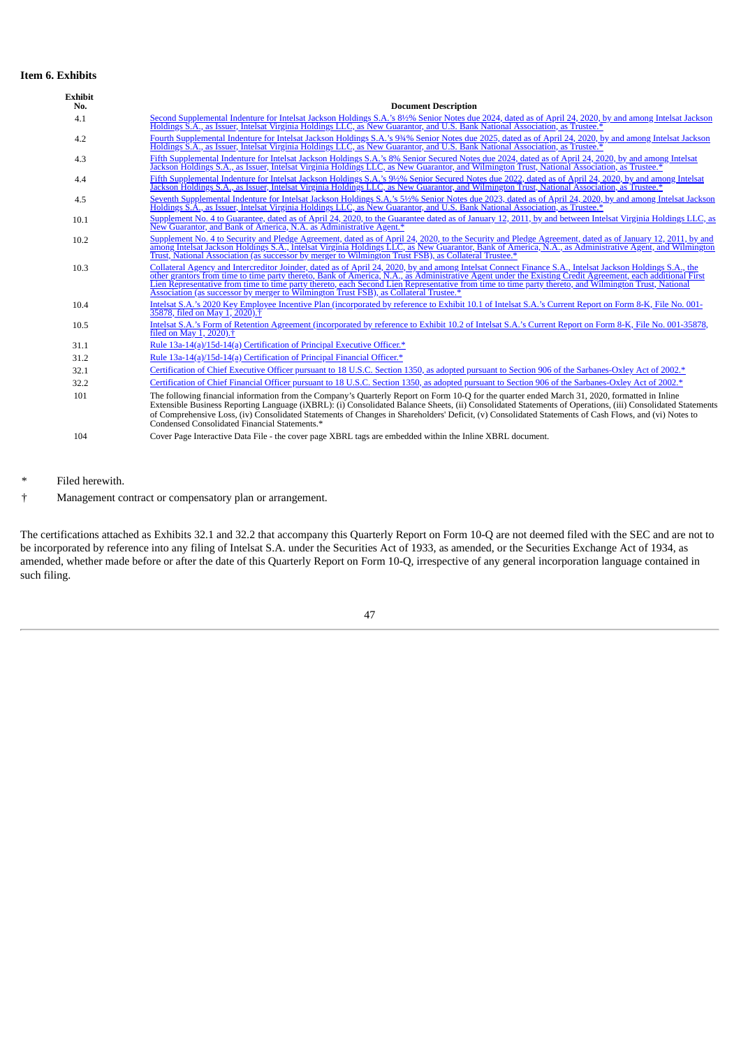### Item 6. Exhibits

| Exhibit No. | Document Description |
|---|---|
| 4.1 | Second Supplemental Indenture for Intelsat Jackson Holdings S.A.'s 8½% Senior Notes due 2024, dated as of April 24, 2020, by and among Intelsat Jackson Holdings S.A., as Issuer, Intelsat Virginia Holdings LLC, as New Guarantor, and U.S. Bank National Association, as Trustee.* |
| 4.2 | Fourth Supplemental Indenture for Intelsat Jackson Holdings S.A.'s 9¾% Senior Notes due 2025, dated as of April 24, 2020, by and among Intelsat Jackson Holdings S.A., as Issuer, Intelsat Virginia Holdings LLC, as New Guarantor, and U.S. Bank National Association, as Trustee.* |
| 4.3 | Fifth Supplemental Indenture for Intelsat Jackson Holdings S.A.'s 8% Senior Secured Notes due 2024, dated as of April 24, 2020, by and among Intelsat Jackson Holdings S.A., as Issuer, Intelsat Virginia Holdings LLC, as New Guarantor, and Wilmington Trust, National Association, as Trustee.* |
| 4.4 | Fifth Supplemental Indenture for Intelsat Jackson Holdings S.A.'s 9½% Senior Secured Notes due 2022, dated as of April 24, 2020, by and among Intelsat Jackson Holdings S.A., as Issuer, Intelsat Virginia Holdings LLC, as New Guarantor, and Wilmington Trust, National Association, as Trustee.* |
| 4.5 | Seventh Supplemental Indenture for Intelsat Jackson Holdings S.A.'s 5½% Senior Notes due 2023, dated as of April 24, 2020, by and among Intelsat Jackson Holdings S.A., as Issuer, Intelsat Virginia Holdings LLC, as New Guarantor, and U.S. Bank National Association, as Trustee.* |
| 10.1 | Supplement No. 4 to Guarantee, dated as of April 24, 2020, to the Guarantee dated as of January 12, 2011, by and between Intelsat Virginia Holdings LLC, as New Guarantor, and Bank of America, N.A. as Administrative Agent.* |
| 10.2 | Supplement No. 4 to Security and Pledge Agreement, dated as of April 24, 2020, to the Security and Pledge Agreement, dated as of January 12, 2011, by and among Intelsat Jackson Holdings S.A., Intelsat Virginia Holdings LLC, as New Guarantor, Bank of America, N.A., as Administrative Agent, and Wilmington Trust, National Association (as successor by merger to Wilmington Trust FSB), as Collateral Trustee.* |
| 10.3 | Collateral Agency and Intercreditor Joinder, dated as of April 24, 2020, by and among Intelsat Connect Finance S.A., Intelsat Jackson Holdings S.A., the other grantors from time to time party thereto, Bank of America, N.A., as Administrative Agent under the Existing Credit Agreement, each additional First Lien Representative from time to time party thereto, each Second Lien Representative from time to time party thereto, and Wilmington Trust, National Association (as successor by merger to Wilmington Trust FSB), as Collateral Trustee.* |
| 10.4 | Intelsat S.A.'s 2020 Key Employee Incentive Plan (incorporated by reference to Exhibit 10.1 of Intelsat S.A.'s Current Report on Form 8-K, File No. 001-35878, filed on May 1, 2020).† |
| 10.5 | Intelsat S.A.'s Form of Retention Agreement (incorporated by reference to Exhibit 10.2 of Intelsat S.A.'s Current Report on Form 8-K, File No. 001-35878, filed on May 1, 2020).† |
| 31.1 | Rule 13a-14(a)/15d-14(a) Certification of Principal Executive Officer.* |
| 31.2 | Rule 13a-14(a)/15d-14(a) Certification of Principal Financial Officer.* |
| 32.1 | Certification of Chief Executive Officer pursuant to 18 U.S.C. Section 1350, as adopted pursuant to Section 906 of the Sarbanes-Oxley Act of 2002.* |
| 32.2 | Certification of Chief Financial Officer pursuant to 18 U.S.C. Section 1350, as adopted pursuant to Section 906 of the Sarbanes-Oxley Act of 2002.* |
| 101 | The following financial information from the Company's Quarterly Report on Form 10-Q for the quarter ended March 31, 2020, formatted in Inline Extensible Business Reporting Language (iXBRL): (i) Consolidated Balance Sheets, (ii) Consolidated Statements of Operations, (iii) Consolidated Statements of Comprehensive Loss, (iv) Consolidated Statements of Changes in Shareholders' Deficit, (v) Consolidated Statements of Cash Flows, and (vi) Notes to Condensed Consolidated Financial Statements.* |
| 104 | Cover Page Interactive Data File - the cover page XBRL tags are embedded within the Inline XBRL document. |

\* Filed herewith.

† Management contract or compensatory plan or arrangement.

The certifications attached as Exhibits 32.1 and 32.2 that accompany this Quarterly Report on Form 10-Q are not deemed filed with the SEC and are not to be incorporated by reference into any filing of Intelsat S.A. under the Securities Act of 1933, as amended, or the Securities Exchange Act of 1934, as amended, whether made before or after the date of this Quarterly Report on Form 10-Q, irrespective of any general incorporation language contained in such filing.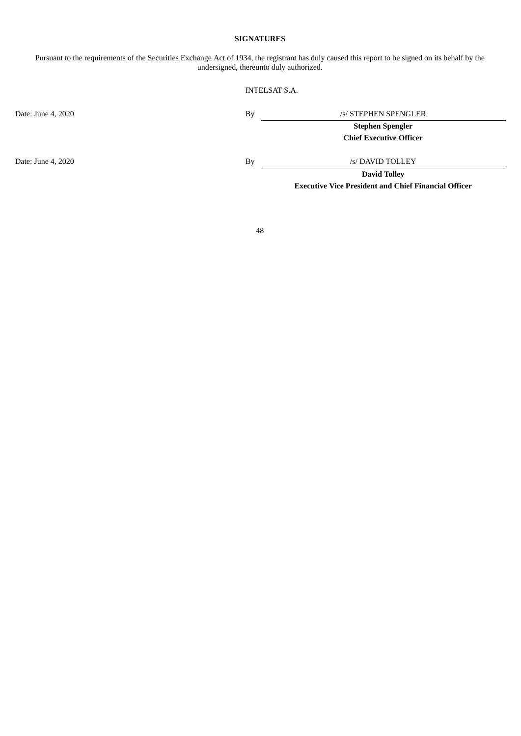**SIGNATURES**

Pursuant to the requirements of the Securities Exchange Act of 1934, the registrant has duly caused this report to be signed on its behalf by the undersigned, thereunto duly authorized.

INTELSAT S.A.

| | | |
|---|---|---|
| Date: June 4, 2020 | By | /s/ STEPHEN SPENGLER |
| | | **Stephen Spengler** |
| | | **Chief Executive Officer** |
| Date: June 4, 2020 | By | /s/ DAVID TOLLEY |
| | | **David Tolley** |
| | | **Executive Vice President and Chief Financial Officer** |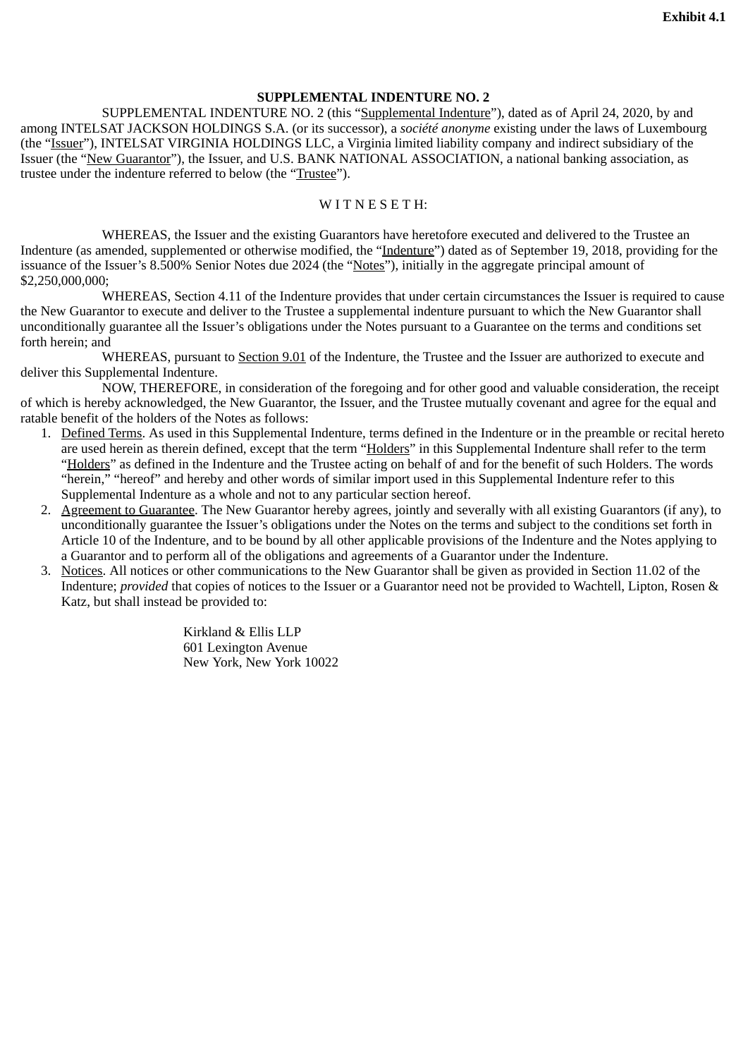**Exhibit 4.1**

**SUPPLEMENTAL INDENTURE NO. 2**

SUPPLEMENTAL INDENTURE NO. 2 (this "Supplemental Indenture"), dated as of April 24, 2020, by and among INTELSAT JACKSON HOLDINGS S.A. (or its successor), a *société anonyme* existing under the laws of Luxembourg (the "Issuer"), INTELSAT VIRGINIA HOLDINGS LLC, a Virginia limited liability company and indirect subsidiary of the Issuer (the "New Guarantor"), the Issuer, and U.S. BANK NATIONAL ASSOCIATION, a national banking association, as trustee under the indenture referred to below (the "Trustee").

W I T N E S E T H:

WHEREAS, the Issuer and the existing Guarantors have heretofore executed and delivered to the Trustee an Indenture (as amended, supplemented or otherwise modified, the "Indenture") dated as of September 19, 2018, providing for the issuance of the Issuer's 8.500% Senior Notes due 2024 (the "Notes"), initially in the aggregate principal amount of $2,250,000,000;

WHEREAS, Section 4.11 of the Indenture provides that under certain circumstances the Issuer is required to cause the New Guarantor to execute and deliver to the Trustee a supplemental indenture pursuant to which the New Guarantor shall unconditionally guarantee all the Issuer's obligations under the Notes pursuant to a Guarantee on the terms and conditions set forth herein; and

WHEREAS, pursuant to Section 9.01 of the Indenture, the Trustee and the Issuer are authorized to execute and deliver this Supplemental Indenture.

NOW, THEREFORE, in consideration of the foregoing and for other good and valuable consideration, the receipt of which is hereby acknowledged, the New Guarantor, the Issuer, and the Trustee mutually covenant and agree for the equal and ratable benefit of the holders of the Notes as follows:

1. Defined Terms. As used in this Supplemental Indenture, terms defined in the Indenture or in the preamble or recital hereto are used herein as therein defined, except that the term "Holders" in this Supplemental Indenture shall refer to the term "Holders" as defined in the Indenture and the Trustee acting on behalf of and for the benefit of such Holders. The words "herein," "hereof" and hereby and other words of similar import used in this Supplemental Indenture refer to this Supplemental Indenture as a whole and not to any particular section hereof.
2. Agreement to Guarantee. The New Guarantor hereby agrees, jointly and severally with all existing Guarantors (if any), to unconditionally guarantee the Issuer's obligations under the Notes on the terms and subject to the conditions set forth in Article 10 of the Indenture, and to be bound by all other applicable provisions of the Indenture and the Notes applying to a Guarantor and to perform all of the obligations and agreements of a Guarantor under the Indenture.
3. Notices. All notices or other communications to the New Guarantor shall be given as provided in Section 11.02 of the Indenture; *provided* that copies of notices to the Issuer or a Guarantor need not be provided to Wachtell, Lipton, Rosen & Katz, but shall instead be provided to:

   Kirkland & Ellis LLP
   601 Lexington Avenue
   New York, New York 10022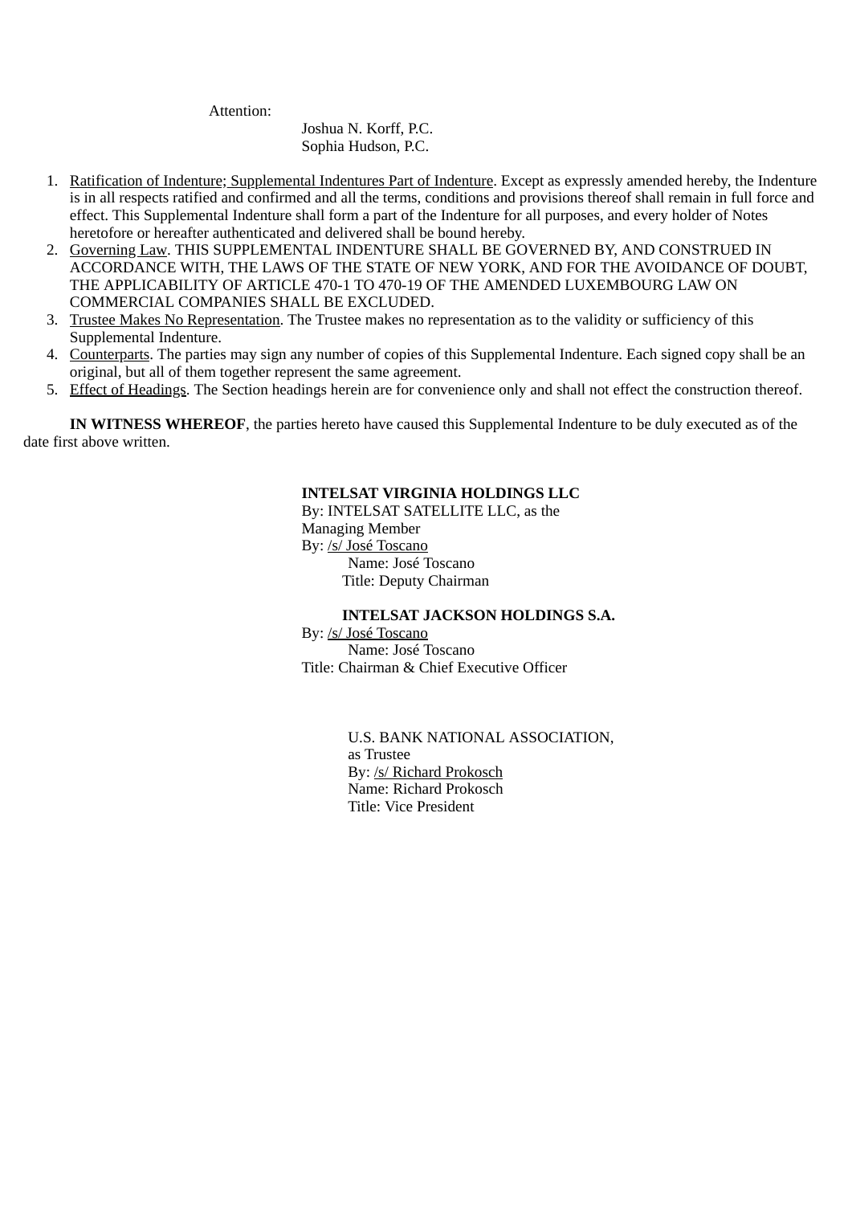Attention:

Joshua N. Korff, P.C.
Sophia Hudson, P.C.

1. Ratification of Indenture; Supplemental Indentures Part of Indenture. Except as expressly amended hereby, the Indenture is in all respects ratified and confirmed and all the terms, conditions and provisions thereof shall remain in full force and effect. This Supplemental Indenture shall form a part of the Indenture for all purposes, and every holder of Notes heretofore or hereafter authenticated and delivered shall be bound hereby.
2. Governing Law. THIS SUPPLEMENTAL INDENTURE SHALL BE GOVERNED BY, AND CONSTRUED IN ACCORDANCE WITH, THE LAWS OF THE STATE OF NEW YORK, AND FOR THE AVOIDANCE OF DOUBT, THE APPLICABILITY OF ARTICLE 470-1 TO 470-19 OF THE AMENDED LUXEMBOURG LAW ON COMMERCIAL COMPANIES SHALL BE EXCLUDED.
3. Trustee Makes No Representation. The Trustee makes no representation as to the validity or sufficiency of this Supplemental Indenture.
4. Counterparts. The parties may sign any number of copies of this Supplemental Indenture. Each signed copy shall be an original, but all of them together represent the same agreement.
5. Effect of Headings. The Section headings herein are for convenience only and shall not effect the construction thereof.

**IN WITNESS WHEREOF**, the parties hereto have caused this Supplemental Indenture to be duly executed as of the date first above written.

**INTELSAT VIRGINIA HOLDINGS LLC**
By: INTELSAT SATELLITE LLC, as the Managing Member
By: /s/ José Toscano
Name: José Toscano
Title: Deputy Chairman

**INTELSAT JACKSON HOLDINGS S.A.**
By: /s/ José Toscano
Name: José Toscano
Title: Chairman & Chief Executive Officer

U.S. BANK NATIONAL ASSOCIATION, as Trustee
By: /s/ Richard Prokosch
Name: Richard Prokosch
Title: Vice President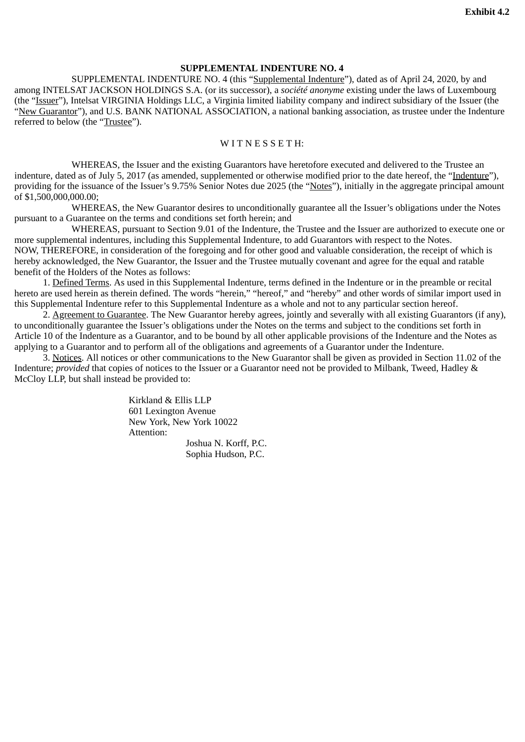**Exhibit 4.2**

## SUPPLEMENTAL INDENTURE NO. 4

SUPPLEMENTAL INDENTURE NO. 4 (this "Supplemental Indenture"), dated as of April 24, 2020, by and among INTELSAT JACKSON HOLDINGS S.A. (or its successor), a *société anonyme* existing under the laws of Luxembourg (the "Issuer"), Intelsat VIRGINIA Holdings LLC, a Virginia limited liability company and indirect subsidiary of the Issuer (the "New Guarantor"), and U.S. BANK NATIONAL ASSOCIATION, a national banking association, as trustee under the Indenture referred to below (the "Trustee").

W I T N E S S E T H:

WHEREAS, the Issuer and the existing Guarantors have heretofore executed and delivered to the Trustee an indenture, dated as of July 5, 2017 (as amended, supplemented or otherwise modified prior to the date hereof, the "Indenture"), providing for the issuance of the Issuer's 9.75% Senior Notes due 2025 (the "Notes"), initially in the aggregate principal amount of $1,500,000,000.00;

WHEREAS, the New Guarantor desires to unconditionally guarantee all the Issuer's obligations under the Notes pursuant to a Guarantee on the terms and conditions set forth herein; and

WHEREAS, pursuant to Section 9.01 of the Indenture, the Trustee and the Issuer are authorized to execute one or more supplemental indentures, including this Supplemental Indenture, to add Guarantors with respect to the Notes.

NOW, THEREFORE, in consideration of the foregoing and for other good and valuable consideration, the receipt of which is hereby acknowledged, the New Guarantor, the Issuer and the Trustee mutually covenant and agree for the equal and ratable benefit of the Holders of the Notes as follows:

1. Defined Terms. As used in this Supplemental Indenture, terms defined in the Indenture or in the preamble or recital hereto are used herein as therein defined. The words "herein," "hereof," and "hereby" and other words of similar import used in this Supplemental Indenture refer to this Supplemental Indenture as a whole and not to any particular section hereof.

2. Agreement to Guarantee. The New Guarantor hereby agrees, jointly and severally with all existing Guarantors (if any), to unconditionally guarantee the Issuer's obligations under the Notes on the terms and subject to the conditions set forth in Article 10 of the Indenture as a Guarantor, and to be bound by all other applicable provisions of the Indenture and the Notes as applying to a Guarantor and to perform all of the obligations and agreements of a Guarantor under the Indenture.

3. Notices. All notices or other communications to the New Guarantor shall be given as provided in Section 11.02 of the Indenture; *provided* that copies of notices to the Issuer or a Guarantor need not be provided to Milbank, Tweed, Hadley & McCloy LLP, but shall instead be provided to:

Kirkland & Ellis LLP
601 Lexington Avenue
New York, New York 10022
Attention:
Joshua N. Korff, P.C.
Sophia Hudson, P.C.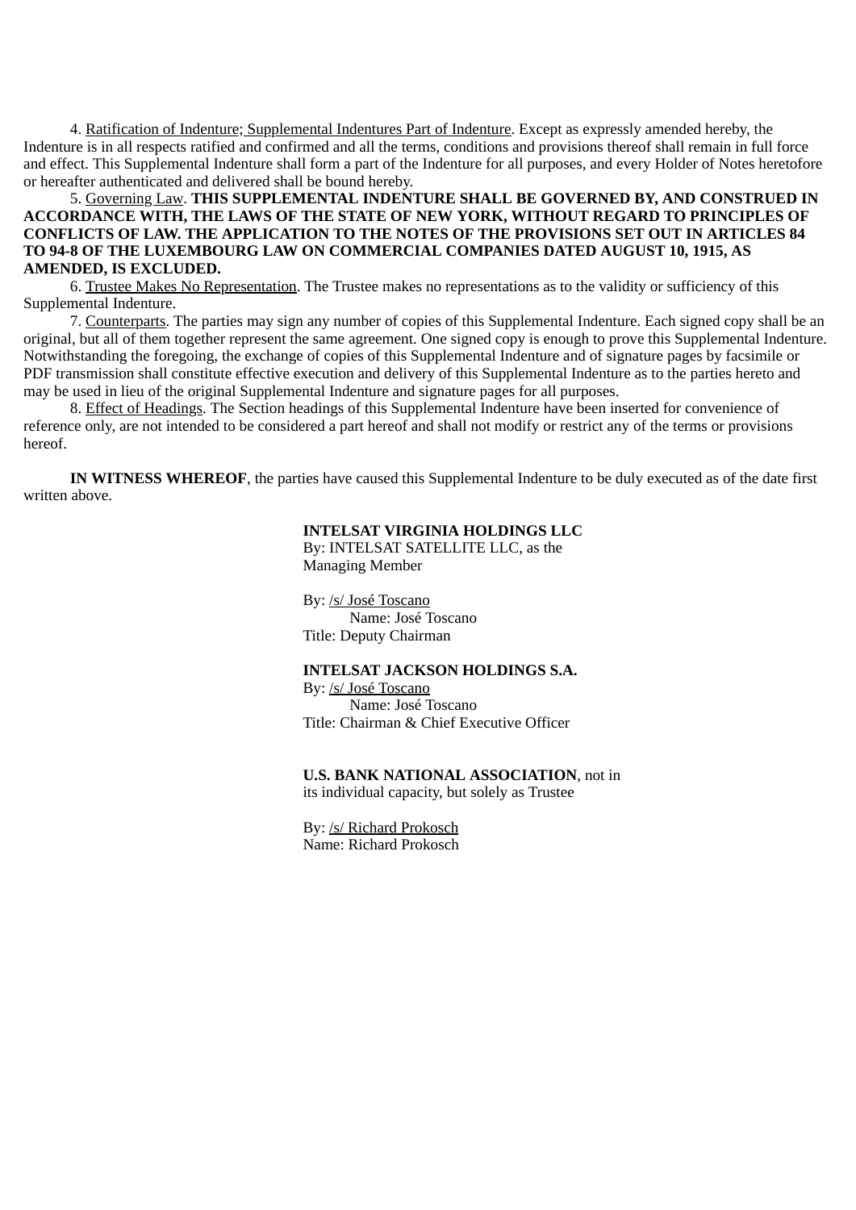4. Ratification of Indenture; Supplemental Indentures Part of Indenture. Except as expressly amended hereby, the Indenture is in all respects ratified and confirmed and all the terms, conditions and provisions thereof shall remain in full force and effect. This Supplemental Indenture shall form a part of the Indenture for all purposes, and every Holder of Notes heretofore or hereafter authenticated and delivered shall be bound hereby.

5. Governing Law. **THIS SUPPLEMENTAL INDENTURE SHALL BE GOVERNED BY, AND CONSTRUED IN ACCORDANCE WITH, THE LAWS OF THE STATE OF NEW YORK, WITHOUT REGARD TO PRINCIPLES OF CONFLICTS OF LAW. THE APPLICATION TO THE NOTES OF THE PROVISIONS SET OUT IN ARTICLES 84 TO 94-8 OF THE LUXEMBOURG LAW ON COMMERCIAL COMPANIES DATED AUGUST 10, 1915, AS AMENDED, IS EXCLUDED.**

6. Trustee Makes No Representation. The Trustee makes no representations as to the validity or sufficiency of this Supplemental Indenture.

7. Counterparts. The parties may sign any number of copies of this Supplemental Indenture. Each signed copy shall be an original, but all of them together represent the same agreement. One signed copy is enough to prove this Supplemental Indenture. Notwithstanding the foregoing, the exchange of copies of this Supplemental Indenture and of signature pages by facsimile or PDF transmission shall constitute effective execution and delivery of this Supplemental Indenture as to the parties hereto and may be used in lieu of the original Supplemental Indenture and signature pages for all purposes.

8. Effect of Headings. The Section headings of this Supplemental Indenture have been inserted for convenience of reference only, are not intended to be considered a part hereof and shall not modify or restrict any of the terms or provisions hereof.

**IN WITNESS WHEREOF**, the parties have caused this Supplemental Indenture to be duly executed as of the date first written above.

**INTELSAT VIRGINIA HOLDINGS LLC**
By: INTELSAT SATELLITE LLC, as the Managing Member

By: /s/ José Toscano
Name: José Toscano
Title: Deputy Chairman

**INTELSAT JACKSON HOLDINGS S.A.**
By: /s/ José Toscano
Name: José Toscano
Title: Chairman & Chief Executive Officer

**U.S. BANK NATIONAL ASSOCIATION**, not in its individual capacity, but solely as Trustee

By: /s/ Richard Prokosch
Name: Richard Prokosch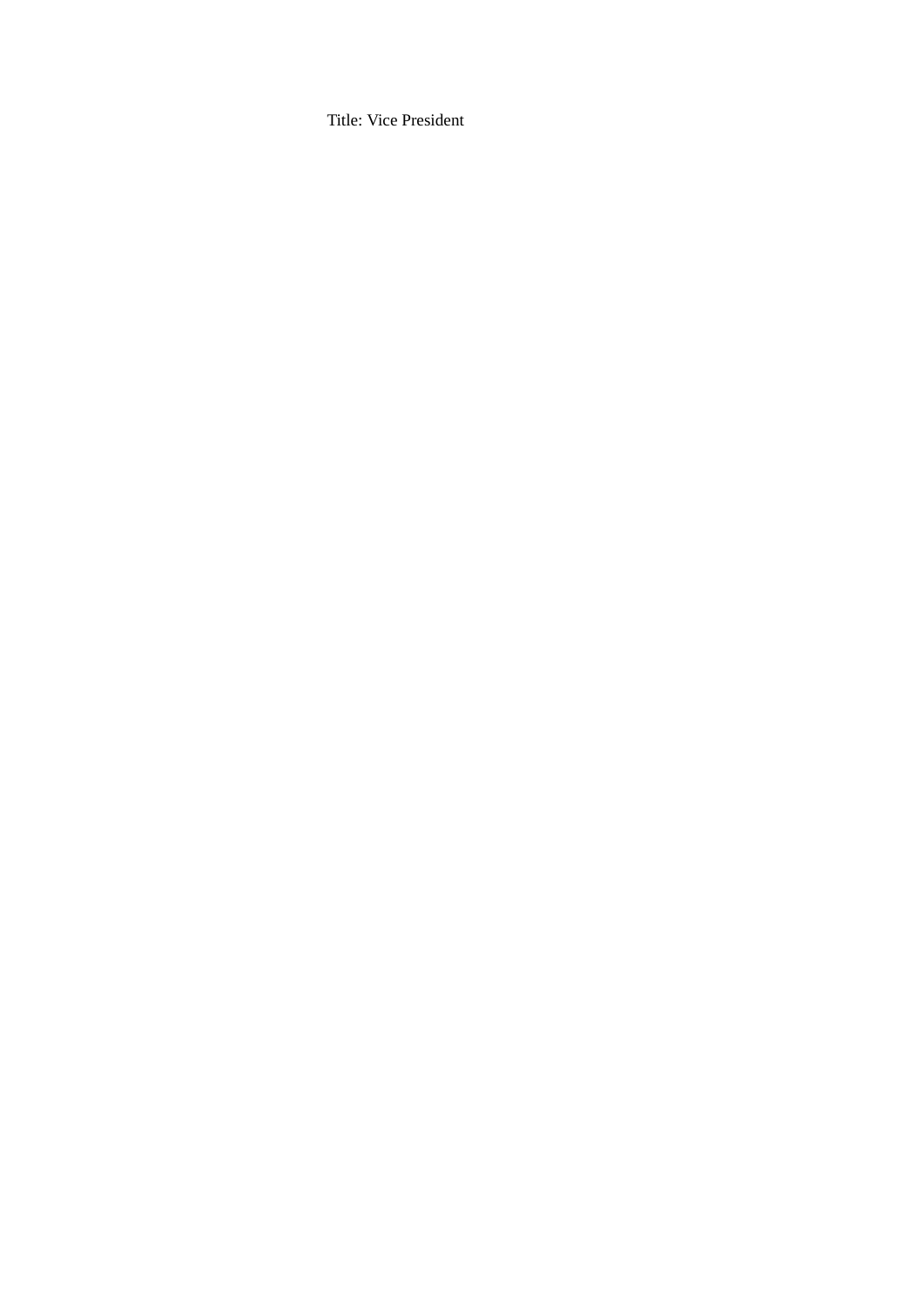Title: Vice President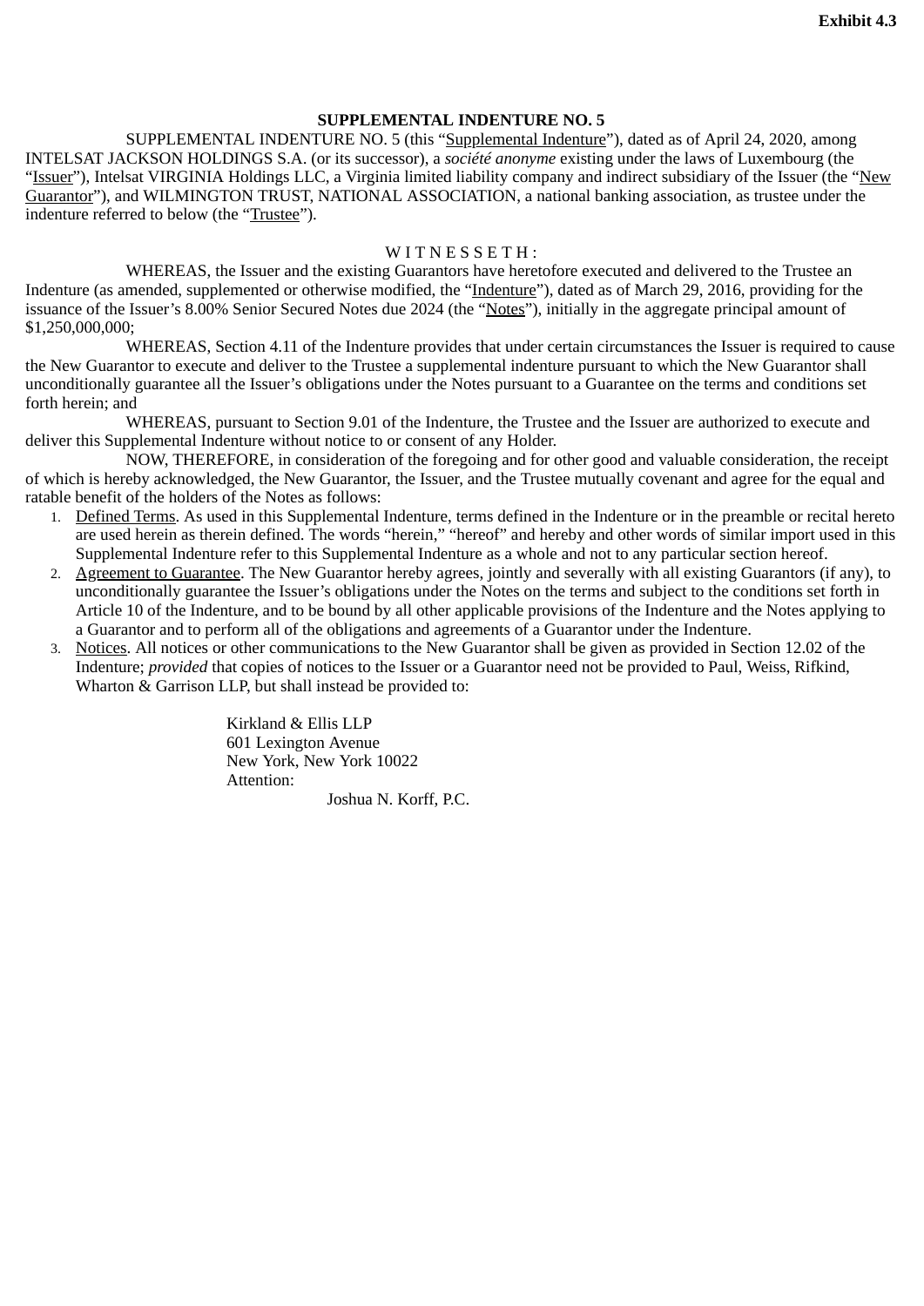**Exhibit 4.3**

**SUPPLEMENTAL INDENTURE NO. 5**

SUPPLEMENTAL INDENTURE NO. 5 (this "Supplemental Indenture"), dated as of April 24, 2020, among INTELSAT JACKSON HOLDINGS S.A. (or its successor), a *société anonyme* existing under the laws of Luxembourg (the "Issuer"), Intelsat VIRGINIA Holdings LLC, a Virginia limited liability company and indirect subsidiary of the Issuer (the "New Guarantor"), and WILMINGTON TRUST, NATIONAL ASSOCIATION, a national banking association, as trustee under the indenture referred to below (the "Trustee").

W I T N E S S E T H :

WHEREAS, the Issuer and the existing Guarantors have heretofore executed and delivered to the Trustee an Indenture (as amended, supplemented or otherwise modified, the "Indenture"), dated as of March 29, 2016, providing for the issuance of the Issuer's 8.00% Senior Secured Notes due 2024 (the "Notes"), initially in the aggregate principal amount of $1,250,000,000;

WHEREAS, Section 4.11 of the Indenture provides that under certain circumstances the Issuer is required to cause the New Guarantor to execute and deliver to the Trustee a supplemental indenture pursuant to which the New Guarantor shall unconditionally guarantee all the Issuer's obligations under the Notes pursuant to a Guarantee on the terms and conditions set forth herein; and

WHEREAS, pursuant to Section 9.01 of the Indenture, the Trustee and the Issuer are authorized to execute and deliver this Supplemental Indenture without notice to or consent of any Holder.

NOW, THEREFORE, in consideration of the foregoing and for other good and valuable consideration, the receipt of which is hereby acknowledged, the New Guarantor, the Issuer, and the Trustee mutually covenant and agree for the equal and ratable benefit of the holders of the Notes as follows:

1. Defined Terms. As used in this Supplemental Indenture, terms defined in the Indenture or in the preamble or recital hereto are used herein as therein defined. The words "herein," "hereof" and hereby and other words of similar import used in this Supplemental Indenture refer to this Supplemental Indenture as a whole and not to any particular section hereof.
2. Agreement to Guarantee. The New Guarantor hereby agrees, jointly and severally with all existing Guarantors (if any), to unconditionally guarantee the Issuer's obligations under the Notes on the terms and subject to the conditions set forth in Article 10 of the Indenture, and to be bound by all other applicable provisions of the Indenture and the Notes applying to a Guarantor and to perform all of the obligations and agreements of a Guarantor under the Indenture.
3. Notices. All notices or other communications to the New Guarantor shall be given as provided in Section 12.02 of the Indenture; *provided* that copies of notices to the Issuer or a Guarantor need not be provided to Paul, Weiss, Rifkind, Wharton & Garrison LLP, but shall instead be provided to:

   Kirkland & Ellis LLP
   601 Lexington Avenue
   New York, New York 10022
   Attention:
   Joshua N. Korff, P.C.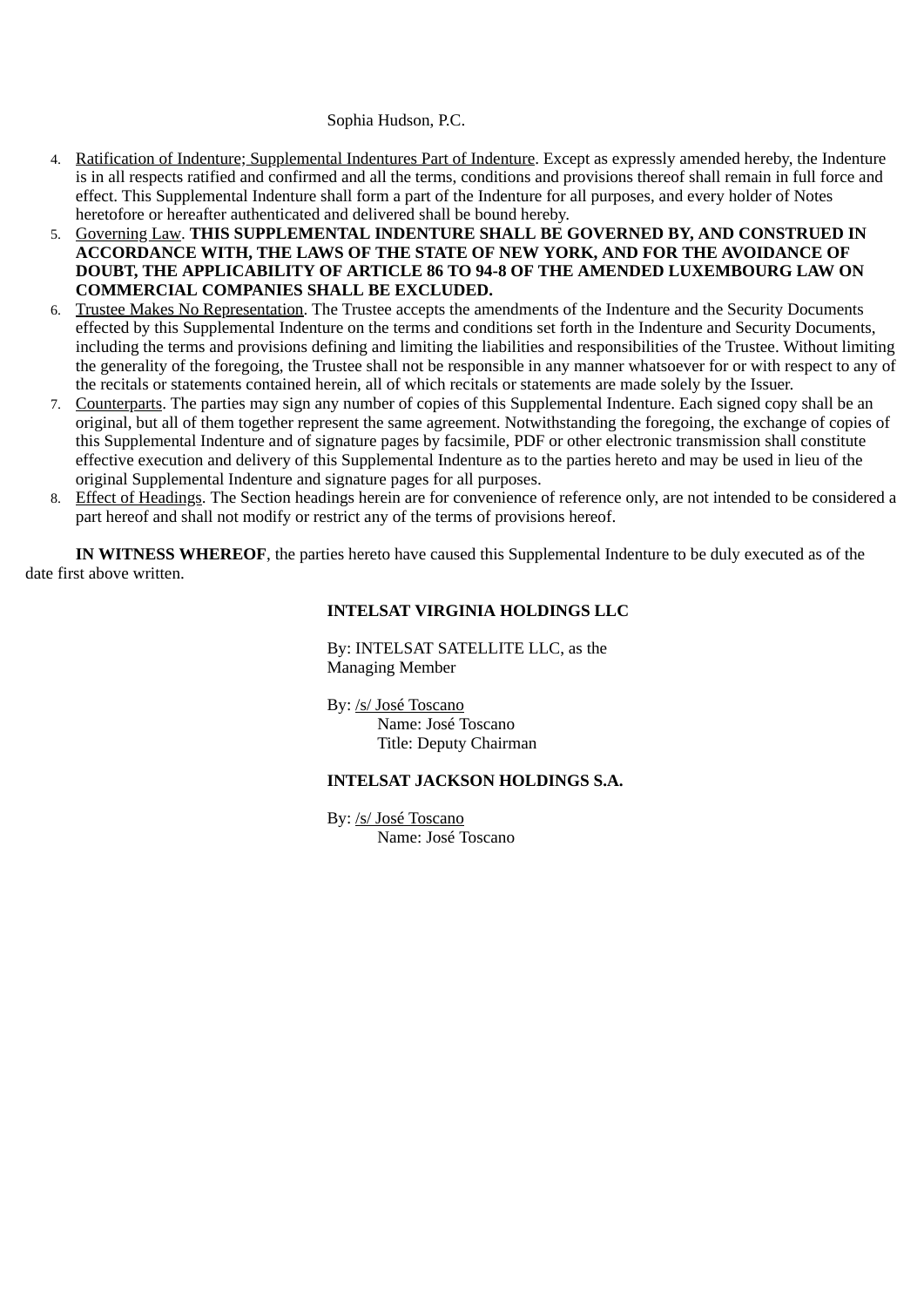Sophia Hudson, P.C.

4. Ratification of Indenture; Supplemental Indentures Part of Indenture. Except as expressly amended hereby, the Indenture is in all respects ratified and confirmed and all the terms, conditions and provisions thereof shall remain in full force and effect. This Supplemental Indenture shall form a part of the Indenture for all purposes, and every holder of Notes heretofore or hereafter authenticated and delivered shall be bound hereby.
5. Governing Law. **THIS SUPPLEMENTAL INDENTURE SHALL BE GOVERNED BY, AND CONSTRUED IN ACCORDANCE WITH, THE LAWS OF THE STATE OF NEW YORK, AND FOR THE AVOIDANCE OF DOUBT, THE APPLICABILITY OF ARTICLE 86 TO 94-8 OF THE AMENDED LUXEMBOURG LAW ON COMMERCIAL COMPANIES SHALL BE EXCLUDED.**
6. Trustee Makes No Representation. The Trustee accepts the amendments of the Indenture and the Security Documents effected by this Supplemental Indenture on the terms and conditions set forth in the Indenture and Security Documents, including the terms and provisions defining and limiting the liabilities and responsibilities of the Trustee. Without limiting the generality of the foregoing, the Trustee shall not be responsible in any manner whatsoever for or with respect to any of the recitals or statements contained herein, all of which recitals or statements are made solely by the Issuer.
7. Counterparts. The parties may sign any number of copies of this Supplemental Indenture. Each signed copy shall be an original, but all of them together represent the same agreement. Notwithstanding the foregoing, the exchange of copies of this Supplemental Indenture and of signature pages by facsimile, PDF or other electronic transmission shall constitute effective execution and delivery of this Supplemental Indenture as to the parties hereto and may be used in lieu of the original Supplemental Indenture and signature pages for all purposes.
8. Effect of Headings. The Section headings herein are for convenience of reference only, are not intended to be considered a part hereof and shall not modify or restrict any of the terms of provisions hereof.

**IN WITNESS WHEREOF**, the parties hereto have caused this Supplemental Indenture to be duly executed as of the date first above written.

**INTELSAT VIRGINIA HOLDINGS LLC**

By: INTELSAT SATELLITE LLC, as the Managing Member

By: /s/ José Toscano
Name: José Toscano
Title: Deputy Chairman

**INTELSAT JACKSON HOLDINGS S.A.**

By: /s/ José Toscano
Name: José Toscano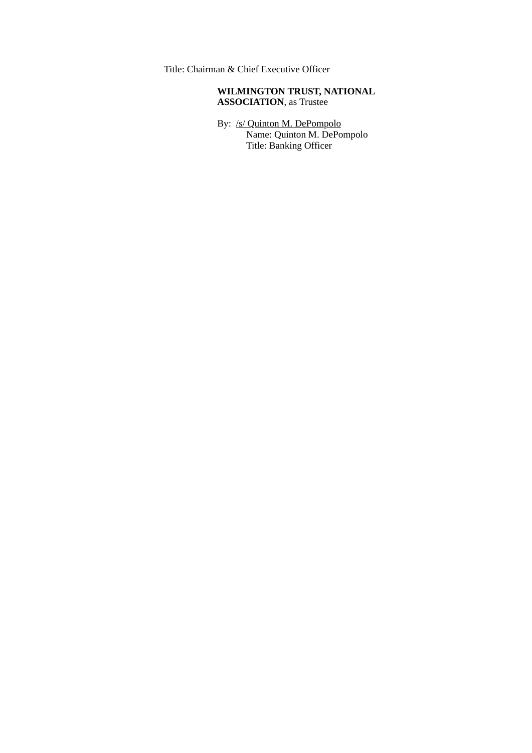Title: Chairman & Chief Executive Officer

**WILMINGTON TRUST, NATIONAL ASSOCIATION**, as Trustee

By: /s/ Quinton M. DePompolo
Name: Quinton M. DePompolo
Title: Banking Officer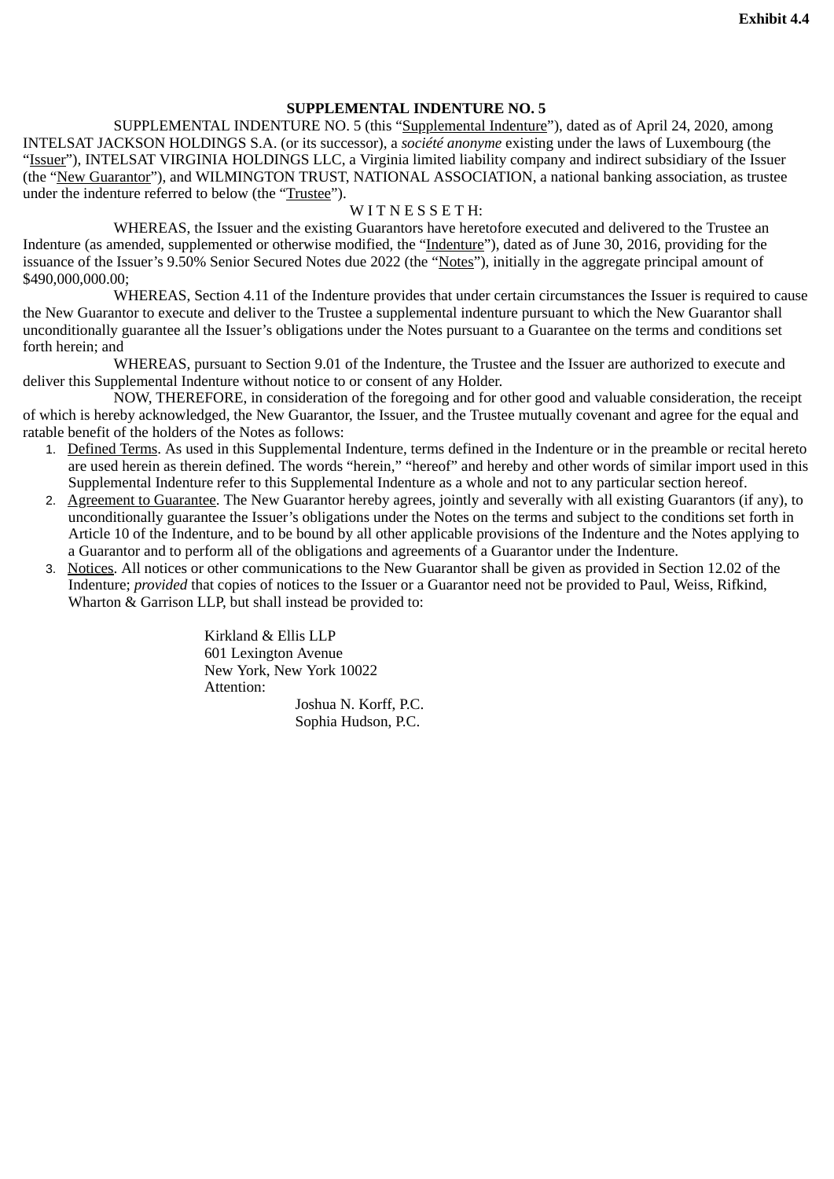Exhibit 4.4

**SUPPLEMENTAL INDENTURE NO. 5**

SUPPLEMENTAL INDENTURE NO. 5 (this "Supplemental Indenture"), dated as of April 24, 2020, among INTELSAT JACKSON HOLDINGS S.A. (or its successor), a *société anonyme* existing under the laws of Luxembourg (the "Issuer"), INTELSAT VIRGINIA HOLDINGS LLC, a Virginia limited liability company and indirect subsidiary of the Issuer (the "New Guarantor"), and WILMINGTON TRUST, NATIONAL ASSOCIATION, a national banking association, as trustee under the indenture referred to below (the "Trustee").

W I T N E S S E T H:

WHEREAS, the Issuer and the existing Guarantors have heretofore executed and delivered to the Trustee an Indenture (as amended, supplemented or otherwise modified, the "Indenture"), dated as of June 30, 2016, providing for the issuance of the Issuer's 9.50% Senior Secured Notes due 2022 (the "Notes"), initially in the aggregate principal amount of $490,000,000.00;

WHEREAS, Section 4.11 of the Indenture provides that under certain circumstances the Issuer is required to cause the New Guarantor to execute and deliver to the Trustee a supplemental indenture pursuant to which the New Guarantor shall unconditionally guarantee all the Issuer's obligations under the Notes pursuant to a Guarantee on the terms and conditions set forth herein; and

WHEREAS, pursuant to Section 9.01 of the Indenture, the Trustee and the Issuer are authorized to execute and deliver this Supplemental Indenture without notice to or consent of any Holder.

NOW, THEREFORE, in consideration of the foregoing and for other good and valuable consideration, the receipt of which is hereby acknowledged, the New Guarantor, the Issuer, and the Trustee mutually covenant and agree for the equal and ratable benefit of the holders of the Notes as follows:

1. Defined Terms. As used in this Supplemental Indenture, terms defined in the Indenture or in the preamble or recital hereto are used herein as therein defined. The words "herein," "hereof" and hereby and other words of similar import used in this Supplemental Indenture refer to this Supplemental Indenture as a whole and not to any particular section hereof.
2. Agreement to Guarantee. The New Guarantor hereby agrees, jointly and severally with all existing Guarantors (if any), to unconditionally guarantee the Issuer's obligations under the Notes on the terms and subject to the conditions set forth in Article 10 of the Indenture, and to be bound by all other applicable provisions of the Indenture and the Notes applying to a Guarantor and to perform all of the obligations and agreements of a Guarantor under the Indenture.
3. Notices. All notices or other communications to the New Guarantor shall be given as provided in Section 12.02 of the Indenture; *provided* that copies of notices to the Issuer or a Guarantor need not be provided to Paul, Weiss, Rifkind, Wharton & Garrison LLP, but shall instead be provided to:

   Kirkland & Ellis LLP
   601 Lexington Avenue
   New York, New York 10022
   Attention:
   Joshua N. Korff, P.C.
   Sophia Hudson, P.C.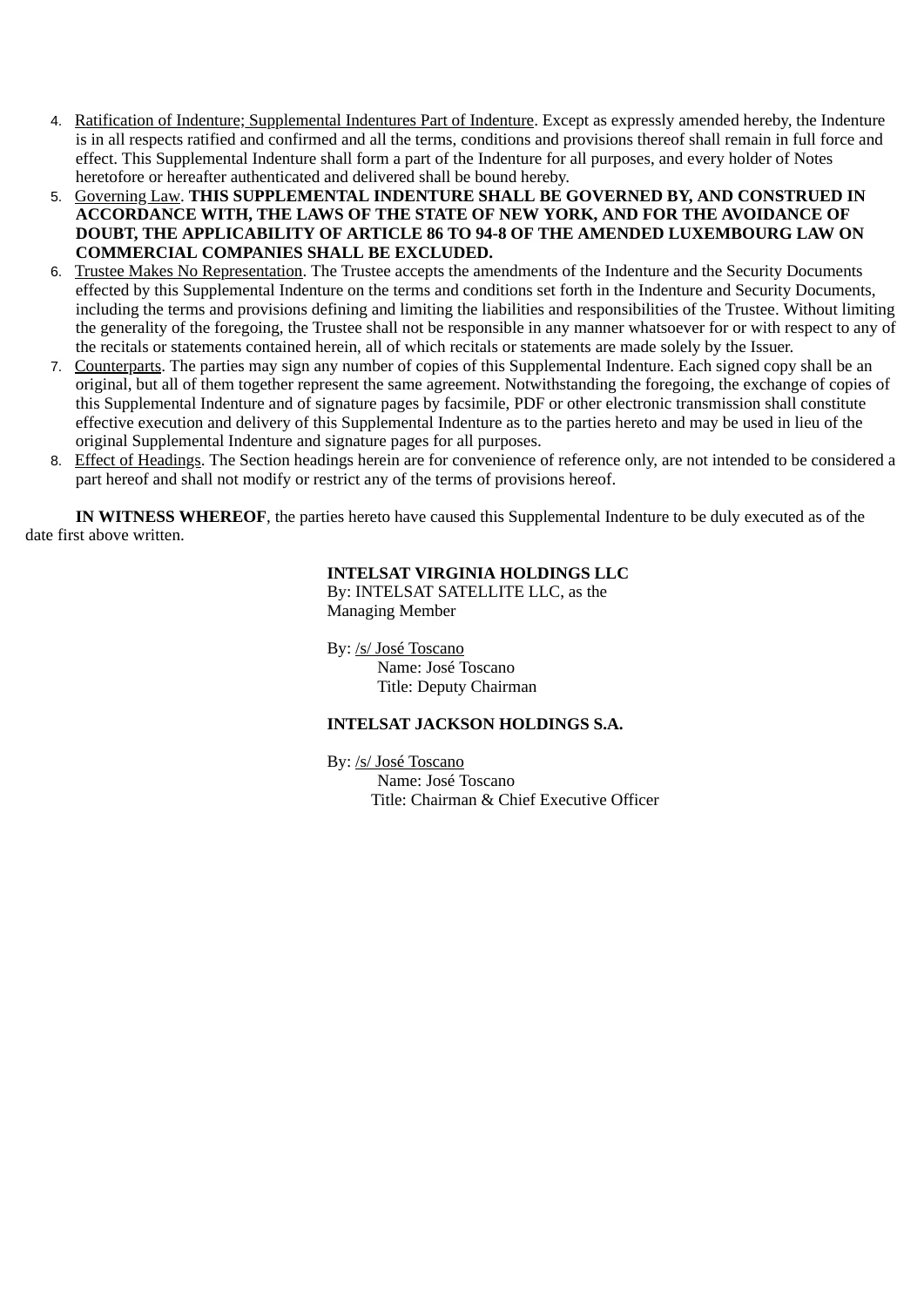4. Ratification of Indenture; Supplemental Indentures Part of Indenture. Except as expressly amended hereby, the Indenture is in all respects ratified and confirmed and all the terms, conditions and provisions thereof shall remain in full force and effect. This Supplemental Indenture shall form a part of the Indenture for all purposes, and every holder of Notes heretofore or hereafter authenticated and delivered shall be bound hereby.
5. Governing Law. **THIS SUPPLEMENTAL INDENTURE SHALL BE GOVERNED BY, AND CONSTRUED IN ACCORDANCE WITH, THE LAWS OF THE STATE OF NEW YORK, AND FOR THE AVOIDANCE OF DOUBT, THE APPLICABILITY OF ARTICLE 86 TO 94-8 OF THE AMENDED LUXEMBOURG LAW ON COMMERCIAL COMPANIES SHALL BE EXCLUDED.**
6. Trustee Makes No Representation. The Trustee accepts the amendments of the Indenture and the Security Documents effected by this Supplemental Indenture on the terms and conditions set forth in the Indenture and Security Documents, including the terms and provisions defining and limiting the liabilities and responsibilities of the Trustee. Without limiting the generality of the foregoing, the Trustee shall not be responsible in any manner whatsoever for or with respect to any of the recitals or statements contained herein, all of which recitals or statements are made solely by the Issuer.
7. Counterparts. The parties may sign any number of copies of this Supplemental Indenture. Each signed copy shall be an original, but all of them together represent the same agreement. Notwithstanding the foregoing, the exchange of copies of this Supplemental Indenture and of signature pages by facsimile, PDF or other electronic transmission shall constitute effective execution and delivery of this Supplemental Indenture as to the parties hereto and may be used in lieu of the original Supplemental Indenture and signature pages for all purposes.
8. Effect of Headings. The Section headings herein are for convenience of reference only, are not intended to be considered a part hereof and shall not modify or restrict any of the terms of provisions hereof.

**IN WITNESS WHEREOF**, the parties hereto have caused this Supplemental Indenture to be duly executed as of the date first above written.

**INTELSAT VIRGINIA HOLDINGS LLC**
By: INTELSAT SATELLITE LLC, as the Managing Member

By: /s/ José Toscano
Name: José Toscano
Title: Deputy Chairman

**INTELSAT JACKSON HOLDINGS S.A.**

By: /s/ José Toscano
Name: José Toscano
Title: Chairman & Chief Executive Officer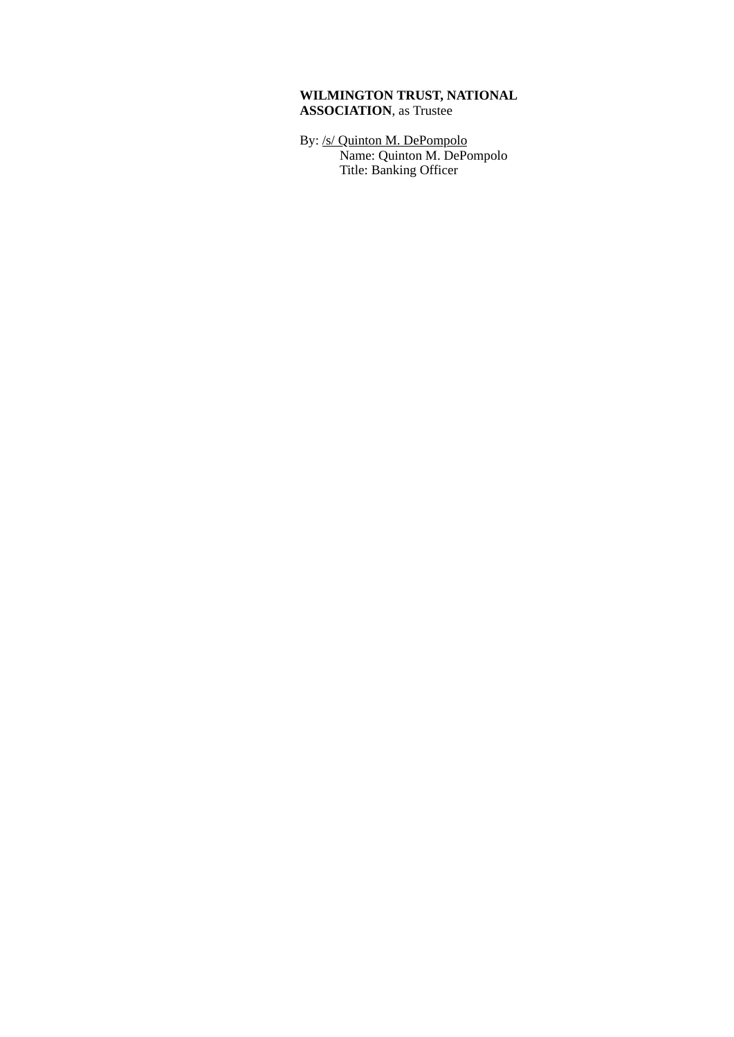**WILMINGTON TRUST, NATIONAL ASSOCIATION**, as Trustee

By: /s/ Quinton M. DePompolo
Name: Quinton M. DePompolo
Title: Banking Officer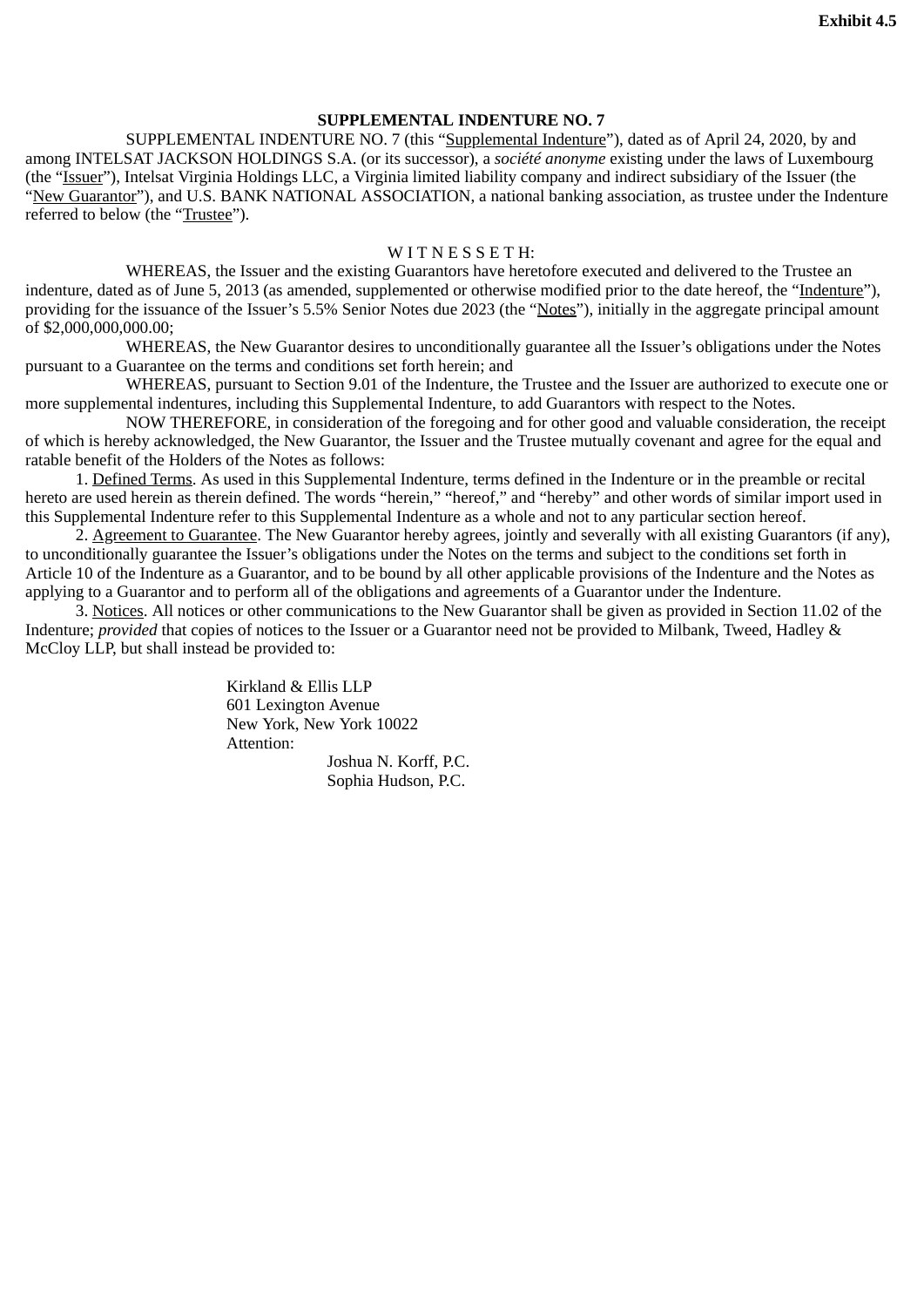Exhibit 4.5

**SUPPLEMENTAL INDENTURE NO. 7**

SUPPLEMENTAL INDENTURE NO. 7 (this "Supplemental Indenture"), dated as of April 24, 2020, by and among INTELSAT JACKSON HOLDINGS S.A. (or its successor), a *société anonyme* existing under the laws of Luxembourg (the "Issuer"), Intelsat Virginia Holdings LLC, a Virginia limited liability company and indirect subsidiary of the Issuer (the "New Guarantor"), and U.S. BANK NATIONAL ASSOCIATION, a national banking association, as trustee under the Indenture referred to below (the "Trustee").

W I T N E S S E T H:

WHEREAS, the Issuer and the existing Guarantors have heretofore executed and delivered to the Trustee an indenture, dated as of June 5, 2013 (as amended, supplemented or otherwise modified prior to the date hereof, the "Indenture"), providing for the issuance of the Issuer's 5.5% Senior Notes due 2023 (the "Notes"), initially in the aggregate principal amount of $2,000,000,000.00;

WHEREAS, the New Guarantor desires to unconditionally guarantee all the Issuer's obligations under the Notes pursuant to a Guarantee on the terms and conditions set forth herein; and

WHEREAS, pursuant to Section 9.01 of the Indenture, the Trustee and the Issuer are authorized to execute one or more supplemental indentures, including this Supplemental Indenture, to add Guarantors with respect to the Notes.

NOW THEREFORE, in consideration of the foregoing and for other good and valuable consideration, the receipt of which is hereby acknowledged, the New Guarantor, the Issuer and the Trustee mutually covenant and agree for the equal and ratable benefit of the Holders of the Notes as follows:

1. Defined Terms. As used in this Supplemental Indenture, terms defined in the Indenture or in the preamble or recital hereto are used herein as therein defined. The words "herein," "hereof," and "hereby" and other words of similar import used in this Supplemental Indenture refer to this Supplemental Indenture as a whole and not to any particular section hereof.

2. Agreement to Guarantee. The New Guarantor hereby agrees, jointly and severally with all existing Guarantors (if any), to unconditionally guarantee the Issuer's obligations under the Notes on the terms and subject to the conditions set forth in Article 10 of the Indenture as a Guarantor, and to be bound by all other applicable provisions of the Indenture and the Notes as applying to a Guarantor and to perform all of the obligations and agreements of a Guarantor under the Indenture.

3. Notices. All notices or other communications to the New Guarantor shall be given as provided in Section 11.02 of the Indenture; *provided* that copies of notices to the Issuer or a Guarantor need not be provided to Milbank, Tweed, Hadley & McCloy LLP, but shall instead be provided to:

Kirkland & Ellis LLP
601 Lexington Avenue
New York, New York 10022
Attention:
Joshua N. Korff, P.C.
Sophia Hudson, P.C.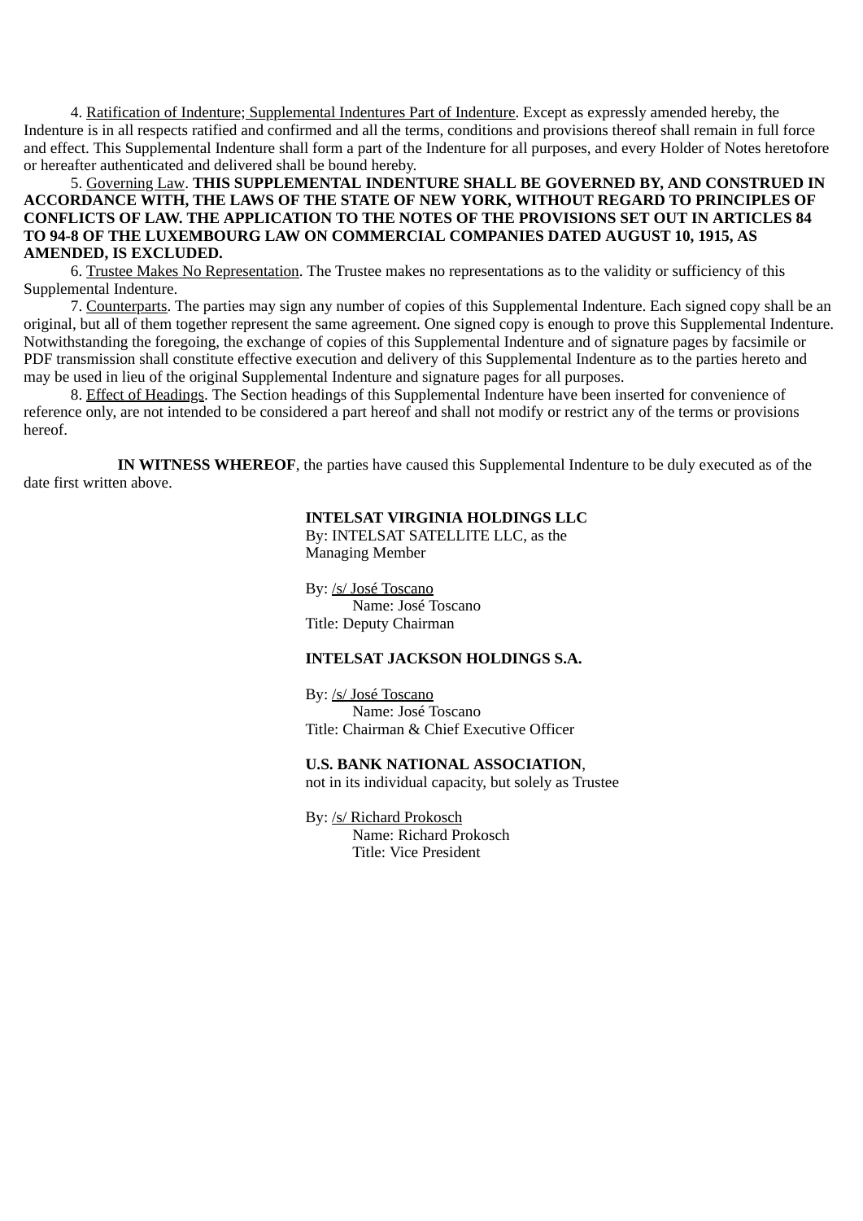4. Ratification of Indenture; Supplemental Indentures Part of Indenture. Except as expressly amended hereby, the Indenture is in all respects ratified and confirmed and all the terms, conditions and provisions thereof shall remain in full force and effect. This Supplemental Indenture shall form a part of the Indenture for all purposes, and every Holder of Notes heretofore or hereafter authenticated and delivered shall be bound hereby.

5. Governing Law. **THIS SUPPLEMENTAL INDENTURE SHALL BE GOVERNED BY, AND CONSTRUED IN ACCORDANCE WITH, THE LAWS OF THE STATE OF NEW YORK, WITHOUT REGARD TO PRINCIPLES OF CONFLICTS OF LAW. THE APPLICATION TO THE NOTES OF THE PROVISIONS SET OUT IN ARTICLES 84 TO 94-8 OF THE LUXEMBOURG LAW ON COMMERCIAL COMPANIES DATED AUGUST 10, 1915, AS AMENDED, IS EXCLUDED.**

6. Trustee Makes No Representation. The Trustee makes no representations as to the validity or sufficiency of this Supplemental Indenture.

7. Counterparts. The parties may sign any number of copies of this Supplemental Indenture. Each signed copy shall be an original, but all of them together represent the same agreement. One signed copy is enough to prove this Supplemental Indenture. Notwithstanding the foregoing, the exchange of copies of this Supplemental Indenture and of signature pages by facsimile or PDF transmission shall constitute effective execution and delivery of this Supplemental Indenture as to the parties hereto and may be used in lieu of the original Supplemental Indenture and signature pages for all purposes.

8. Effect of Headings. The Section headings of this Supplemental Indenture have been inserted for convenience of reference only, are not intended to be considered a part hereof and shall not modify or restrict any of the terms or provisions hereof.

**IN WITNESS WHEREOF**, the parties have caused this Supplemental Indenture to be duly executed as of the date first written above.

**INTELSAT VIRGINIA HOLDINGS LLC**
By: INTELSAT SATELLITE LLC, as the Managing Member

By: /s/ José Toscano
Name: José Toscano
Title: Deputy Chairman

**INTELSAT JACKSON HOLDINGS S.A.**

By: /s/ José Toscano
Name: José Toscano
Title: Chairman & Chief Executive Officer

**U.S. BANK NATIONAL ASSOCIATION**,
not in its individual capacity, but solely as Trustee

By: /s/ Richard Prokosch
Name: Richard Prokosch
Title: Vice President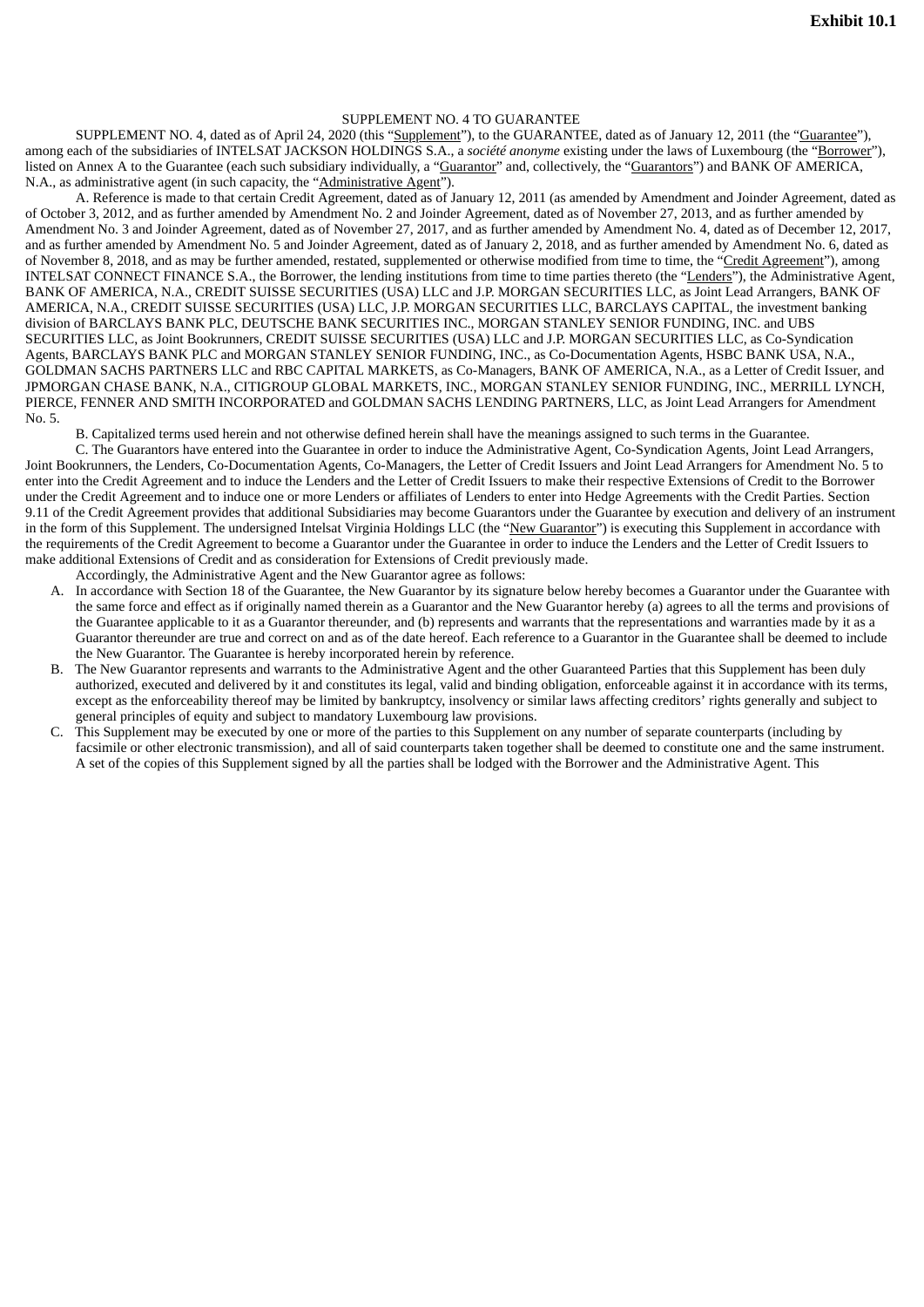**Exhibit 10.1**

SUPPLEMENT NO. 4 TO GUARANTEE

SUPPLEMENT NO. 4, dated as of April 24, 2020 (this "Supplement"), to the GUARANTEE, dated as of January 12, 2011 (the "Guarantee"), among each of the subsidiaries of INTELSAT JACKSON HOLDINGS S.A., a *société anonyme* existing under the laws of Luxembourg (the "Borrower"), listed on Annex A to the Guarantee (each such subsidiary individually, a "Guarantor" and, collectively, the "Guarantors") and BANK OF AMERICA, N.A., as administrative agent (in such capacity, the "Administrative Agent").

A. Reference is made to that certain Credit Agreement, dated as of January 12, 2011 (as amended by Amendment and Joinder Agreement, dated as of October 3, 2012, and as further amended by Amendment No. 2 and Joinder Agreement, dated as of November 27, 2013, and as further amended by Amendment No. 3 and Joinder Agreement, dated as of November 27, 2017, and as further amended by Amendment No. 4, dated as of December 12, 2017, and as further amended by Amendment No. 5 and Joinder Agreement, dated as of January 2, 2018, and as further amended by Amendment No. 6, dated as of November 8, 2018, and as may be further amended, restated, supplemented or otherwise modified from time to time, the "Credit Agreement"), among INTELSAT CONNECT FINANCE S.A., the Borrower, the lending institutions from time to time parties thereto (the "Lenders"), the Administrative Agent, BANK OF AMERICA, N.A., CREDIT SUISSE SECURITIES (USA) LLC and J.P. MORGAN SECURITIES LLC, as Joint Lead Arrangers, BANK OF AMERICA, N.A., CREDIT SUISSE SECURITIES (USA) LLC, J.P. MORGAN SECURITIES LLC, BARCLAYS CAPITAL, the investment banking division of BARCLAYS BANK PLC, DEUTSCHE BANK SECURITIES INC., MORGAN STANLEY SENIOR FUNDING, INC. and UBS SECURITIES LLC, as Joint Bookrunners, CREDIT SUISSE SECURITIES (USA) LLC and J.P. MORGAN SECURITIES LLC, as Co-Syndication Agents, BARCLAYS BANK PLC and MORGAN STANLEY SENIOR FUNDING, INC., as Co-Documentation Agents, HSBC BANK USA, N.A., GOLDMAN SACHS PARTNERS LLC and RBC CAPITAL MARKETS, as Co-Managers, BANK OF AMERICA, N.A., as a Letter of Credit Issuer, and JPMORGAN CHASE BANK, N.A., CITIGROUP GLOBAL MARKETS, INC., MORGAN STANLEY SENIOR FUNDING, INC., MERRILL LYNCH, PIERCE, FENNER AND SMITH INCORPORATED and GOLDMAN SACHS LENDING PARTNERS, LLC, as Joint Lead Arrangers for Amendment No. 5.

B. Capitalized terms used herein and not otherwise defined herein shall have the meanings assigned to such terms in the Guarantee.

C. The Guarantors have entered into the Guarantee in order to induce the Administrative Agent, Co-Syndication Agents, Joint Lead Arrangers, Joint Bookrunners, the Lenders, Co-Documentation Agents, Co-Managers, the Letter of Credit Issuers and Joint Lead Arrangers for Amendment No. 5 to enter into the Credit Agreement and to induce the Lenders and the Letter of Credit Issuers to make their respective Extensions of Credit to the Borrower under the Credit Agreement and to induce one or more Lenders or affiliates of Lenders to enter into Hedge Agreements with the Credit Parties. Section 9.11 of the Credit Agreement provides that additional Subsidiaries may become Guarantors under the Guarantee by execution and delivery of an instrument in the form of this Supplement. The undersigned Intelsat Virginia Holdings LLC (the "New Guarantor") is executing this Supplement in accordance with the requirements of the Credit Agreement to become a Guarantor under the Guarantee in order to induce the Lenders and the Letter of Credit Issuers to make additional Extensions of Credit and as consideration for Extensions of Credit previously made.

Accordingly, the Administrative Agent and the New Guarantor agree as follows:

A. In accordance with Section 18 of the Guarantee, the New Guarantor by its signature below hereby becomes a Guarantor under the Guarantee with the same force and effect as if originally named therein as a Guarantor and the New Guarantor hereby (a) agrees to all the terms and provisions of the Guarantee applicable to it as a Guarantor thereunder, and (b) represents and warrants that the representations and warranties made by it as a Guarantor thereunder are true and correct on and as of the date hereof. Each reference to a Guarantor in the Guarantee shall be deemed to include the New Guarantor. The Guarantee is hereby incorporated herein by reference.

B. The New Guarantor represents and warrants to the Administrative Agent and the other Guaranteed Parties that this Supplement has been duly authorized, executed and delivered by it and constitutes its legal, valid and binding obligation, enforceable against it in accordance with its terms, except as the enforceability thereof may be limited by bankruptcy, insolvency or similar laws affecting creditors' rights generally and subject to general principles of equity and subject to mandatory Luxembourg law provisions.

C. This Supplement may be executed by one or more of the parties to this Supplement on any number of separate counterparts (including by facsimile or other electronic transmission), and all of said counterparts taken together shall be deemed to constitute one and the same instrument. A set of the copies of this Supplement signed by all the parties shall be lodged with the Borrower and the Administrative Agent. This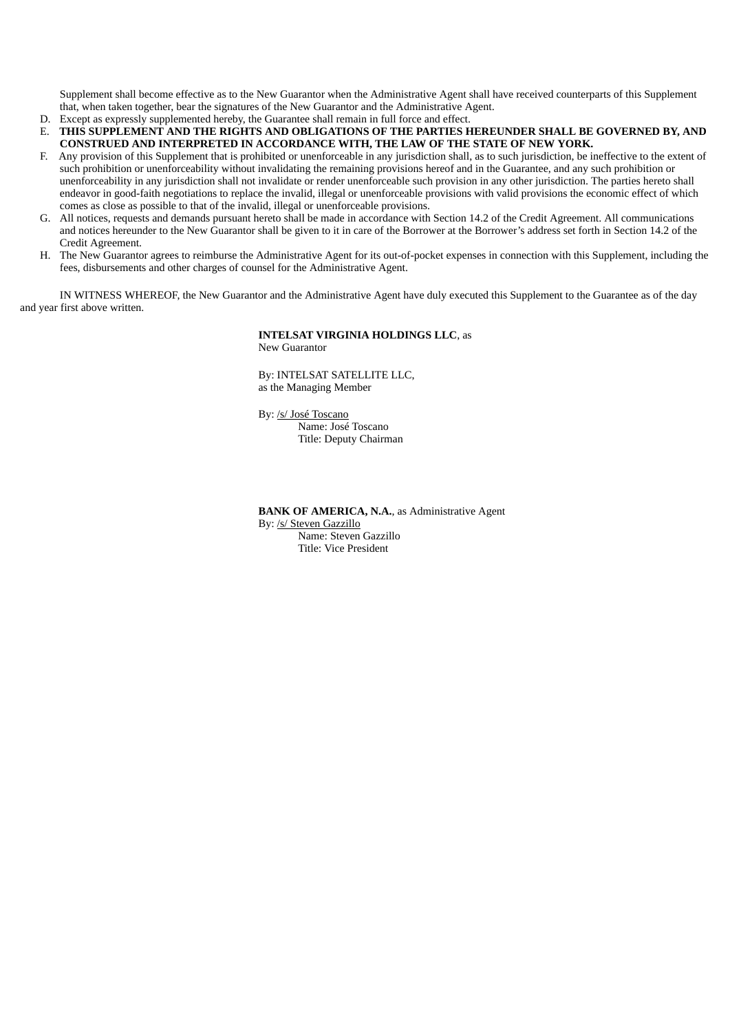Supplement shall become effective as to the New Guarantor when the Administrative Agent shall have received counterparts of this Supplement that, when taken together, bear the signatures of the New Guarantor and the Administrative Agent.

D. Except as expressly supplemented hereby, the Guarantee shall remain in full force and effect.

E. **THIS SUPPLEMENT AND THE RIGHTS AND OBLIGATIONS OF THE PARTIES HEREUNDER SHALL BE GOVERNED BY, AND CONSTRUED AND INTERPRETED IN ACCORDANCE WITH, THE LAW OF THE STATE OF NEW YORK.**

F. Any provision of this Supplement that is prohibited or unenforceable in any jurisdiction shall, as to such jurisdiction, be ineffective to the extent of such prohibition or unenforceability without invalidating the remaining provisions hereof and in the Guarantee, and any such prohibition or unenforceability in any jurisdiction shall not invalidate or render unenforceable such provision in any other jurisdiction. The parties hereto shall endeavor in good-faith negotiations to replace the invalid, illegal or unenforceable provisions with valid provisions the economic effect of which comes as close as possible to that of the invalid, illegal or unenforceable provisions.

G. All notices, requests and demands pursuant hereto shall be made in accordance with Section 14.2 of the Credit Agreement. All communications and notices hereunder to the New Guarantor shall be given to it in care of the Borrower at the Borrower's address set forth in Section 14.2 of the Credit Agreement.

H. The New Guarantor agrees to reimburse the Administrative Agent for its out-of-pocket expenses in connection with this Supplement, including the fees, disbursements and other charges of counsel for the Administrative Agent.

IN WITNESS WHEREOF, the New Guarantor and the Administrative Agent have duly executed this Supplement to the Guarantee as of the day and year first above written.

**INTELSAT VIRGINIA HOLDINGS LLC**, as New Guarantor

By: INTELSAT SATELLITE LLC, as the Managing Member

By: /s/ José Toscano
Name: José Toscano
Title: Deputy Chairman

**BANK OF AMERICA, N.A.**, as Administrative Agent

By: /s/ Steven Gazzillo
Name: Steven Gazzillo
Title: Vice President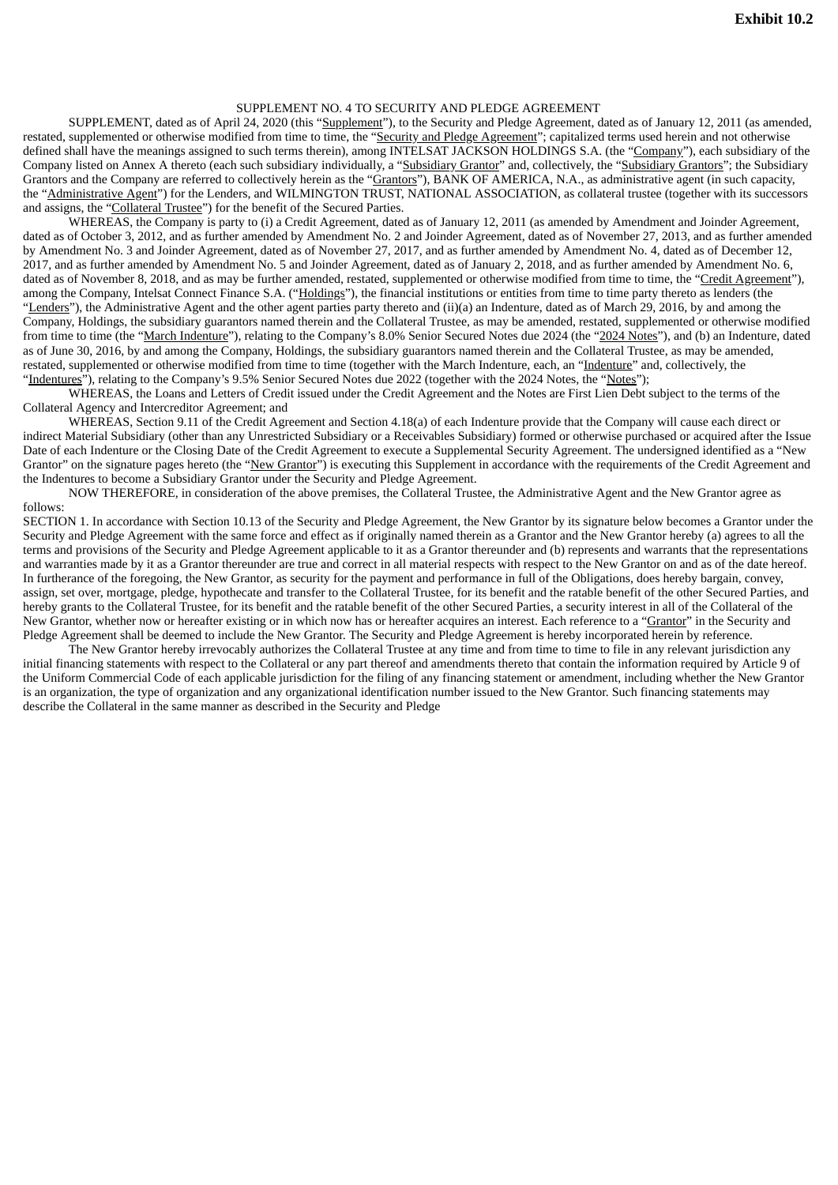**Exhibit 10.2**

SUPPLEMENT NO. 4 TO SECURITY AND PLEDGE AGREEMENT

SUPPLEMENT, dated as of April 24, 2020 (this "Supplement"), to the Security and Pledge Agreement, dated as of January 12, 2011 (as amended, restated, supplemented or otherwise modified from time to time, the "Security and Pledge Agreement"; capitalized terms used herein and not otherwise defined shall have the meanings assigned to such terms therein), among INTELSAT JACKSON HOLDINGS S.A. (the "Company"), each subsidiary of the Company listed on Annex A thereto (each such subsidiary individually, a "Subsidiary Grantor" and, collectively, the "Subsidiary Grantors"; the Subsidiary Grantors and the Company are referred to collectively herein as the "Grantors"), BANK OF AMERICA, N.A., as administrative agent (in such capacity, the "Administrative Agent") for the Lenders, and WILMINGTON TRUST, NATIONAL ASSOCIATION, as collateral trustee (together with its successors and assigns, the "Collateral Trustee") for the benefit of the Secured Parties.

WHEREAS, the Company is party to (i) a Credit Agreement, dated as of January 12, 2011 (as amended by Amendment and Joinder Agreement, dated as of October 3, 2012, and as further amended by Amendment No. 2 and Joinder Agreement, dated as of November 27, 2013, and as further amended by Amendment No. 3 and Joinder Agreement, dated as of November 27, 2017, and as further amended by Amendment No. 4, dated as of December 12, 2017, and as further amended by Amendment No. 5 and Joinder Agreement, dated as of January 2, 2018, and as further amended by Amendment No. 6, dated as of November 8, 2018, and as may be further amended, restated, supplemented or otherwise modified from time to time, the "Credit Agreement"), among the Company, Intelsat Connect Finance S.A. ("Holdings"), the financial institutions or entities from time to time party thereto as lenders (the "Lenders"), the Administrative Agent and the other agent parties party thereto and (ii)(a) an Indenture, dated as of March 29, 2016, by and among the Company, Holdings, the subsidiary guarantors named therein and the Collateral Trustee, as may be amended, restated, supplemented or otherwise modified from time to time (the "March Indenture"), relating to the Company's 8.0% Senior Secured Notes due 2024 (the "2024 Notes"), and (b) an Indenture, dated as of June 30, 2016, by and among the Company, Holdings, the subsidiary guarantors named therein and the Collateral Trustee, as may be amended, restated, supplemented or otherwise modified from time to time (together with the March Indenture, each, an "Indenture" and, collectively, the "Indentures"), relating to the Company's 9.5% Senior Secured Notes due 2022 (together with the 2024 Notes, the "Notes");

WHEREAS, the Loans and Letters of Credit issued under the Credit Agreement and the Notes are First Lien Debt subject to the terms of the Collateral Agency and Intercreditor Agreement; and

WHEREAS, Section 9.11 of the Credit Agreement and Section 4.18(a) of each Indenture provide that the Company will cause each direct or indirect Material Subsidiary (other than any Unrestricted Subsidiary or a Receivables Subsidiary) formed or otherwise purchased or acquired after the Issue Date of each Indenture or the Closing Date of the Credit Agreement to execute a Supplemental Security Agreement. The undersigned identified as a "New Grantor" on the signature pages hereto (the "New Grantor") is executing this Supplement in accordance with the requirements of the Credit Agreement and the Indentures to become a Subsidiary Grantor under the Security and Pledge Agreement.

NOW THEREFORE, in consideration of the above premises, the Collateral Trustee, the Administrative Agent and the New Grantor agree as follows:

SECTION 1. In accordance with Section 10.13 of the Security and Pledge Agreement, the New Grantor by its signature below becomes a Grantor under the Security and Pledge Agreement with the same force and effect as if originally named therein as a Grantor and the New Grantor hereby (a) agrees to all the terms and provisions of the Security and Pledge Agreement applicable to it as a Grantor thereunder and (b) represents and warrants that the representations and warranties made by it as a Grantor thereunder are true and correct in all material respects with respect to the New Grantor on and as of the date hereof. In furtherance of the foregoing, the New Grantor, as security for the payment and performance in full of the Obligations, does hereby bargain, convey, assign, set over, mortgage, pledge, hypothecate and transfer to the Collateral Trustee, for its benefit and the ratable benefit of the other Secured Parties, and hereby grants to the Collateral Trustee, for its benefit and the ratable benefit of the other Secured Parties, a security interest in all of the Collateral of the New Grantor, whether now or hereafter existing or in which now has or hereafter acquires an interest. Each reference to a "Grantor" in the Security and Pledge Agreement shall be deemed to include the New Grantor. The Security and Pledge Agreement is hereby incorporated herein by reference.

The New Grantor hereby irrevocably authorizes the Collateral Trustee at any time and from time to time to file in any relevant jurisdiction any initial financing statements with respect to the Collateral or any part thereof and amendments thereto that contain the information required by Article 9 of the Uniform Commercial Code of each applicable jurisdiction for the filing of any financing statement or amendment, including whether the New Grantor is an organization, the type of organization and any organizational identification number issued to the New Grantor. Such financing statements may describe the Collateral in the same manner as described in the Security and Pledge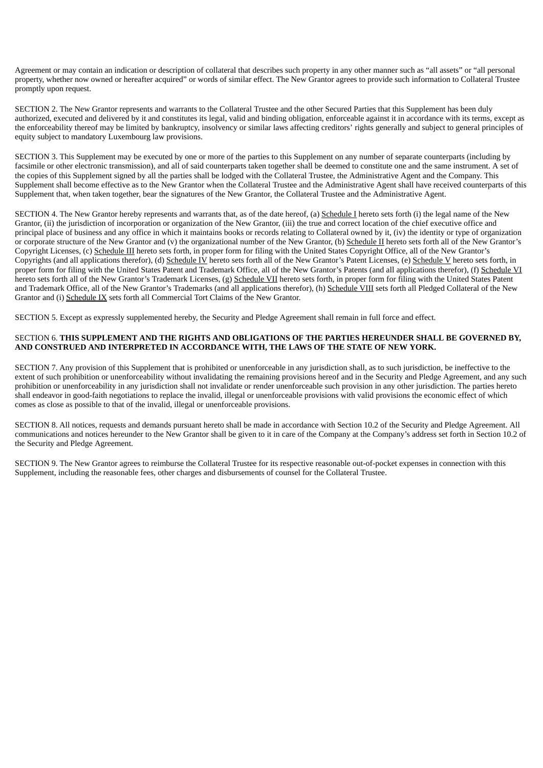Agreement or may contain an indication or description of collateral that describes such property in any other manner such as “all assets” or “all personal property, whether now owned or hereafter acquired” or words of similar effect. The New Grantor agrees to provide such information to Collateral Trustee promptly upon request.

SECTION 2. The New Grantor represents and warrants to the Collateral Trustee and the other Secured Parties that this Supplement has been duly authorized, executed and delivered by it and constitutes its legal, valid and binding obligation, enforceable against it in accordance with its terms, except as the enforceability thereof may be limited by bankruptcy, insolvency or similar laws affecting creditors’ rights generally and subject to general principles of equity subject to mandatory Luxembourg law provisions.

SECTION 3. This Supplement may be executed by one or more of the parties to this Supplement on any number of separate counterparts (including by facsimile or other electronic transmission), and all of said counterparts taken together shall be deemed to constitute one and the same instrument. A set of the copies of this Supplement signed by all the parties shall be lodged with the Collateral Trustee, the Administrative Agent and the Company. This Supplement shall become effective as to the New Grantor when the Collateral Trustee and the Administrative Agent shall have received counterparts of this Supplement that, when taken together, bear the signatures of the New Grantor, the Collateral Trustee and the Administrative Agent.

SECTION 4. The New Grantor hereby represents and warrants that, as of the date hereof, (a) Schedule I hereto sets forth (i) the legal name of the New Grantor, (ii) the jurisdiction of incorporation or organization of the New Grantor, (iii) the true and correct location of the chief executive office and principal place of business and any office in which it maintains books or records relating to Collateral owned by it, (iv) the identity or type of organization or corporate structure of the New Grantor and (v) the organizational number of the New Grantor, (b) Schedule II hereto sets forth all of the New Grantor’s Copyright Licenses, (c) Schedule III hereto sets forth, in proper form for filing with the United States Copyright Office, all of the New Grantor’s Copyrights (and all applications therefor), (d) Schedule IV hereto sets forth all of the New Grantor’s Patent Licenses, (e) Schedule V hereto sets forth, in proper form for filing with the United States Patent and Trademark Office, all of the New Grantor’s Patents (and all applications therefor), (f) Schedule VI hereto sets forth all of the New Grantor’s Trademark Licenses, (g) Schedule VII hereto sets forth, in proper form for filing with the United States Patent and Trademark Office, all of the New Grantor’s Trademarks (and all applications therefor), (h) Schedule VIII sets forth all Pledged Collateral of the New Grantor and (i) Schedule IX sets forth all Commercial Tort Claims of the New Grantor.

SECTION 5. Except as expressly supplemented hereby, the Security and Pledge Agreement shall remain in full force and effect.

SECTION 6. **THIS SUPPLEMENT AND THE RIGHTS AND OBLIGATIONS OF THE PARTIES HEREUNDER SHALL BE GOVERNED BY, AND CONSTRUED AND INTERPRETED IN ACCORDANCE WITH, THE LAWS OF THE STATE OF NEW YORK.**

SECTION 7. Any provision of this Supplement that is prohibited or unenforceable in any jurisdiction shall, as to such jurisdiction, be ineffective to the extent of such prohibition or unenforceability without invalidating the remaining provisions hereof and in the Security and Pledge Agreement, and any such prohibition or unenforceability in any jurisdiction shall not invalidate or render unenforceable such provision in any other jurisdiction. The parties hereto shall endeavor in good-faith negotiations to replace the invalid, illegal or unenforceable provisions with valid provisions the economic effect of which comes as close as possible to that of the invalid, illegal or unenforceable provisions.

SECTION 8. All notices, requests and demands pursuant hereto shall be made in accordance with Section 10.2 of the Security and Pledge Agreement. All communications and notices hereunder to the New Grantor shall be given to it in care of the Company at the Company’s address set forth in Section 10.2 of the Security and Pledge Agreement.

SECTION 9. The New Grantor agrees to reimburse the Collateral Trustee for its respective reasonable out-of-pocket expenses in connection with this Supplement, including the reasonable fees, other charges and disbursements of counsel for the Collateral Trustee.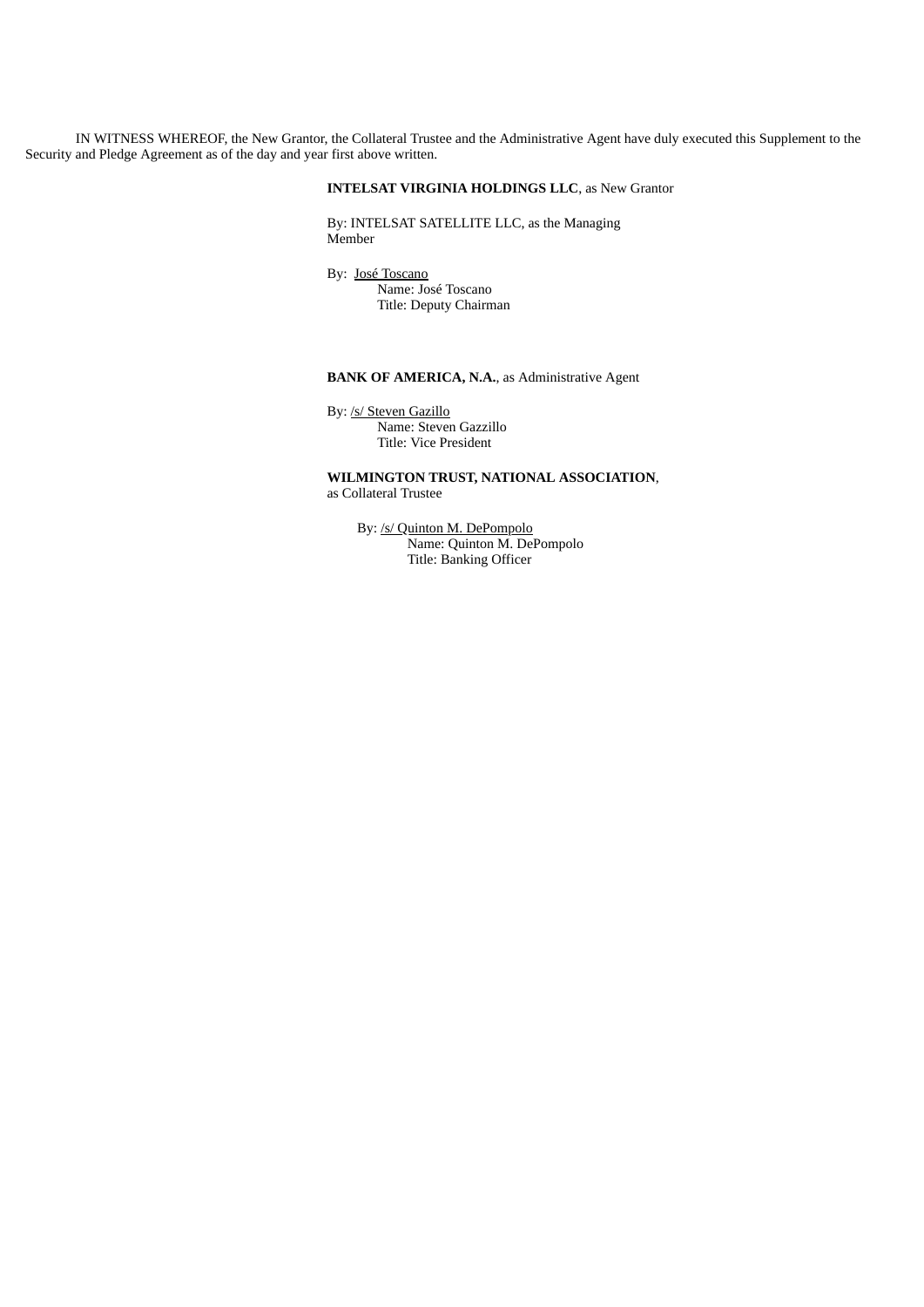IN WITNESS WHEREOF, the New Grantor, the Collateral Trustee and the Administrative Agent have duly executed this Supplement to the Security and Pledge Agreement as of the day and year first above written.

**INTELSAT VIRGINIA HOLDINGS LLC**, as New Grantor

By: INTELSAT SATELLITE LLC, as the Managing Member

By: José Toscano
Name: José Toscano
Title: Deputy Chairman

**BANK OF AMERICA, N.A.**, as Administrative Agent

By: /s/ Steven Gazillo
Name: Steven Gazzillo
Title: Vice President

**WILMINGTON TRUST, NATIONAL ASSOCIATION**, as Collateral Trustee

By: /s/ Quinton M. DePompolo
Name: Quinton M. DePompolo
Title: Banking Officer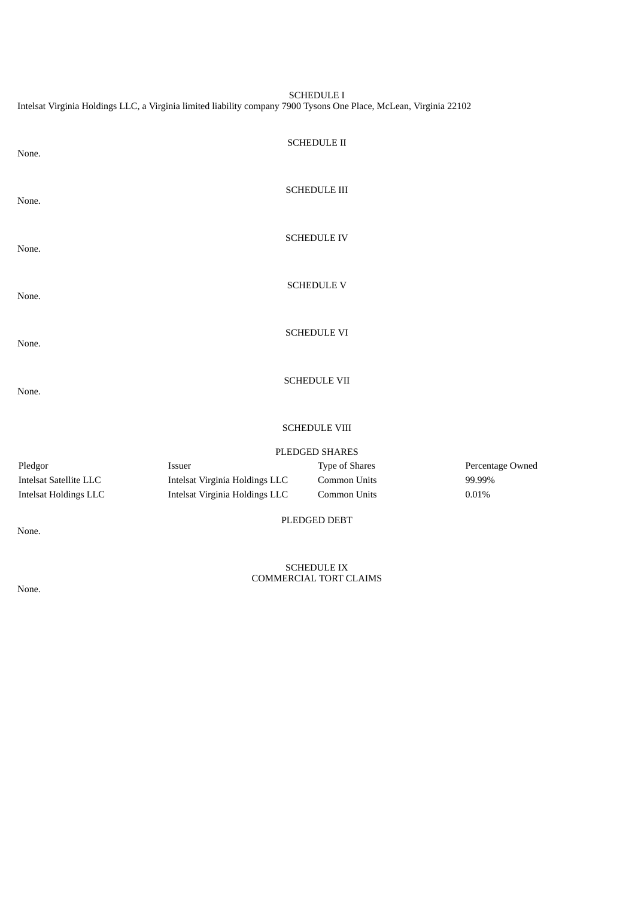## SCHEDULE I

Intelsat Virginia Holdings LLC, a Virginia limited liability company 7900 Tysons One Place, McLean, Virginia 22102

## SCHEDULE II

None.

## SCHEDULE III

None.

## SCHEDULE IV

None.

## SCHEDULE V

None.

## SCHEDULE VI

None.

## SCHEDULE VII

None.

## SCHEDULE VIII

### PLEDGED SHARES

| Pledgor | Issuer | Type of Shares | Percentage Owned |
| --- | --- | --- | --- |
| Intelsat Satellite LLC | Intelsat Virginia Holdings LLC | Common Units | 99.99% |
| Intelsat Holdings LLC | Intelsat Virginia Holdings LLC | Common Units | 0.01% |

### PLEDGED DEBT

None.

## SCHEDULE IX
## COMMERCIAL TORT CLAIMS

None.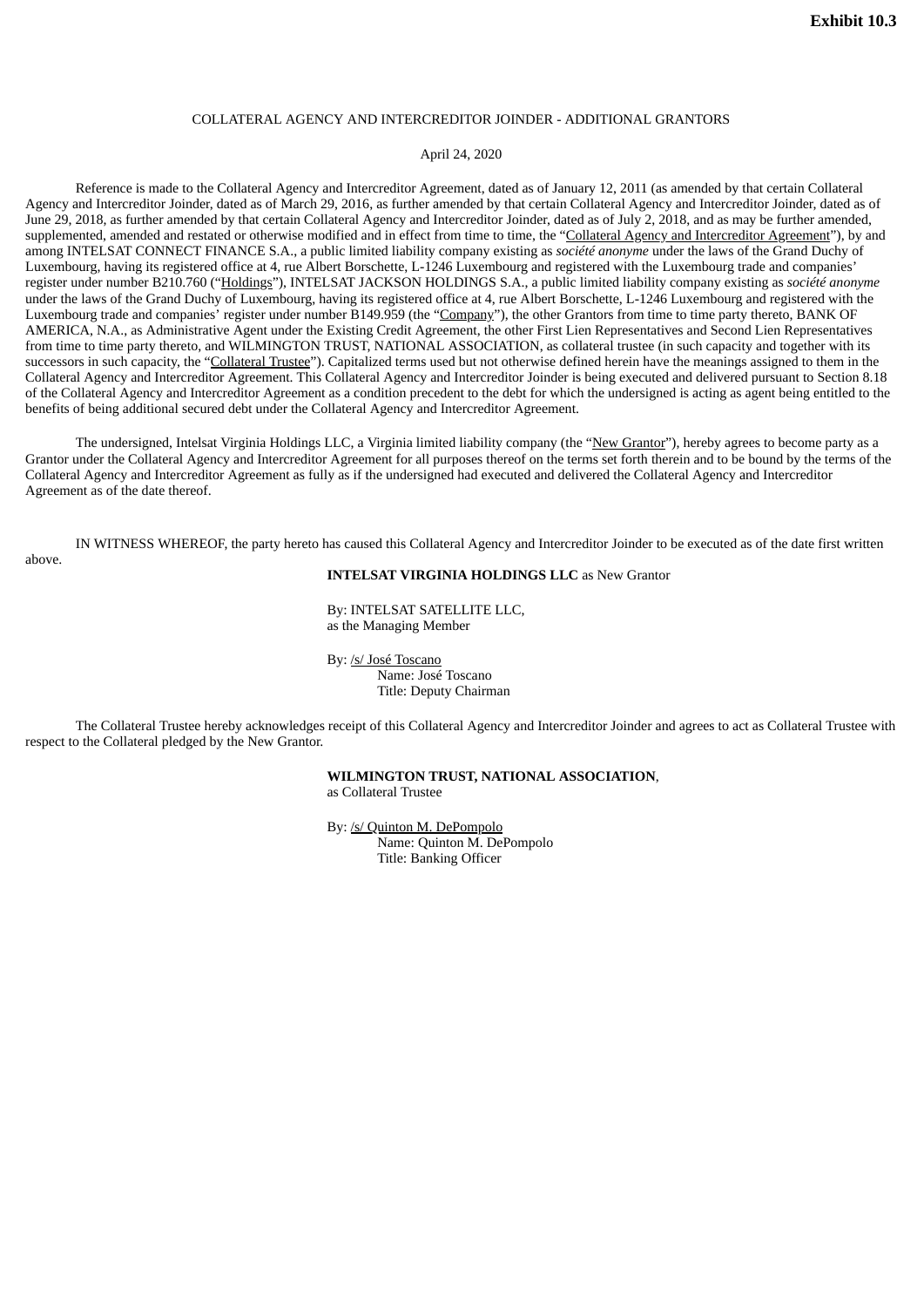**Exhibit 10.3**

COLLATERAL AGENCY AND INTERCREDITOR JOINDER - ADDITIONAL GRANTORS

April 24, 2020

Reference is made to the Collateral Agency and Intercreditor Agreement, dated as of January 12, 2011 (as amended by that certain Collateral Agency and Intercreditor Joinder, dated as of March 29, 2016, as further amended by that certain Collateral Agency and Intercreditor Joinder, dated as of June 29, 2018, as further amended by that certain Collateral Agency and Intercreditor Joinder, dated as of July 2, 2018, and as may be further amended, supplemented, amended and restated or otherwise modified and in effect from time to time, the "Collateral Agency and Intercreditor Agreement"), by and among INTELSAT CONNECT FINANCE S.A., a public limited liability company existing as *société anonyme* under the laws of the Grand Duchy of Luxembourg, having its registered office at 4, rue Albert Borschette, L-1246 Luxembourg and registered with the Luxembourg trade and companies' register under number B210.760 ("Holdings"), INTELSAT JACKSON HOLDINGS S.A., a public limited liability company existing as *société anonyme* under the laws of the Grand Duchy of Luxembourg, having its registered office at 4, rue Albert Borschette, L-1246 Luxembourg and registered with the Luxembourg trade and companies' register under number B149.959 (the "Company"), the other Grantors from time to time party thereto, BANK OF AMERICA, N.A., as Administrative Agent under the Existing Credit Agreement, the other First Lien Representatives and Second Lien Representatives from time to time party thereto, and WILMINGTON TRUST, NATIONAL ASSOCIATION, as collateral trustee (in such capacity and together with its successors in such capacity, the "Collateral Trustee"). Capitalized terms used but not otherwise defined herein have the meanings assigned to them in the Collateral Agency and Intercreditor Agreement. This Collateral Agency and Intercreditor Joinder is being executed and delivered pursuant to Section 8.18 of the Collateral Agency and Intercreditor Agreement as a condition precedent to the debt for which the undersigned is acting as agent being entitled to the benefits of being additional secured debt under the Collateral Agency and Intercreditor Agreement.

The undersigned, Intelsat Virginia Holdings LLC, a Virginia limited liability company (the "New Grantor"), hereby agrees to become party as a Grantor under the Collateral Agency and Intercreditor Agreement for all purposes thereof on the terms set forth therein and to be bound by the terms of the Collateral Agency and Intercreditor Agreement as fully as if the undersigned had executed and delivered the Collateral Agency and Intercreditor Agreement as of the date thereof.

IN WITNESS WHEREOF, the party hereto has caused this Collateral Agency and Intercreditor Joinder to be executed as of the date first written above.

**INTELSAT VIRGINIA HOLDINGS LLC** as New Grantor

By: INTELSAT SATELLITE LLC,
as the Managing Member

By: /s/ José Toscano
Name: José Toscano
Title: Deputy Chairman

The Collateral Trustee hereby acknowledges receipt of this Collateral Agency and Intercreditor Joinder and agrees to act as Collateral Trustee with respect to the Collateral pledged by the New Grantor.

**WILMINGTON TRUST, NATIONAL ASSOCIATION**,
as Collateral Trustee

By: /s/ Quinton M. DePompolo
Name: Quinton M. DePompolo
Title: Banking Officer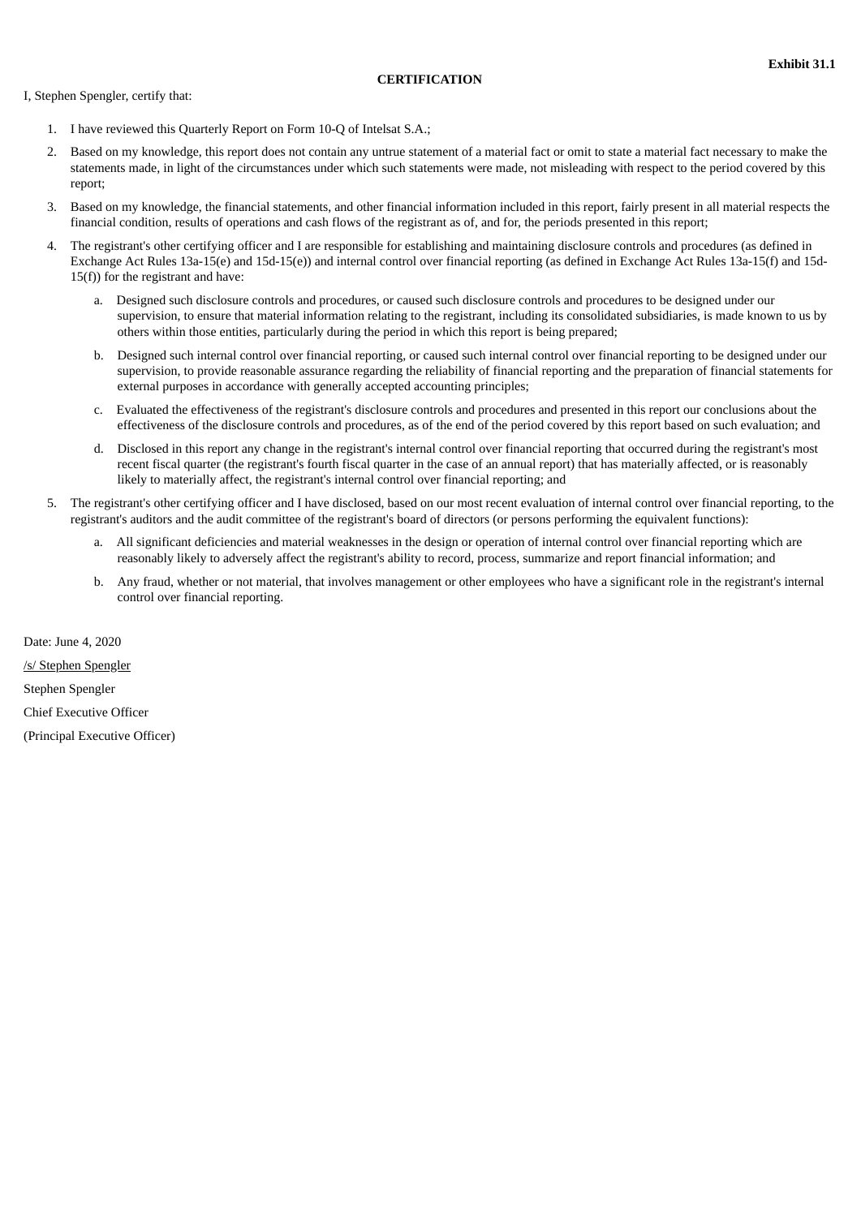**Exhibit 31.1**

**CERTIFICATION**

I, Stephen Spengler, certify that:

1. I have reviewed this Quarterly Report on Form 10-Q of Intelsat S.A.;
2. Based on my knowledge, this report does not contain any untrue statement of a material fact or omit to state a material fact necessary to make the statements made, in light of the circumstances under which such statements were made, not misleading with respect to the period covered by this report;
3. Based on my knowledge, the financial statements, and other financial information included in this report, fairly present in all material respects the financial condition, results of operations and cash flows of the registrant as of, and for, the periods presented in this report;
4. The registrant's other certifying officer and I are responsible for establishing and maintaining disclosure controls and procedures (as defined in Exchange Act Rules 13a-15(e) and 15d-15(e)) and internal control over financial reporting (as defined in Exchange Act Rules 13a-15(f) and 15d-15(f)) for the registrant and have:
    a. Designed such disclosure controls and procedures, or caused such disclosure controls and procedures to be designed under our supervision, to ensure that material information relating to the registrant, including its consolidated subsidiaries, is made known to us by others within those entities, particularly during the period in which this report is being prepared;
    b. Designed such internal control over financial reporting, or caused such internal control over financial reporting to be designed under our supervision, to provide reasonable assurance regarding the reliability of financial reporting and the preparation of financial statements for external purposes in accordance with generally accepted accounting principles;
    c. Evaluated the effectiveness of the registrant's disclosure controls and procedures and presented in this report our conclusions about the effectiveness of the disclosure controls and procedures, as of the end of the period covered by this report based on such evaluation; and
    d. Disclosed in this report any change in the registrant's internal control over financial reporting that occurred during the registrant's most recent fiscal quarter (the registrant's fourth fiscal quarter in the case of an annual report) that has materially affected, or is reasonably likely to materially affect, the registrant's internal control over financial reporting; and
5. The registrant's other certifying officer and I have disclosed, based on our most recent evaluation of internal control over financial reporting, to the registrant's auditors and the audit committee of the registrant's board of directors (or persons performing the equivalent functions):
    a. All significant deficiencies and material weaknesses in the design or operation of internal control over financial reporting which are reasonably likely to adversely affect the registrant's ability to record, process, summarize and report financial information; and
    b. Any fraud, whether or not material, that involves management or other employees who have a significant role in the registrant's internal control over financial reporting.

Date: June 4, 2020

/s/ Stephen Spengler

Stephen Spengler

Chief Executive Officer

(Principal Executive Officer)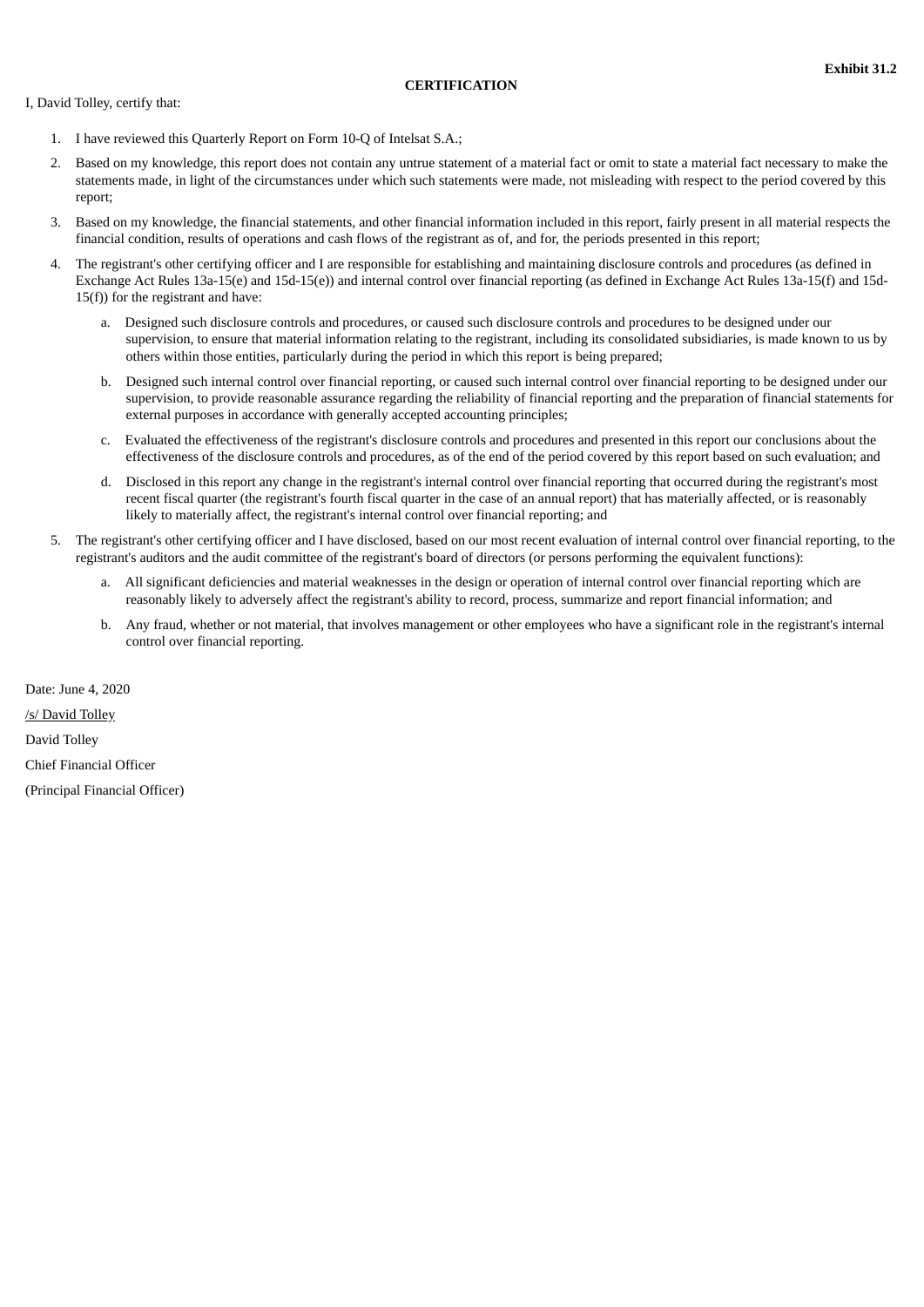**Exhibit 31.2**

**CERTIFICATION**

I, David Tolley, certify that:

1. I have reviewed this Quarterly Report on Form 10-Q of Intelsat S.A.;
2. Based on my knowledge, this report does not contain any untrue statement of a material fact or omit to state a material fact necessary to make the statements made, in light of the circumstances under which such statements were made, not misleading with respect to the period covered by this report;
3. Based on my knowledge, the financial statements, and other financial information included in this report, fairly present in all material respects the financial condition, results of operations and cash flows of the registrant as of, and for, the periods presented in this report;
4. The registrant's other certifying officer and I are responsible for establishing and maintaining disclosure controls and procedures (as defined in Exchange Act Rules 13a-15(e) and 15d-15(e)) and internal control over financial reporting (as defined in Exchange Act Rules 13a-15(f) and 15d-15(f)) for the registrant and have:
   a. Designed such disclosure controls and procedures, or caused such disclosure controls and procedures to be designed under our supervision, to ensure that material information relating to the registrant, including its consolidated subsidiaries, is made known to us by others within those entities, particularly during the period in which this report is being prepared;
   b. Designed such internal control over financial reporting, or caused such internal control over financial reporting to be designed under our supervision, to provide reasonable assurance regarding the reliability of financial reporting and the preparation of financial statements for external purposes in accordance with generally accepted accounting principles;
   c. Evaluated the effectiveness of the registrant's disclosure controls and procedures and presented in this report our conclusions about the effectiveness of the disclosure controls and procedures, as of the end of the period covered by this report based on such evaluation; and
   d. Disclosed in this report any change in the registrant's internal control over financial reporting that occurred during the registrant's most recent fiscal quarter (the registrant's fourth fiscal quarter in the case of an annual report) that has materially affected, or is reasonably likely to materially affect, the registrant's internal control over financial reporting; and
5. The registrant's other certifying officer and I have disclosed, based on our most recent evaluation of internal control over financial reporting, to the registrant's auditors and the audit committee of the registrant's board of directors (or persons performing the equivalent functions):
   a. All significant deficiencies and material weaknesses in the design or operation of internal control over financial reporting which are reasonably likely to adversely affect the registrant's ability to record, process, summarize and report financial information; and
   b. Any fraud, whether or not material, that involves management or other employees who have a significant role in the registrant's internal control over financial reporting.

Date: June 4, 2020

/s/ David Tolley

David Tolley

Chief Financial Officer

(Principal Financial Officer)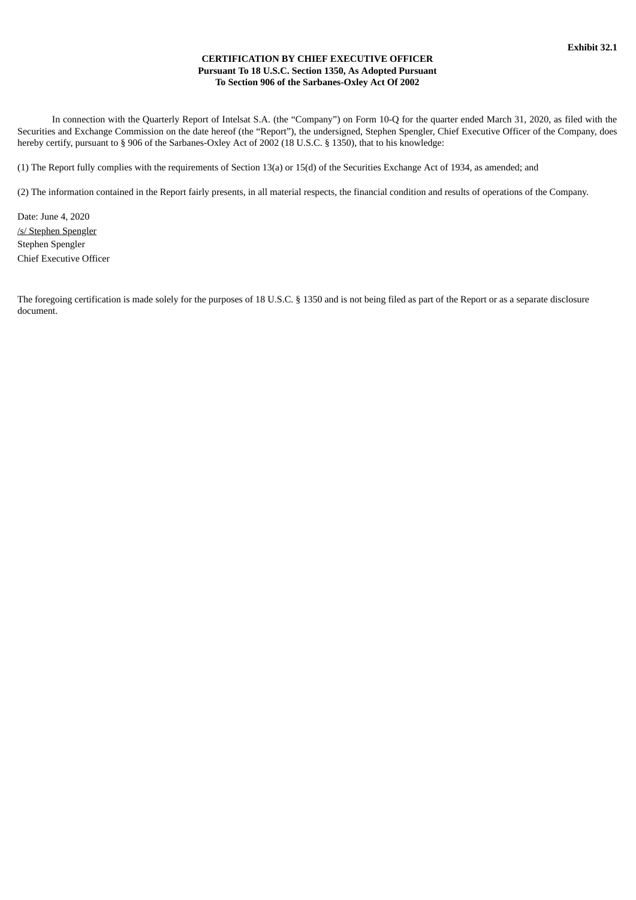**Exhibit 32.1**

**CERTIFICATION BY CHIEF EXECUTIVE OFFICER**
**Pursuant To 18 U.S.C. Section 1350, As Adopted Pursuant**
**To Section 906 of the Sarbanes-Oxley Act Of 2002**

In connection with the Quarterly Report of Intelsat S.A. (the "Company") on Form 10-Q for the quarter ended March 31, 2020, as filed with the Securities and Exchange Commission on the date hereof (the "Report"), the undersigned, Stephen Spengler, Chief Executive Officer of the Company, does hereby certify, pursuant to § 906 of the Sarbanes-Oxley Act of 2002 (18 U.S.C. § 1350), that to his knowledge:

(1) The Report fully complies with the requirements of Section 13(a) or 15(d) of the Securities Exchange Act of 1934, as amended; and

(2) The information contained in the Report fairly presents, in all material respects, the financial condition and results of operations of the Company.

Date: June 4, 2020
/s/ Stephen Spengler
Stephen Spengler
Chief Executive Officer

The foregoing certification is made solely for the purposes of 18 U.S.C. § 1350 and is not being filed as part of the Report or as a separate disclosure document.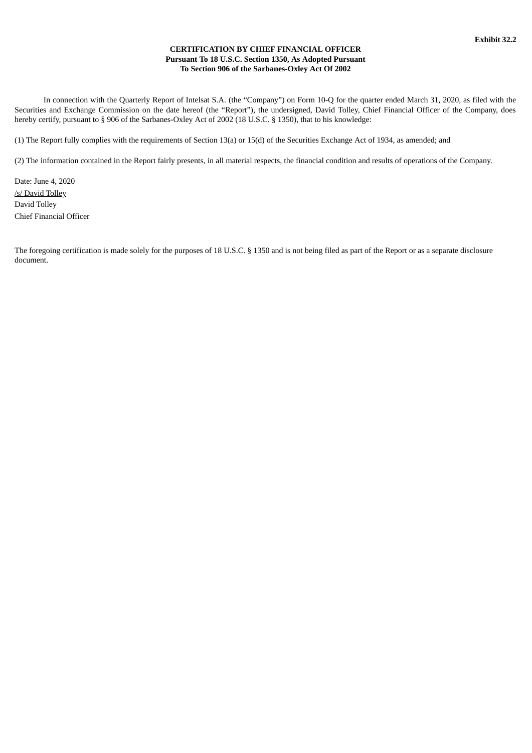**Exhibit 32.2**

**CERTIFICATION BY CHIEF FINANCIAL OFFICER**
**Pursuant To 18 U.S.C. Section 1350, As Adopted Pursuant**
**To Section 906 of the Sarbanes-Oxley Act Of 2002**

In connection with the Quarterly Report of Intelsat S.A. (the "Company") on Form 10-Q for the quarter ended March 31, 2020, as filed with the Securities and Exchange Commission on the date hereof (the "Report"), the undersigned, David Tolley, Chief Financial Officer of the Company, does hereby certify, pursuant to § 906 of the Sarbanes-Oxley Act of 2002 (18 U.S.C. § 1350), that to his knowledge:

(1) The Report fully complies with the requirements of Section 13(a) or 15(d) of the Securities Exchange Act of 1934, as amended; and

(2) The information contained in the Report fairly presents, in all material respects, the financial condition and results of operations of the Company.

Date: June 4, 2020
/s/ David Tolley
David Tolley
Chief Financial Officer

The foregoing certification is made solely for the purposes of 18 U.S.C. § 1350 and is not being filed as part of the Report or as a separate disclosure document.